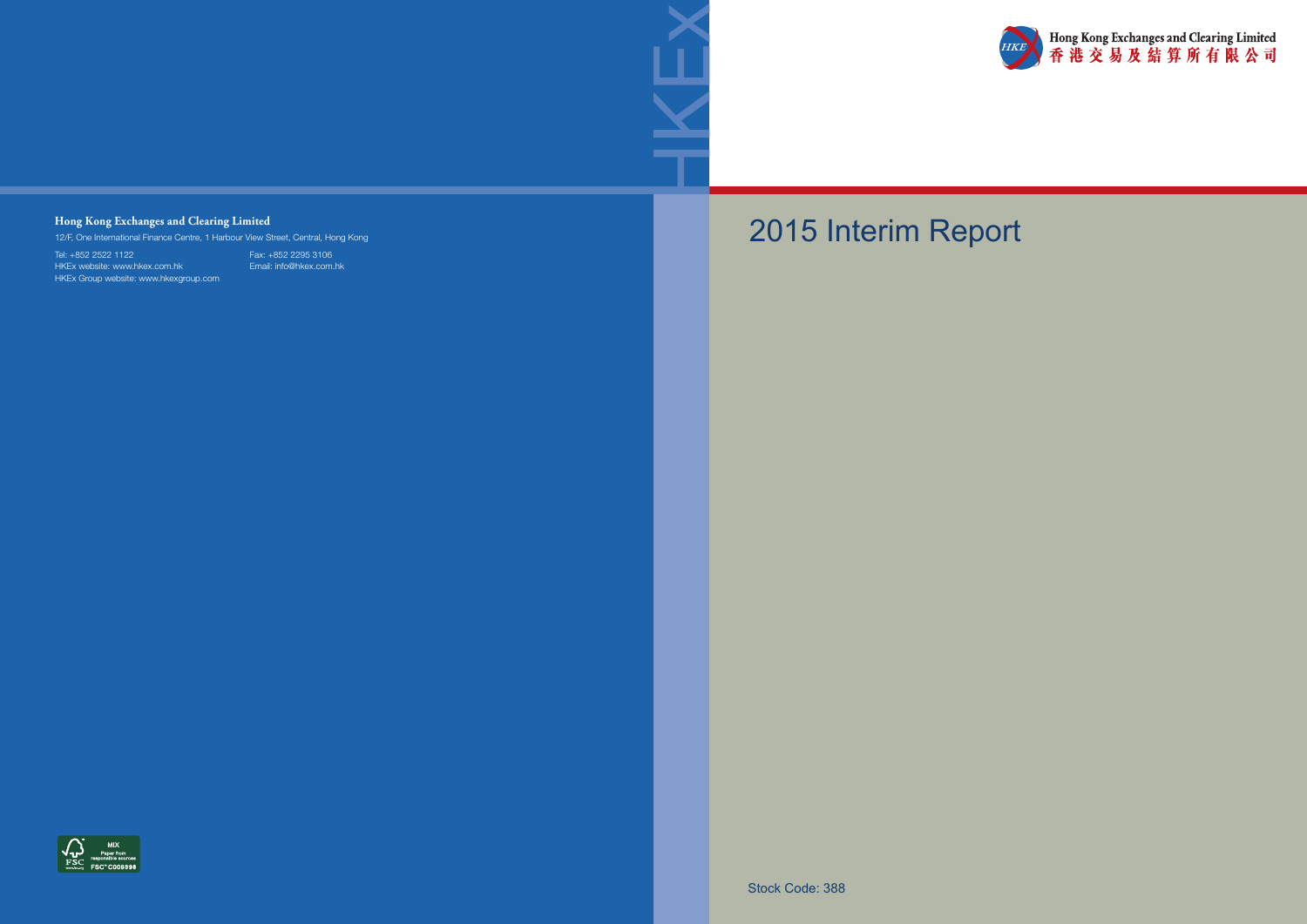Hong Kong Exchanges and Clearing Limited
香港交易及結算所有限公司

# 2015 Interim Report

Stock Code: 388

**Hong Kong Exchanges and Clearing Limited**

12/F, One International Finance Centre, 1 Harbour View Street, Central, Hong Kong

Tel: +852 2522 1122
Fax: +852 2295 3106
HKEx website: www.hkex.com.hk
Email: info@hkex.com.hk
HKEx Group website: www.hkexgroup.com

MIX
Paper from responsible sources
FSC® C005398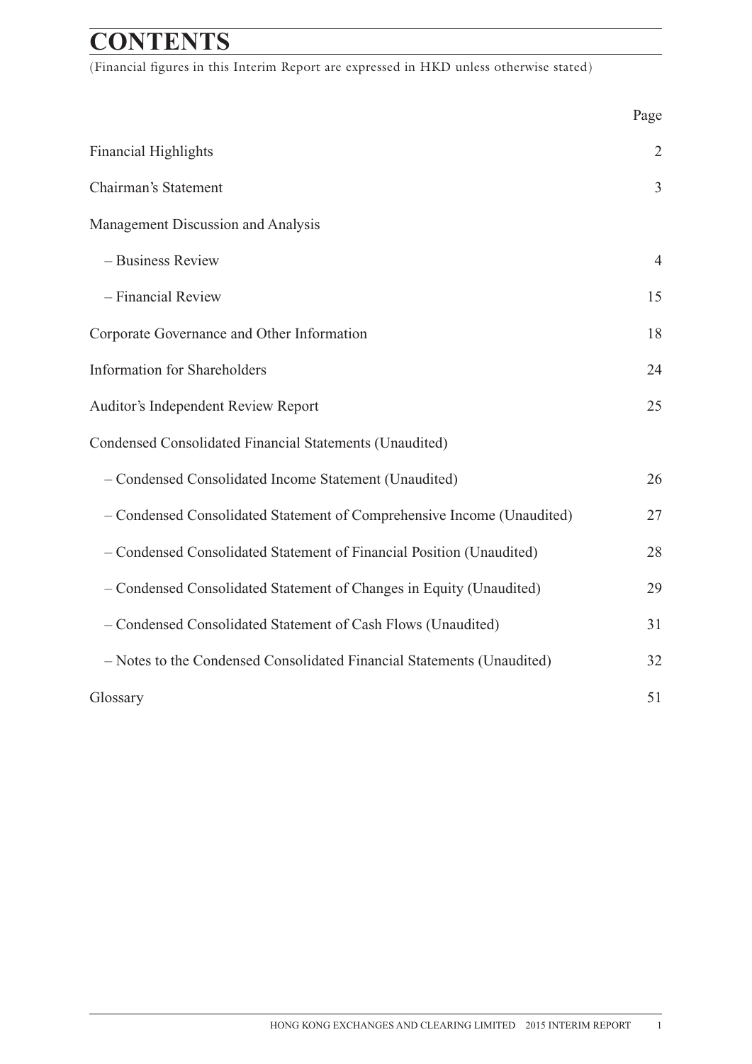# CONTENTS

(Financial figures in this Interim Report are expressed in HKD unless otherwise stated)

| | Page |
|---|---|
| Financial Highlights | 2 |
| Chairman's Statement | 3 |
| Management Discussion and Analysis | |
| – Business Review | 4 |
| – Financial Review | 15 |
| Corporate Governance and Other Information | 18 |
| Information for Shareholders | 24 |
| Auditor's Independent Review Report | 25 |
| Condensed Consolidated Financial Statements (Unaudited) | |
| – Condensed Consolidated Income Statement (Unaudited) | 26 |
| – Condensed Consolidated Statement of Comprehensive Income (Unaudited) | 27 |
| – Condensed Consolidated Statement of Financial Position (Unaudited) | 28 |
| – Condensed Consolidated Statement of Changes in Equity (Unaudited) | 29 |
| – Condensed Consolidated Statement of Cash Flows (Unaudited) | 31 |
| – Notes to the Condensed Consolidated Financial Statements (Unaudited) | 32 |
| Glossary | 51 |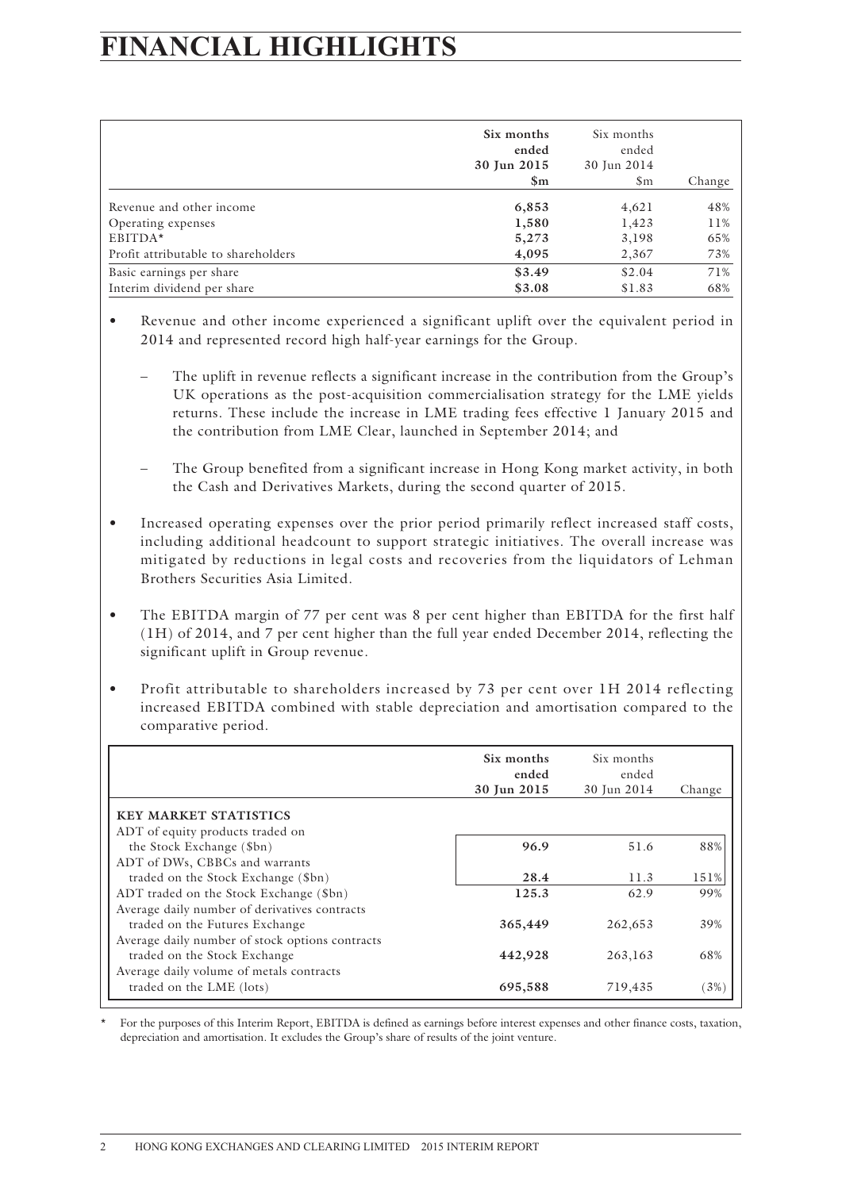# FINANCIAL HIGHLIGHTS

| | Six months ended 30 Jun 2015 $m | Six months ended 30 Jun 2014 $m | Change |
|---|---|---|---|
| Revenue and other income | **6,853** | 4,621 | 48% |
| Operating expenses | **1,580** | 1,423 | 11% |
| EBITDA* | **5,273** | 3,198 | 65% |
| Profit attributable to shareholders | **4,095** | 2,367 | 73% |
| Basic earnings per share | **$3.49** | $2.04 | 71% |
| Interim dividend per share | **$3.08** | $1.83 | 68% |

- Revenue and other income experienced a significant uplift over the equivalent period in 2014 and represented record high half-year earnings for the Group.
  - The uplift in revenue reflects a significant increase in the contribution from the Group's UK operations as the post-acquisition commercialisation strategy for the LME yields returns. These include the increase in LME trading fees effective 1 January 2015 and the contribution from LME Clear, launched in September 2014; and
  - The Group benefited from a significant increase in Hong Kong market activity, in both the Cash and Derivatives Markets, during the second quarter of 2015.
- Increased operating expenses over the prior period primarily reflect increased staff costs, including additional headcount to support strategic initiatives. The overall increase was mitigated by reductions in legal costs and recoveries from the liquidators of Lehman Brothers Securities Asia Limited.
- The EBITDA margin of 77 per cent was 8 per cent higher than EBITDA for the first half (1H) of 2014, and 7 per cent higher than the full year ended December 2014, reflecting the significant uplift in Group revenue.
- Profit attributable to shareholders increased by 73 per cent over 1H 2014 reflecting increased EBITDA combined with stable depreciation and amortisation compared to the comparative period.

| | Six months ended 30 Jun 2015 | Six months ended 30 Jun 2014 | Change |
|---|---|---|---|
| **KEY MARKET STATISTICS** | | | |
| ADT of equity products traded on the Stock Exchange ($bn) | **96.9** | 51.6 | 88% |
| ADT of DWs, CBBCs and warrants traded on the Stock Exchange ($bn) | **28.4** | 11.3 | 151% |
| ADT traded on the Stock Exchange ($bn) | **125.3** | 62.9 | 99% |
| Average daily number of derivatives contracts traded on the Futures Exchange | **365,449** | 262,653 | 39% |
| Average daily number of stock options contracts traded on the Stock Exchange | **442,928** | 263,163 | 68% |
| Average daily volume of metals contracts traded on the LME (lots) | **695,588** | 719,435 | (3%) |

\* For the purposes of this Interim Report, EBITDA is defined as earnings before interest expenses and other finance costs, taxation, depreciation and amortisation. It excludes the Group's share of results of the joint venture.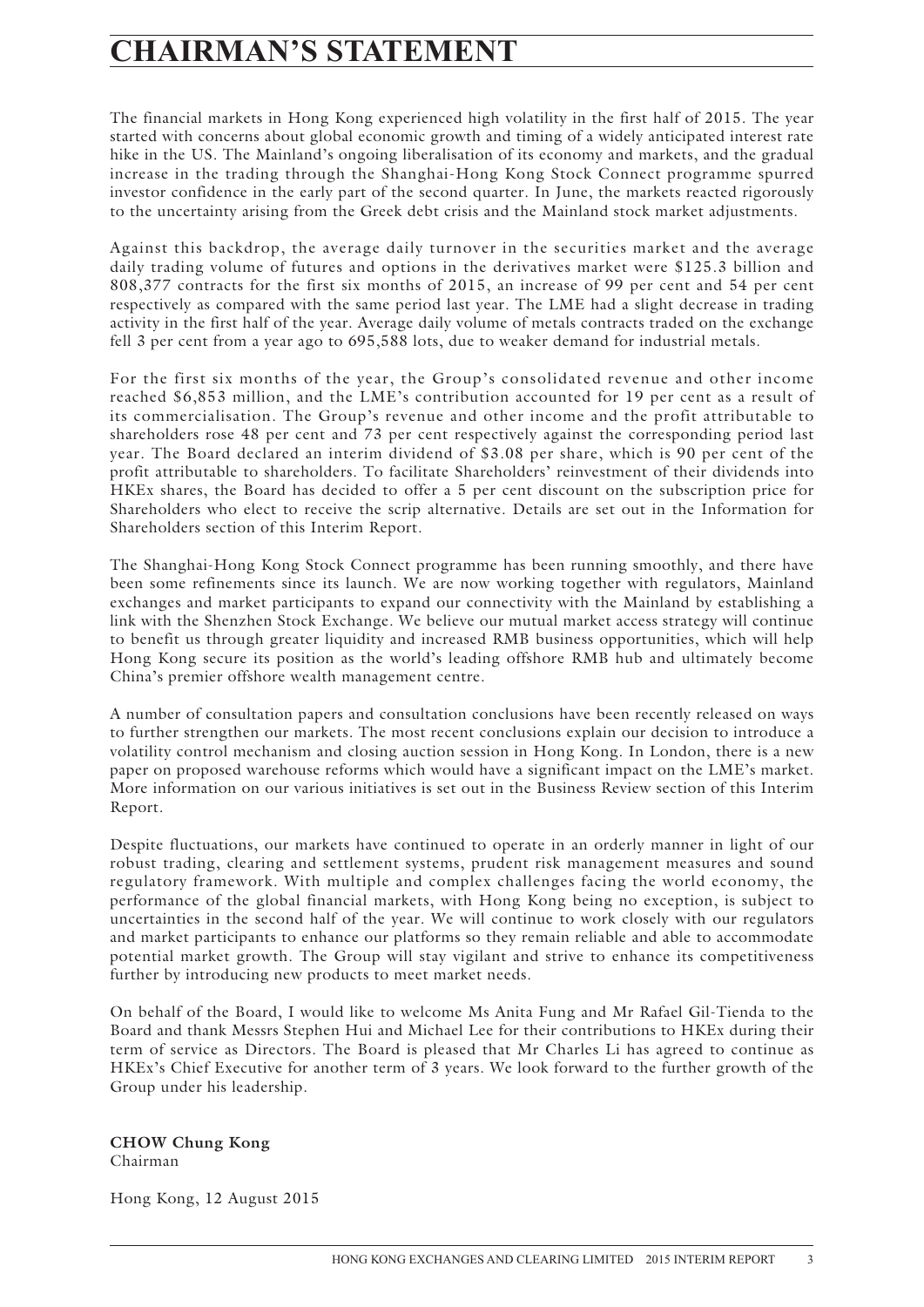# CHAIRMAN'S STATEMENT

The financial markets in Hong Kong experienced high volatility in the first half of 2015. The year started with concerns about global economic growth and timing of a widely anticipated interest rate hike in the US. The Mainland's ongoing liberalisation of its economy and markets, and the gradual increase in the trading through the Shanghai-Hong Kong Stock Connect programme spurred investor confidence in the early part of the second quarter. In June, the markets reacted rigorously to the uncertainty arising from the Greek debt crisis and the Mainland stock market adjustments.

Against this backdrop, the average daily turnover in the securities market and the average daily trading volume of futures and options in the derivatives market were $125.3 billion and 808,377 contracts for the first six months of 2015, an increase of 99 per cent and 54 per cent respectively as compared with the same period last year. The LME had a slight decrease in trading activity in the first half of the year. Average daily volume of metals contracts traded on the exchange fell 3 per cent from a year ago to 695,588 lots, due to weaker demand for industrial metals.

For the first six months of the year, the Group's consolidated revenue and other income reached $6,853 million, and the LME's contribution accounted for 19 per cent as a result of its commercialisation. The Group's revenue and other income and the profit attributable to shareholders rose 48 per cent and 73 per cent respectively against the corresponding period last year. The Board declared an interim dividend of $3.08 per share, which is 90 per cent of the profit attributable to shareholders. To facilitate Shareholders' reinvestment of their dividends into HKEx shares, the Board has decided to offer a 5 per cent discount on the subscription price for Shareholders who elect to receive the scrip alternative. Details are set out in the Information for Shareholders section of this Interim Report.

The Shanghai-Hong Kong Stock Connect programme has been running smoothly, and there have been some refinements since its launch. We are now working together with regulators, Mainland exchanges and market participants to expand our connectivity with the Mainland by establishing a link with the Shenzhen Stock Exchange. We believe our mutual market access strategy will continue to benefit us through greater liquidity and increased RMB business opportunities, which will help Hong Kong secure its position as the world's leading offshore RMB hub and ultimately become China's premier offshore wealth management centre.

A number of consultation papers and consultation conclusions have been recently released on ways to further strengthen our markets. The most recent conclusions explain our decision to introduce a volatility control mechanism and closing auction session in Hong Kong. In London, there is a new paper on proposed warehouse reforms which would have a significant impact on the LME's market. More information on our various initiatives is set out in the Business Review section of this Interim Report.

Despite fluctuations, our markets have continued to operate in an orderly manner in light of our robust trading, clearing and settlement systems, prudent risk management measures and sound regulatory framework. With multiple and complex challenges facing the world economy, the performance of the global financial markets, with Hong Kong being no exception, is subject to uncertainties in the second half of the year. We will continue to work closely with our regulators and market participants to enhance our platforms so they remain reliable and able to accommodate potential market growth. The Group will stay vigilant and strive to enhance its competitiveness further by introducing new products to meet market needs.

On behalf of the Board, I would like to welcome Ms Anita Fung and Mr Rafael Gil-Tienda to the Board and thank Messrs Stephen Hui and Michael Lee for their contributions to HKEx during their term of service as Directors. The Board is pleased that Mr Charles Li has agreed to continue as HKEx's Chief Executive for another term of 3 years. We look forward to the further growth of the Group under his leadership.

**CHOW Chung Kong**
Chairman

Hong Kong, 12 August 2015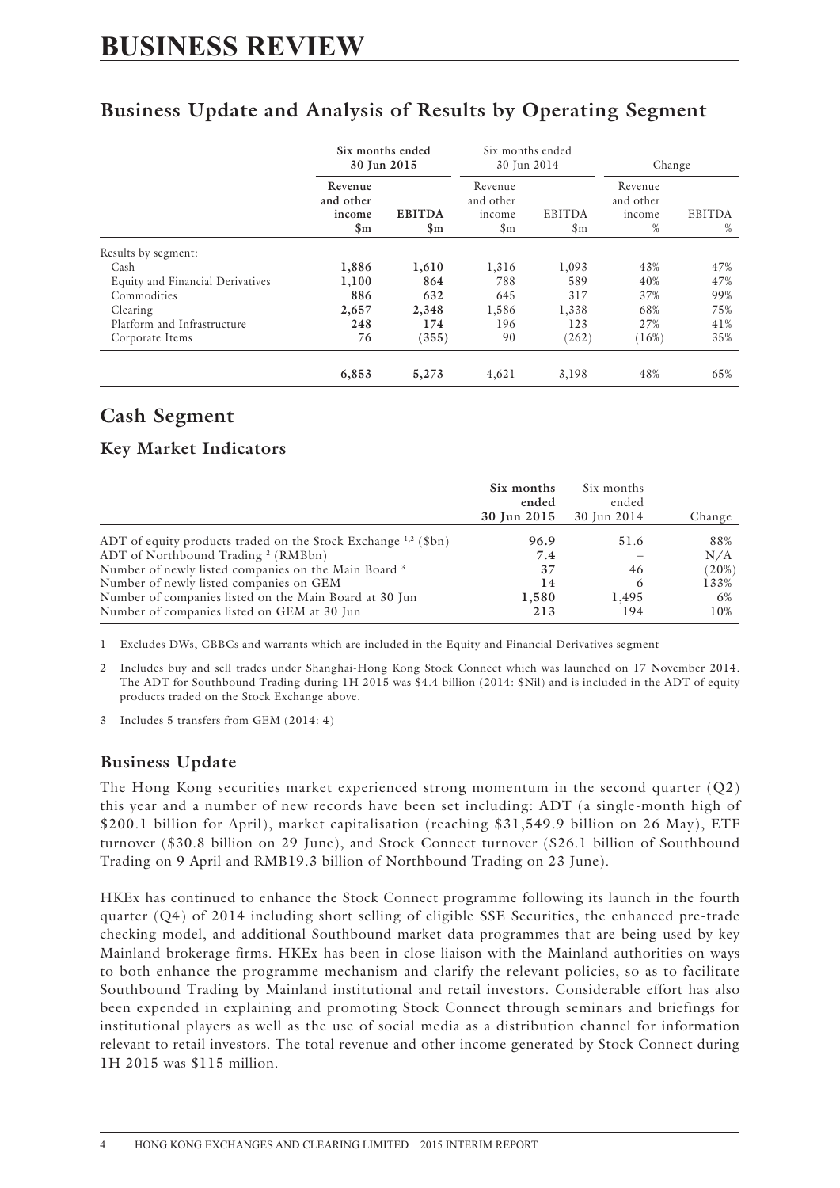# BUSINESS REVIEW

## Business Update and Analysis of Results by Operating Segment

| | Six months ended 30 Jun 2015 | | Six months ended 30 Jun 2014 | | Change | |
|---|---|---|---|---|---|---|
| | **Revenue and other income $m** | **EBITDA $m** | Revenue and other income $m | EBITDA $m | Revenue and other income % | EBITDA % |
| Results by segment: | | | | | | |
| Cash | **1,886** | **1,610** | 1,316 | 1,093 | 43% | 47% |
| Equity and Financial Derivatives | **1,100** | **864** | 788 | 589 | 40% | 47% |
| Commodities | **886** | **632** | 645 | 317 | 37% | 99% |
| Clearing | **2,657** | **2,348** | 1,586 | 1,338 | 68% | 75% |
| Platform and Infrastructure | **248** | **174** | 196 | 123 | 27% | 41% |
| Corporate Items | **76** | **(355)** | 90 | (262) | (16%) | 35% |
| | **6,853** | **5,273** | 4,621 | 3,198 | 48% | 65% |

## Cash Segment

### Key Market Indicators

| | **Six months ended 30 Jun 2015** | Six months ended 30 Jun 2014 | Change |
|---|---|---|---|
| ADT of equity products traded on the Stock Exchange [1,2] ($bn) | **96.9** | 51.6 | 88% |
| ADT of Northbound Trading [2] (RMBbn) | **7.4** | – | N/A |
| Number of newly listed companies on the Main Board [3] | **37** | 46 | (20%) |
| Number of newly listed companies on GEM | **14** | 6 | 133% |
| Number of companies listed on the Main Board at 30 Jun | **1,580** | 1,495 | 6% |
| Number of companies listed on GEM at 30 Jun | **213** | 194 | 10% |

1 Excludes DWs, CBBCs and warrants which are included in the Equity and Financial Derivatives segment

2 Includes buy and sell trades under Shanghai-Hong Kong Stock Connect which was launched on 17 November 2014. The ADT for Southbound Trading during 1H 2015 was $4.4 billion (2014: $Nil) and is included in the ADT of equity products traded on the Stock Exchange above.

3 Includes 5 transfers from GEM (2014: 4)

### Business Update

The Hong Kong securities market experienced strong momentum in the second quarter (Q2) this year and a number of new records have been set including: ADT (a single-month high of $200.1 billion for April), market capitalisation (reaching $31,549.9 billion on 26 May), ETF turnover ($30.8 billion on 29 June), and Stock Connect turnover ($26.1 billion of Southbound Trading on 9 April and RMB19.3 billion of Northbound Trading on 23 June).

HKEx has continued to enhance the Stock Connect programme following its launch in the fourth quarter (Q4) of 2014 including short selling of eligible SSE Securities, the enhanced pre-trade checking model, and additional Southbound market data programmes that are being used by key Mainland brokerage firms. HKEx has been in close liaison with the Mainland authorities on ways to both enhance the programme mechanism and clarify the relevant policies, so as to facilitate Southbound Trading by Mainland institutional and retail investors. Considerable effort has also been expended in explaining and promoting Stock Connect through seminars and briefings for institutional players as well as the use of social media as a distribution channel for information relevant to retail investors. The total revenue and other income generated by Stock Connect during 1H 2015 was $115 million.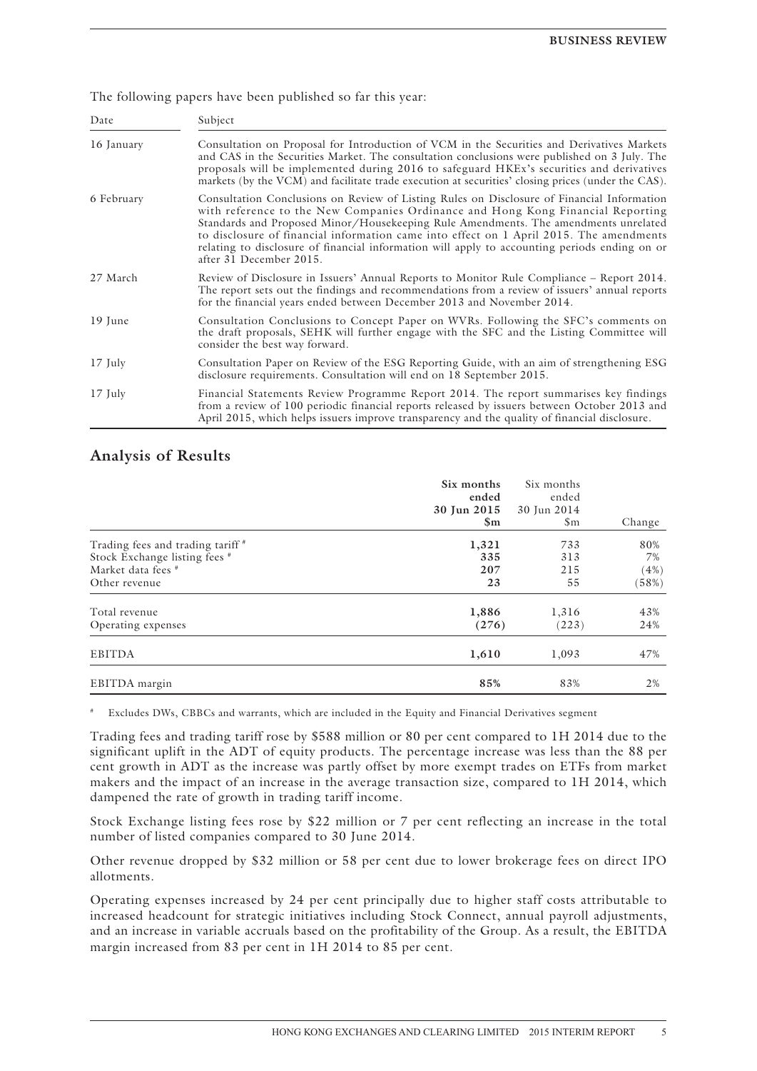The following papers have been published so far this year:

| Date | Subject |
|---|---|
| 16 January | Consultation on Proposal for Introduction of VCM in the Securities and Derivatives Markets and CAS in the Securities Market. The consultation conclusions were published on 3 July. The proposals will be implemented during 2016 to safeguard HKEx's securities and derivatives markets (by the VCM) and facilitate trade execution at securities' closing prices (under the CAS). |
| 6 February | Consultation Conclusions on Review of Listing Rules on Disclosure of Financial Information with reference to the New Companies Ordinance and Hong Kong Financial Reporting Standards and Proposed Minor/Housekeeping Rule Amendments. The amendments unrelated to disclosure of financial information came into effect on 1 April 2015. The amendments relating to disclosure of financial information will apply to accounting periods ending on or after 31 December 2015. |
| 27 March | Review of Disclosure in Issuers' Annual Reports to Monitor Rule Compliance – Report 2014. The report sets out the findings and recommendations from a review of issuers' annual reports for the financial years ended between December 2013 and November 2014. |
| 19 June | Consultation Conclusions to Concept Paper on WVRs. Following the SFC's comments on the draft proposals, SEHK will further engage with the SFC and the Listing Committee will consider the best way forward. |
| 17 July | Consultation Paper on Review of the ESG Reporting Guide, with an aim of strengthening ESG disclosure requirements. Consultation will end on 18 September 2015. |
| 17 July | Financial Statements Review Programme Report 2014. The report summarises key findings from a review of 100 periodic financial reports released by issuers between October 2013 and April 2015, which helps issuers improve transparency and the quality of financial disclosure. |

## Analysis of Results

| | **Six months ended 30 Jun 2015 $m** | Six months ended 30 Jun 2014 $m | Change |
|---|---|---|---|
| Trading fees and trading tariff # | **1,321** | 733 | 80% |
| Stock Exchange listing fees # | **335** | 313 | 7% |
| Market data fees # | **207** | 215 | (4%) |
| Other revenue | **23** | 55 | (58%) |
| Total revenue | **1,886** | 1,316 | 43% |
| Operating expenses | **(276)** | (223) | 24% |
| EBITDA | **1,610** | 1,093 | 47% |
| EBITDA margin | **85%** | 83% | 2% |

# Excludes DWs, CBBCs and warrants, which are included in the Equity and Financial Derivatives segment

Trading fees and trading tariff rose by $588 million or 80 per cent compared to 1H 2014 due to the significant uplift in the ADT of equity products. The percentage increase was less than the 88 per cent growth in ADT as the increase was partly offset by more exempt trades on ETFs from market makers and the impact of an increase in the average transaction size, compared to 1H 2014, which dampened the rate of growth in trading tariff income.

Stock Exchange listing fees rose by $22 million or 7 per cent reflecting an increase in the total number of listed companies compared to 30 June 2014.

Other revenue dropped by $32 million or 58 per cent due to lower brokerage fees on direct IPO allotments.

Operating expenses increased by 24 per cent principally due to higher staff costs attributable to increased headcount for strategic initiatives including Stock Connect, annual payroll adjustments, and an increase in variable accruals based on the profitability of the Group. As a result, the EBITDA margin increased from 83 per cent in 1H 2014 to 85 per cent.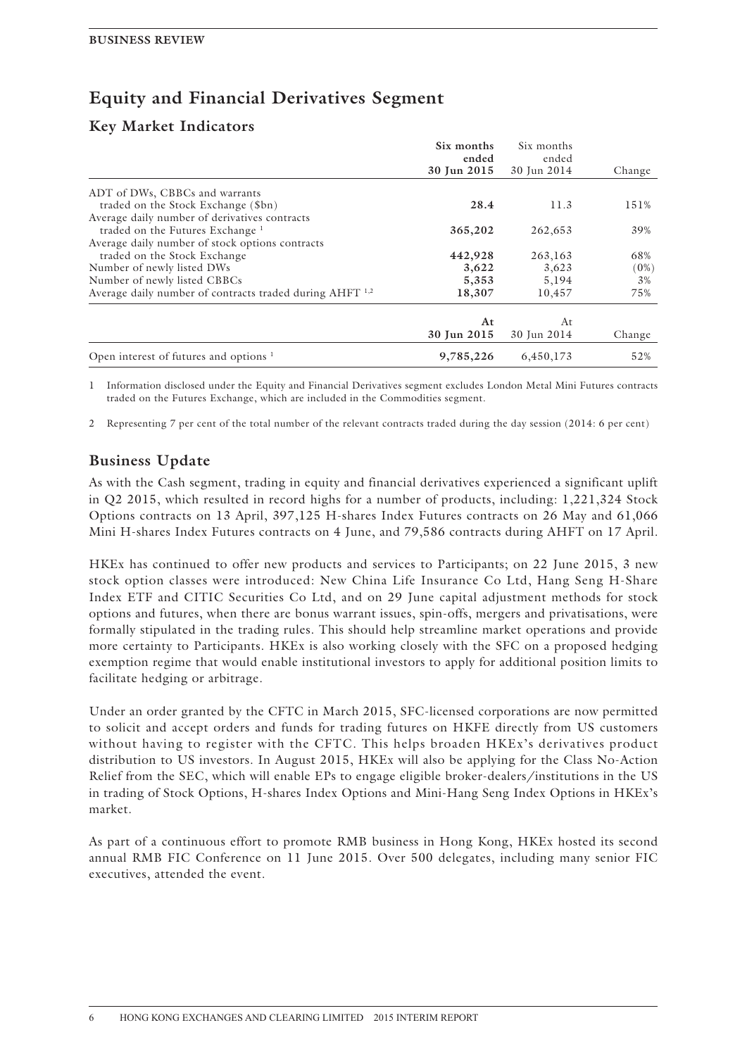## Equity and Financial Derivatives Segment

### Key Market Indicators

| | Six months ended 30 Jun 2015 | Six months ended 30 Jun 2014 | Change |
|---|---|---|---|
| ADT of DWs, CBBCs and warrants traded on the Stock Exchange ($bn) | **28.4** | 11.3 | 151% |
| Average daily number of derivatives contracts traded on the Futures Exchange [1] | **365,202** | 262,653 | 39% |
| Average daily number of stock options contracts traded on the Stock Exchange | **442,928** | 263,163 | 68% |
| Number of newly listed DWs | **3,622** | 3,623 | (0%) |
| Number of newly listed CBBCs | **5,353** | 5,194 | 3% |
| Average daily number of contracts traded during AHFT [1,2] | **18,307** | 10,457 | 75% |
| | **At 30 Jun 2015** | At 30 Jun 2014 | Change |
| Open interest of futures and options [1] | **9,785,226** | 6,450,173 | 52% |

1 Information disclosed under the Equity and Financial Derivatives segment excludes London Metal Mini Futures contracts traded on the Futures Exchange, which are included in the Commodities segment.

2 Representing 7 per cent of the total number of the relevant contracts traded during the day session (2014: 6 per cent)

### Business Update

As with the Cash segment, trading in equity and financial derivatives experienced a significant uplift in Q2 2015, which resulted in record highs for a number of products, including: 1,221,324 Stock Options contracts on 13 April, 397,125 H-shares Index Futures contracts on 26 May and 61,066 Mini H-shares Index Futures contracts on 4 June, and 79,586 contracts during AHFT on 17 April.

HKEx has continued to offer new products and services to Participants; on 22 June 2015, 3 new stock option classes were introduced: New China Life Insurance Co Ltd, Hang Seng H-Share Index ETF and CITIC Securities Co Ltd, and on 29 June capital adjustment methods for stock options and futures, when there are bonus warrant issues, spin-offs, mergers and privatisations, were formally stipulated in the trading rules. This should help streamline market operations and provide more certainty to Participants. HKEx is also working closely with the SFC on a proposed hedging exemption regime that would enable institutional investors to apply for additional position limits to facilitate hedging or arbitrage.

Under an order granted by the CFTC in March 2015, SFC-licensed corporations are now permitted to solicit and accept orders and funds for trading futures on HKFE directly from US customers without having to register with the CFTC. This helps broaden HKEx's derivatives product distribution to US investors. In August 2015, HKEx will also be applying for the Class No-Action Relief from the SEC, which will enable EPs to engage eligible broker-dealers/institutions in the US in trading of Stock Options, H-shares Index Options and Mini-Hang Seng Index Options in HKEx's market.

As part of a continuous effort to promote RMB business in Hong Kong, HKEx hosted its second annual RMB FIC Conference on 11 June 2015. Over 500 delegates, including many senior FIC executives, attended the event.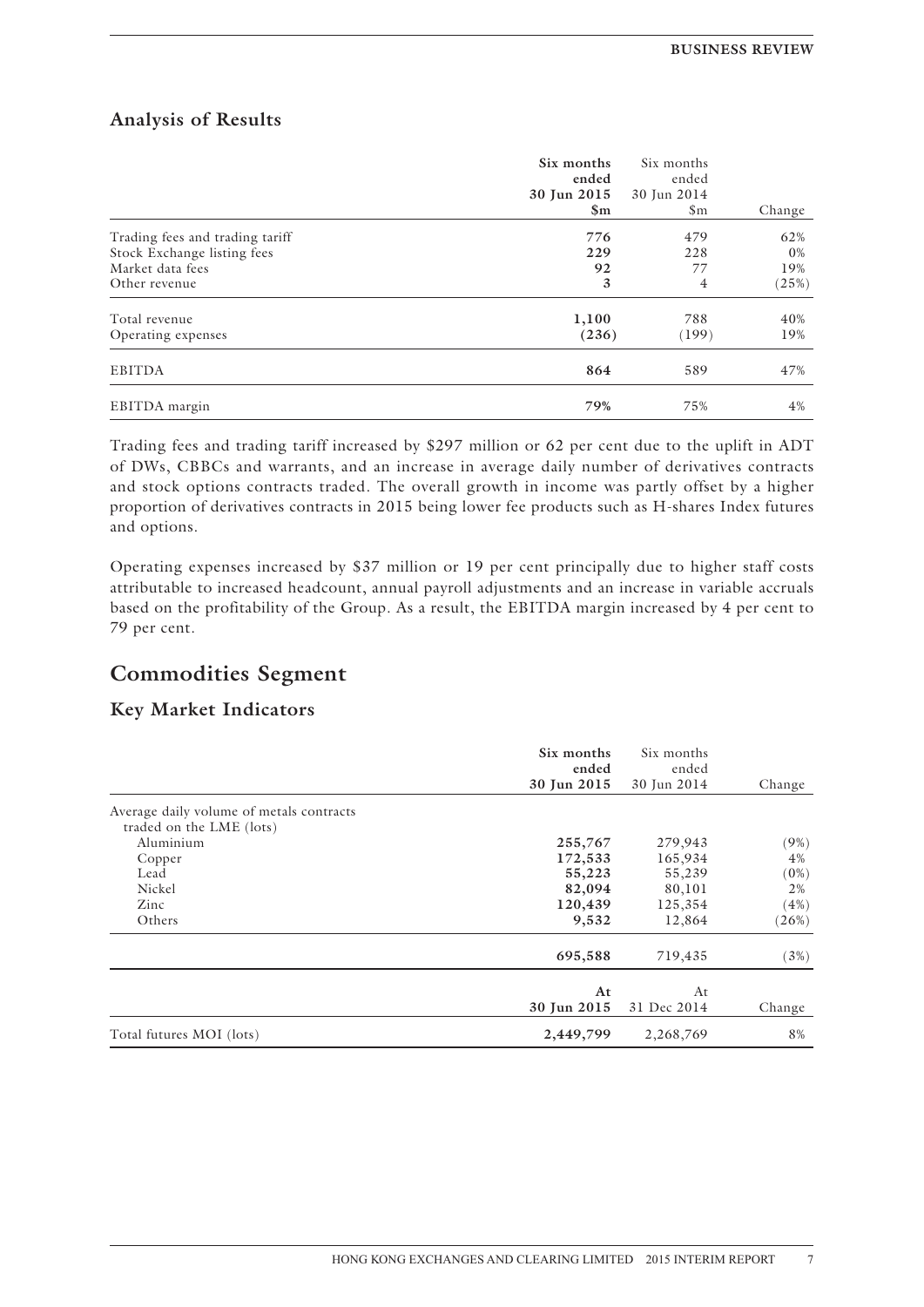## Analysis of Results

| | **Six months ended 30 Jun 2015 $m** | Six months ended 30 Jun 2014 $m | Change |
|---|---|---|---|
| Trading fees and trading tariff | **776** | 479 | 62% |
| Stock Exchange listing fees | **229** | 228 | 0% |
| Market data fees | **92** | 77 | 19% |
| Other revenue | **3** | 4 | (25%) |
| Total revenue | **1,100** | 788 | 40% |
| Operating expenses | **(236)** | (199) | 19% |
| EBITDA | **864** | 589 | 47% |
| EBITDA margin | **79%** | 75% | 4% |

Trading fees and trading tariff increased by $297 million or 62 per cent due to the uplift in ADT of DWs, CBBCs and warrants, and an increase in average daily number of derivatives contracts and stock options contracts traded. The overall growth in income was partly offset by a higher proportion of derivatives contracts in 2015 being lower fee products such as H-shares Index futures and options.

Operating expenses increased by $37 million or 19 per cent principally due to higher staff costs attributable to increased headcount, annual payroll adjustments and an increase in variable accruals based on the profitability of the Group. As a result, the EBITDA margin increased by 4 per cent to 79 per cent.

# Commodities Segment

## Key Market Indicators

| | **Six months ended 30 Jun 2015** | Six months ended 30 Jun 2014 | Change |
|---|---|---|---|
| Average daily volume of metals contracts traded on the LME (lots) | | | |
| Aluminium | **255,767** | 279,943 | (9%) |
| Copper | **172,533** | 165,934 | 4% |
| Lead | **55,223** | 55,239 | (0%) |
| Nickel | **82,094** | 80,101 | 2% |
| Zinc | **120,439** | 125,354 | (4%) |
| Others | **9,532** | 12,864 | (26%) |
| | **695,588** | 719,435 | (3%) |
| | **At 30 Jun 2015** | At 31 Dec 2014 | Change |
| Total futures MOI (lots) | **2,449,799** | 2,268,769 | 8% |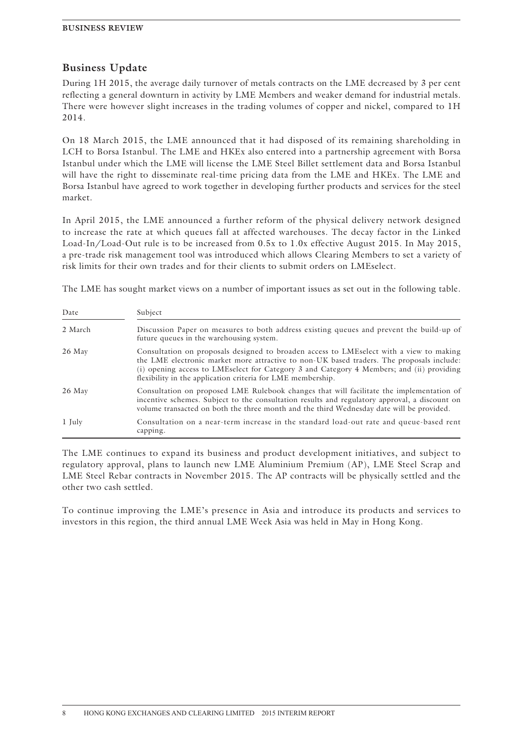## Business Update

During 1H 2015, the average daily turnover of metals contracts on the LME decreased by 3 per cent reflecting a general downturn in activity by LME Members and weaker demand for industrial metals. There were however slight increases in the trading volumes of copper and nickel, compared to 1H 2014.

On 18 March 2015, the LME announced that it had disposed of its remaining shareholding in LCH to Borsa Istanbul. The LME and HKEx also entered into a partnership agreement with Borsa Istanbul under which the LME will license the LME Steel Billet settlement data and Borsa Istanbul will have the right to disseminate real-time pricing data from the LME and HKEx. The LME and Borsa Istanbul have agreed to work together in developing further products and services for the steel market.

In April 2015, the LME announced a further reform of the physical delivery network designed to increase the rate at which queues fall at affected warehouses. The decay factor in the Linked Load-In/Load-Out rule is to be increased from 0.5x to 1.0x effective August 2015. In May 2015, a pre-trade risk management tool was introduced which allows Clearing Members to set a variety of risk limits for their own trades and for their clients to submit orders on LMEselect.

The LME has sought market views on a number of important issues as set out in the following table.

| Date | Subject |
|---|---|
| 2 March | Discussion Paper on measures to both address existing queues and prevent the build-up of future queues in the warehousing system. |
| 26 May | Consultation on proposals designed to broaden access to LMEselect with a view to making the LME electronic market more attractive to non-UK based traders. The proposals include: (i) opening access to LMEselect for Category 3 and Category 4 Members; and (ii) providing flexibility in the application criteria for LME membership. |
| 26 May | Consultation on proposed LME Rulebook changes that will facilitate the implementation of incentive schemes. Subject to the consultation results and regulatory approval, a discount on volume transacted on both the three month and the third Wednesday date will be provided. |
| 1 July | Consultation on a near-term increase in the standard load-out rate and queue-based rent capping. |

The LME continues to expand its business and product development initiatives, and subject to regulatory approval, plans to launch new LME Aluminium Premium (AP), LME Steel Scrap and LME Steel Rebar contracts in November 2015. The AP contracts will be physically settled and the other two cash settled.

To continue improving the LME's presence in Asia and introduce its products and services to investors in this region, the third annual LME Week Asia was held in May in Hong Kong.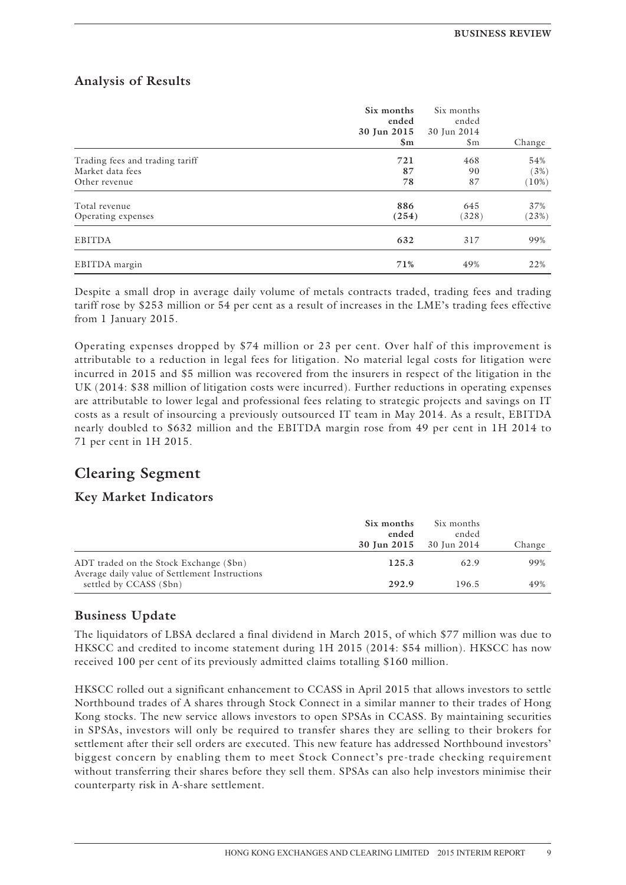## Analysis of Results

| | **Six months ended 30 Jun 2015 $m** | Six months ended 30 Jun 2014 $m | Change |
|---|---|---|---|
| Trading fees and trading tariff | **721** | 468 | 54% |
| Market data fees | **87** | 90 | (3%) |
| Other revenue | **78** | 87 | (10%) |
| Total revenue | **886** | 645 | 37% |
| Operating expenses | **(254)** | (328) | (23%) |
| EBITDA | **632** | 317 | 99% |
| EBITDA margin | **71%** | 49% | 22% |

Despite a small drop in average daily volume of metals contracts traded, trading fees and trading tariff rose by $253 million or 54 per cent as a result of increases in the LME's trading fees effective from 1 January 2015.

Operating expenses dropped by $74 million or 23 per cent. Over half of this improvement is attributable to a reduction in legal fees for litigation. No material legal costs for litigation were incurred in 2015 and $5 million was recovered from the insurers in respect of the litigation in the UK (2014: $38 million of litigation costs were incurred). Further reductions in operating expenses are attributable to lower legal and professional fees relating to strategic projects and savings on IT costs as a result of insourcing a previously outsourced IT team in May 2014. As a result, EBITDA nearly doubled to $632 million and the EBITDA margin rose from 49 per cent in 1H 2014 to 71 per cent in 1H 2015.

# Clearing Segment

## Key Market Indicators

| | **Six months ended 30 Jun 2015** | Six months ended 30 Jun 2014 | Change |
|---|---|---|---|
| ADT traded on the Stock Exchange ($bn) | **125.3** | 62.9 | 99% |
| Average daily value of Settlement Instructions settled by CCASS ($bn) | **292.9** | 196.5 | 49% |

## Business Update

The liquidators of LBSA declared a final dividend in March 2015, of which $77 million was due to HKSCC and credited to income statement during 1H 2015 (2014: $54 million). HKSCC has now received 100 per cent of its previously admitted claims totalling $160 million.

HKSCC rolled out a significant enhancement to CCASS in April 2015 that allows investors to settle Northbound trades of A shares through Stock Connect in a similar manner to their trades of Hong Kong stocks. The new service allows investors to open SPSAs in CCASS. By maintaining securities in SPSAs, investors will only be required to transfer shares they are selling to their brokers for settlement after their sell orders are executed. This new feature has addressed Northbound investors' biggest concern by enabling them to meet Stock Connect's pre-trade checking requirement without transferring their shares before they sell them. SPSAs can also help investors minimise their counterparty risk in A-share settlement.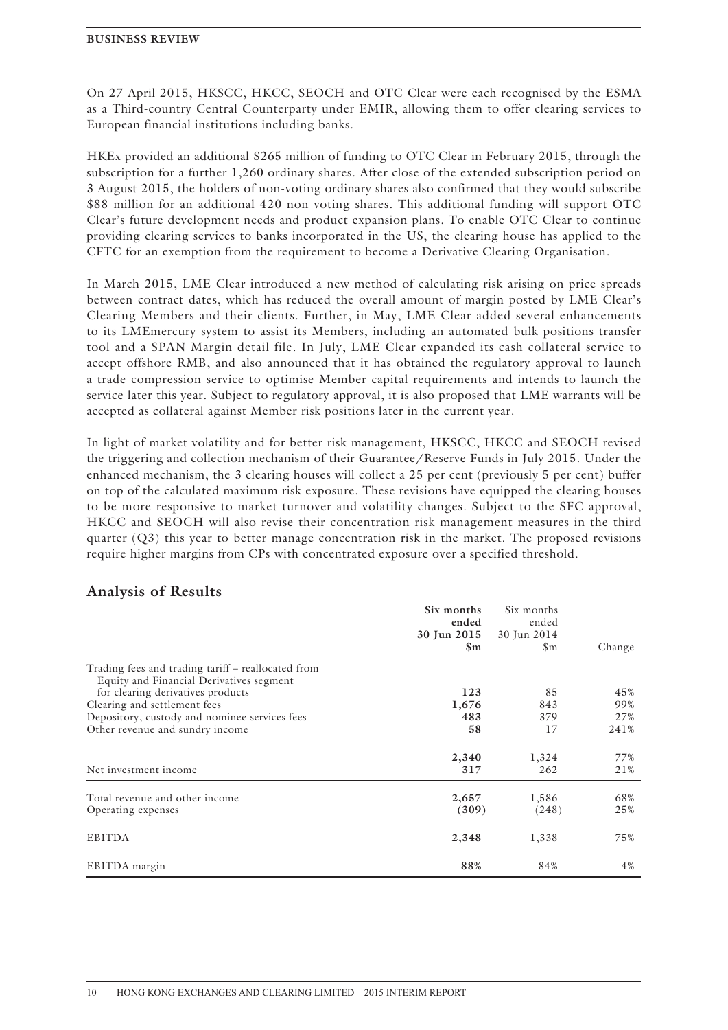On 27 April 2015, HKSCC, HKCC, SEOCH and OTC Clear were each recognised by the ESMA as a Third-country Central Counterparty under EMIR, allowing them to offer clearing services to European financial institutions including banks.

HKEx provided an additional $265 million of funding to OTC Clear in February 2015, through the subscription for a further 1,260 ordinary shares. After close of the extended subscription period on 3 August 2015, the holders of non-voting ordinary shares also confirmed that they would subscribe $88 million for an additional 420 non-voting shares. This additional funding will support OTC Clear's future development needs and product expansion plans. To enable OTC Clear to continue providing clearing services to banks incorporated in the US, the clearing house has applied to the CFTC for an exemption from the requirement to become a Derivative Clearing Organisation.

In March 2015, LME Clear introduced a new method of calculating risk arising on price spreads between contract dates, which has reduced the overall amount of margin posted by LME Clear's Clearing Members and their clients. Further, in May, LME Clear added several enhancements to its LMEmercury system to assist its Members, including an automated bulk positions transfer tool and a SPAN Margin detail file. In July, LME Clear expanded its cash collateral service to accept offshore RMB, and also announced that it has obtained the regulatory approval to launch a trade-compression service to optimise Member capital requirements and intends to launch the service later this year. Subject to regulatory approval, it is also proposed that LME warrants will be accepted as collateral against Member risk positions later in the current year.

In light of market volatility and for better risk management, HKSCC, HKCC and SEOCH revised the triggering and collection mechanism of their Guarantee/Reserve Funds in July 2015. Under the enhanced mechanism, the 3 clearing houses will collect a 25 per cent (previously 5 per cent) buffer on top of the calculated maximum risk exposure. These revisions have equipped the clearing houses to be more responsive to market turnover and volatility changes. Subject to the SFC approval, HKCC and SEOCH will also revise their concentration risk management measures in the third quarter (Q3) this year to better manage concentration risk in the market. The proposed revisions require higher margins from CPs with concentrated exposure over a specified threshold.

## Analysis of Results

| | **Six months ended 30 Jun 2015 $m** | Six months ended 30 Jun 2014 $m | Change |
|---|---|---|---|
| Trading fees and trading tariff – reallocated from Equity and Financial Derivatives segment for clearing derivatives products | **123** | 85 | 45% |
| Clearing and settlement fees | **1,676** | 843 | 99% |
| Depository, custody and nominee services fees | **483** | 379 | 27% |
| Other revenue and sundry income | **58** | 17 | 241% |
| | **2,340** | 1,324 | 77% |
| Net investment income | **317** | 262 | 21% |
| Total revenue and other income | **2,657** | 1,586 | 68% |
| Operating expenses | **(309)** | (248) | 25% |
| EBITDA | **2,348** | 1,338 | 75% |
| EBITDA margin | **88%** | 84% | 4% |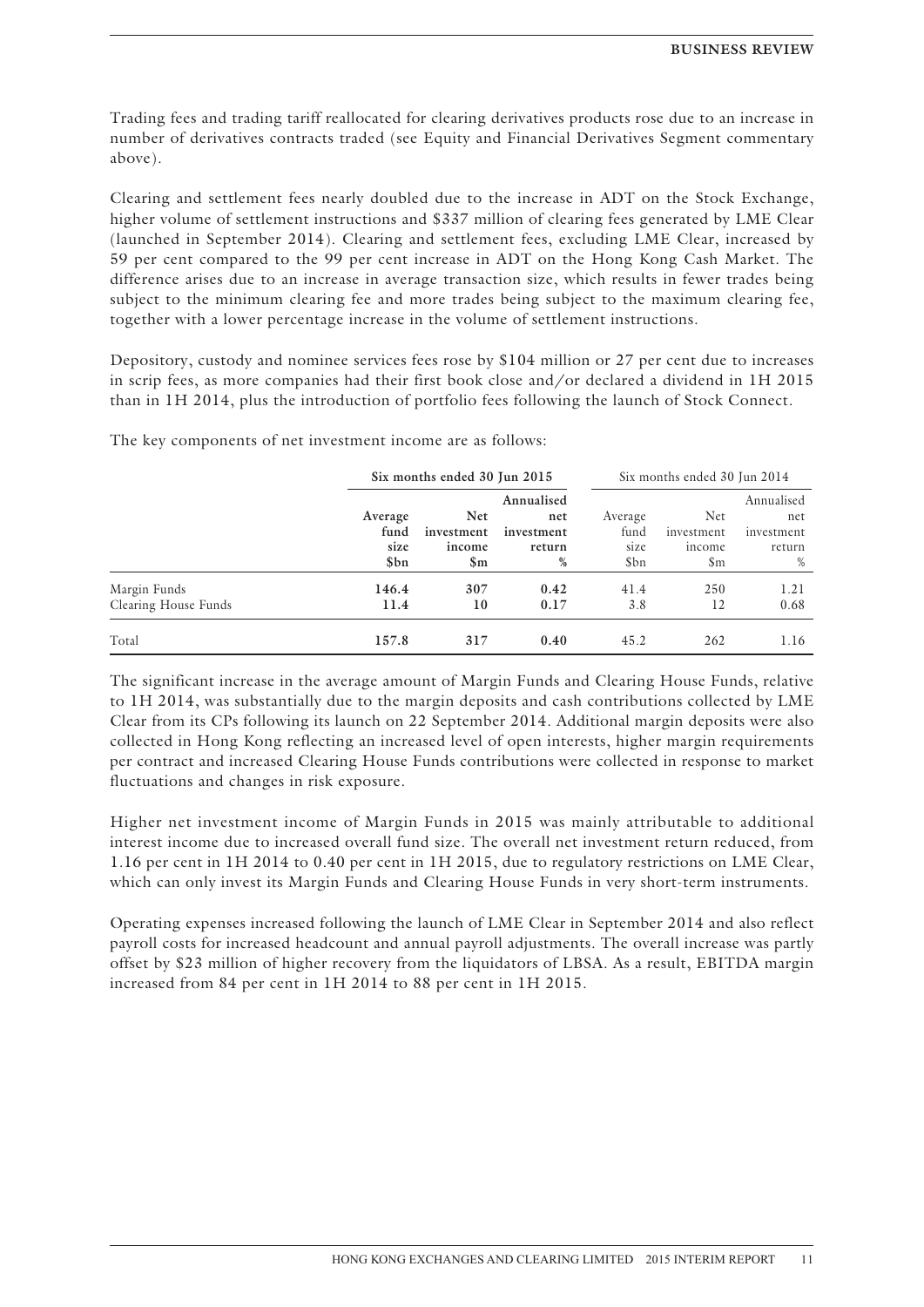Trading fees and trading tariff reallocated for clearing derivatives products rose due to an increase in number of derivatives contracts traded (see Equity and Financial Derivatives Segment commentary above).

Clearing and settlement fees nearly doubled due to the increase in ADT on the Stock Exchange, higher volume of settlement instructions and $337 million of clearing fees generated by LME Clear (launched in September 2014). Clearing and settlement fees, excluding LME Clear, increased by 59 per cent compared to the 99 per cent increase in ADT on the Hong Kong Cash Market. The difference arises due to an increase in average transaction size, which results in fewer trades being subject to the minimum clearing fee and more trades being subject to the maximum clearing fee, together with a lower percentage increase in the volume of settlement instructions.

Depository, custody and nominee services fees rose by $104 million or 27 per cent due to increases in scrip fees, as more companies had their first book close and/or declared a dividend in 1H 2015 than in 1H 2014, plus the introduction of portfolio fees following the launch of Stock Connect.

The key components of net investment income are as follows:

| | **Six months ended 30 Jun 2015** | | | Six months ended 30 Jun 2014 | | |
|---|---|---|---|---|---|---|
| | **Average fund size $bn** | **Net investment income $m** | **Annualised net investment return %** | Average fund size $bn | Net investment income $m | Annualised net investment return % |
| Margin Funds | **146.4** | **307** | **0.42** | 41.4 | 250 | 1.21 |
| Clearing House Funds | **11.4** | **10** | **0.17** | 3.8 | 12 | 0.68 |
| Total | **157.8** | **317** | **0.40** | 45.2 | 262 | 1.16 |

The significant increase in the average amount of Margin Funds and Clearing House Funds, relative to 1H 2014, was substantially due to the margin deposits and cash contributions collected by LME Clear from its CPs following its launch on 22 September 2014. Additional margin deposits were also collected in Hong Kong reflecting an increased level of open interests, higher margin requirements per contract and increased Clearing House Funds contributions were collected in response to market fluctuations and changes in risk exposure.

Higher net investment income of Margin Funds in 2015 was mainly attributable to additional interest income due to increased overall fund size. The overall net investment return reduced, from 1.16 per cent in 1H 2014 to 0.40 per cent in 1H 2015, due to regulatory restrictions on LME Clear, which can only invest its Margin Funds and Clearing House Funds in very short-term instruments.

Operating expenses increased following the launch of LME Clear in September 2014 and also reflect payroll costs for increased headcount and annual payroll adjustments. The overall increase was partly offset by $23 million of higher recovery from the liquidators of LBSA. As a result, EBITDA margin increased from 84 per cent in 1H 2014 to 88 per cent in 1H 2015.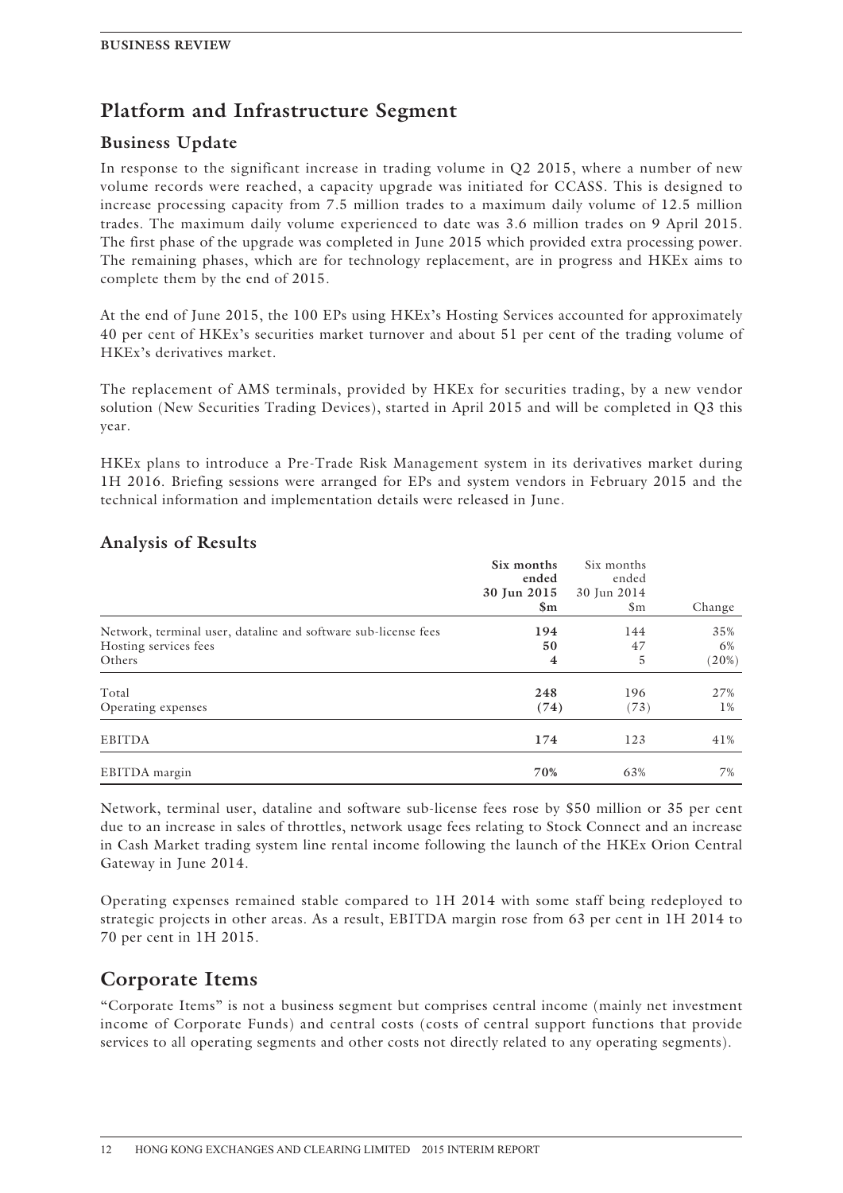## Platform and Infrastructure Segment

### Business Update

In response to the significant increase in trading volume in Q2 2015, where a number of new volume records were reached, a capacity upgrade was initiated for CCASS. This is designed to increase processing capacity from 7.5 million trades to a maximum daily volume of 12.5 million trades. The maximum daily volume experienced to date was 3.6 million trades on 9 April 2015. The first phase of the upgrade was completed in June 2015 which provided extra processing power. The remaining phases, which are for technology replacement, are in progress and HKEx aims to complete them by the end of 2015.

At the end of June 2015, the 100 EPs using HKEx's Hosting Services accounted for approximately 40 per cent of HKEx's securities market turnover and about 51 per cent of the trading volume of HKEx's derivatives market.

The replacement of AMS terminals, provided by HKEx for securities trading, by a new vendor solution (New Securities Trading Devices), started in April 2015 and will be completed in Q3 this year.

HKEx plans to introduce a Pre-Trade Risk Management system in its derivatives market during 1H 2016. Briefing sessions were arranged for EPs and system vendors in February 2015 and the technical information and implementation details were released in June.

### Analysis of Results

| | **Six months ended 30 Jun 2015 $m** | Six months ended 30 Jun 2014 $m | Change |
|---|---|---|---|
| Network, terminal user, dataline and software sub-license fees | **194** | 144 | 35% |
| Hosting services fees | **50** | 47 | 6% |
| Others | **4** | 5 | (20%) |
| Total | **248** | 196 | 27% |
| Operating expenses | **(74)** | (73) | 1% |
| EBITDA | **174** | 123 | 41% |
| EBITDA margin | **70%** | 63% | 7% |

Network, terminal user, dataline and software sub-license fees rose by $50 million or 35 per cent due to an increase in sales of throttles, network usage fees relating to Stock Connect and an increase in Cash Market trading system line rental income following the launch of the HKEx Orion Central Gateway in June 2014.

Operating expenses remained stable compared to 1H 2014 with some staff being redeployed to strategic projects in other areas. As a result, EBITDA margin rose from 63 per cent in 1H 2014 to 70 per cent in 1H 2015.

## Corporate Items

"Corporate Items" is not a business segment but comprises central income (mainly net investment income of Corporate Funds) and central costs (costs of central support functions that provide services to all operating segments and other costs not directly related to any operating segments).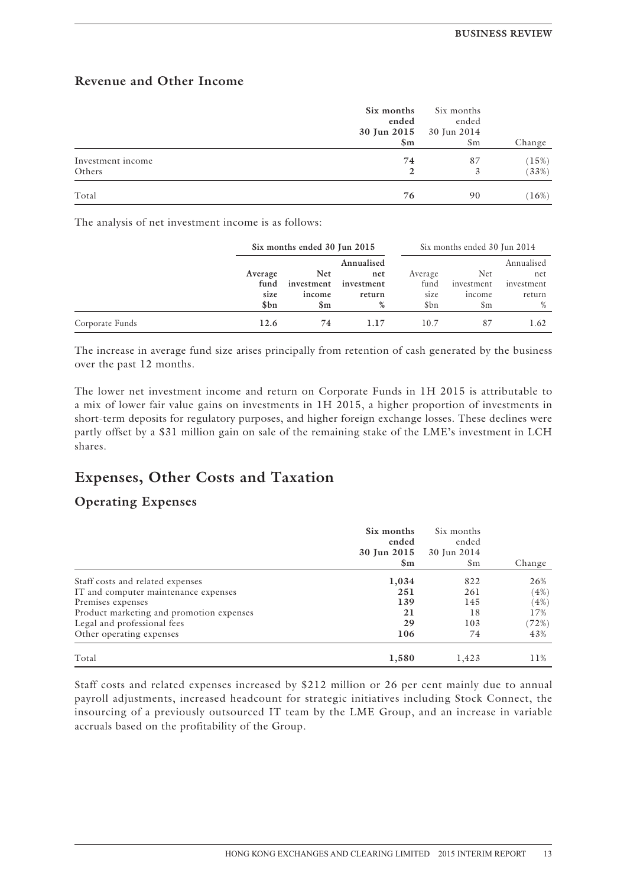## Revenue and Other Income

| | Six months ended 30 Jun 2015 $m | Six months ended 30 Jun 2014 $m | Change |
|---|---|---|---|
| Investment income | 74 | 87 | (15%) |
| Others | 2 | 3 | (33%) |
| Total | 76 | 90 | (16%) |

The analysis of net investment income is as follows:

| | Six months ended 30 Jun 2015 | | | Six months ended 30 Jun 2014 | | |
|---|---|---|---|---|---|---|
| | Average fund size $bn | Net investment income $m | Annualised net investment return % | Average fund size $bn | Net investment income $m | Annualised net investment return % |
| Corporate Funds | 12.6 | 74 | 1.17 | 10.7 | 87 | 1.62 |

The increase in average fund size arises principally from retention of cash generated by the business over the past 12 months.

The lower net investment income and return on Corporate Funds in 1H 2015 is attributable to a mix of lower fair value gains on investments in 1H 2015, a higher proportion of investments in short-term deposits for regulatory purposes, and higher foreign exchange losses. These declines were partly offset by a $31 million gain on sale of the remaining stake of the LME's investment in LCH shares.

# Expenses, Other Costs and Taxation

## Operating Expenses

| | Six months ended 30 Jun 2015 $m | Six months ended 30 Jun 2014 $m | Change |
|---|---|---|---|
| Staff costs and related expenses | 1,034 | 822 | 26% |
| IT and computer maintenance expenses | 251 | 261 | (4%) |
| Premises expenses | 139 | 145 | (4%) |
| Product marketing and promotion expenses | 21 | 18 | 17% |
| Legal and professional fees | 29 | 103 | (72%) |
| Other operating expenses | 106 | 74 | 43% |
| Total | 1,580 | 1,423 | 11% |

Staff costs and related expenses increased by $212 million or 26 per cent mainly due to annual payroll adjustments, increased headcount for strategic initiatives including Stock Connect, the insourcing of a previously outsourced IT team by the LME Group, and an increase in variable accruals based on the profitability of the Group.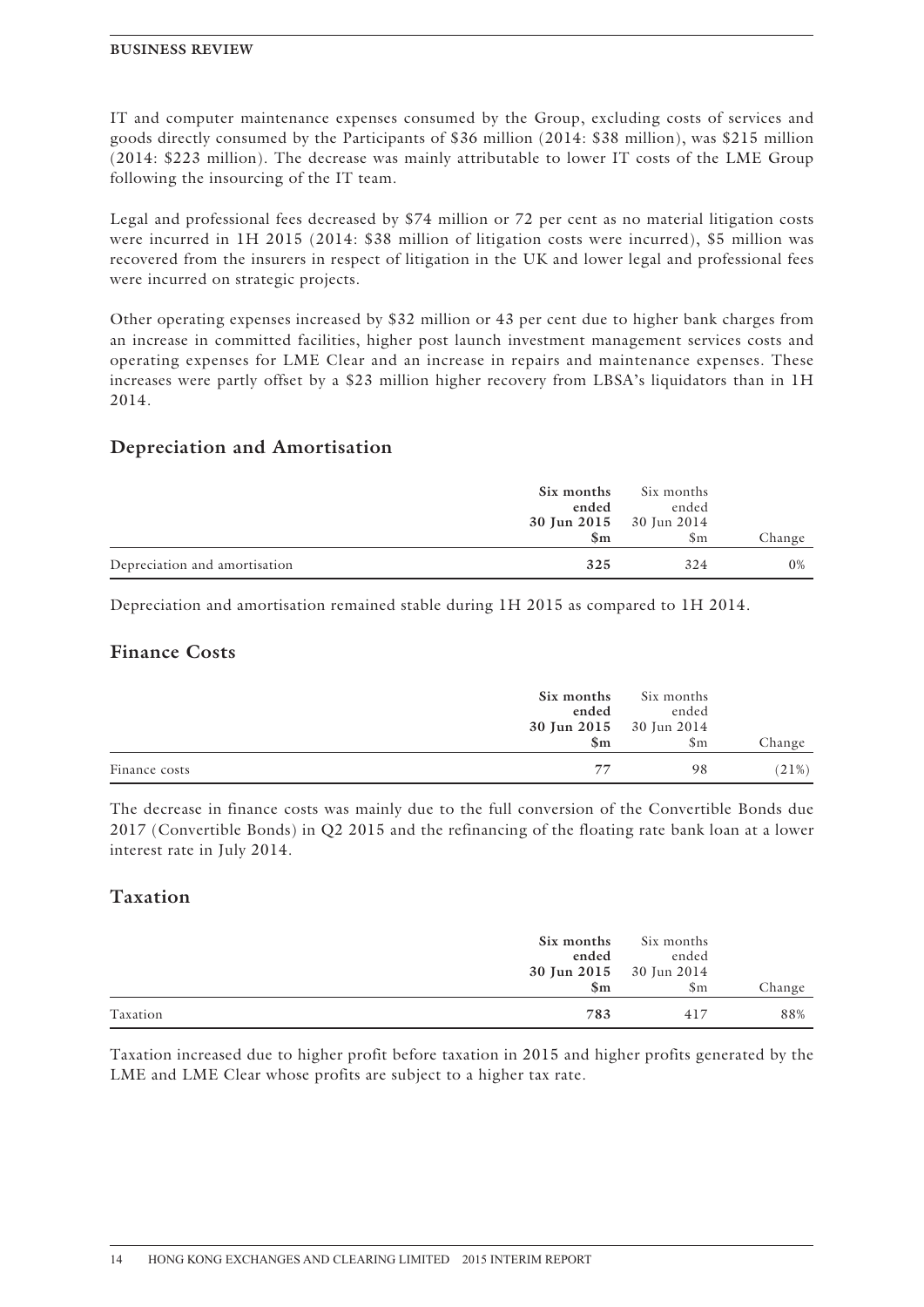IT and computer maintenance expenses consumed by the Group, excluding costs of services and goods directly consumed by the Participants of $36 million (2014: $38 million), was $215 million (2014: $223 million). The decrease was mainly attributable to lower IT costs of the LME Group following the insourcing of the IT team.

Legal and professional fees decreased by $74 million or 72 per cent as no material litigation costs were incurred in 1H 2015 (2014: $38 million of litigation costs were incurred), $5 million was recovered from the insurers in respect of litigation in the UK and lower legal and professional fees were incurred on strategic projects.

Other operating expenses increased by $32 million or 43 per cent due to higher bank charges from an increase in committed facilities, higher post launch investment management services costs and operating expenses for LME Clear and an increase in repairs and maintenance expenses. These increases were partly offset by a $23 million higher recovery from LBSA's liquidators than in 1H 2014.

## Depreciation and Amortisation

| | **Six months ended 30 Jun 2015 $m** | Six months ended 30 Jun 2014 $m | Change |
|---|---|---|---|
| Depreciation and amortisation | **325** | 324 | 0% |

Depreciation and amortisation remained stable during 1H 2015 as compared to 1H 2014.

## Finance Costs

| | **Six months ended 30 Jun 2015 $m** | Six months ended 30 Jun 2014 $m | Change |
|---|---|---|---|
| Finance costs | **77** | 98 | (21%) |

The decrease in finance costs was mainly due to the full conversion of the Convertible Bonds due 2017 (Convertible Bonds) in Q2 2015 and the refinancing of the floating rate bank loan at a lower interest rate in July 2014.

## Taxation

| | **Six months ended 30 Jun 2015 $m** | Six months ended 30 Jun 2014 $m | Change |
|---|---|---|---|
| Taxation | **783** | 417 | 88% |

Taxation increased due to higher profit before taxation in 2015 and higher profits generated by the LME and LME Clear whose profits are subject to a higher tax rate.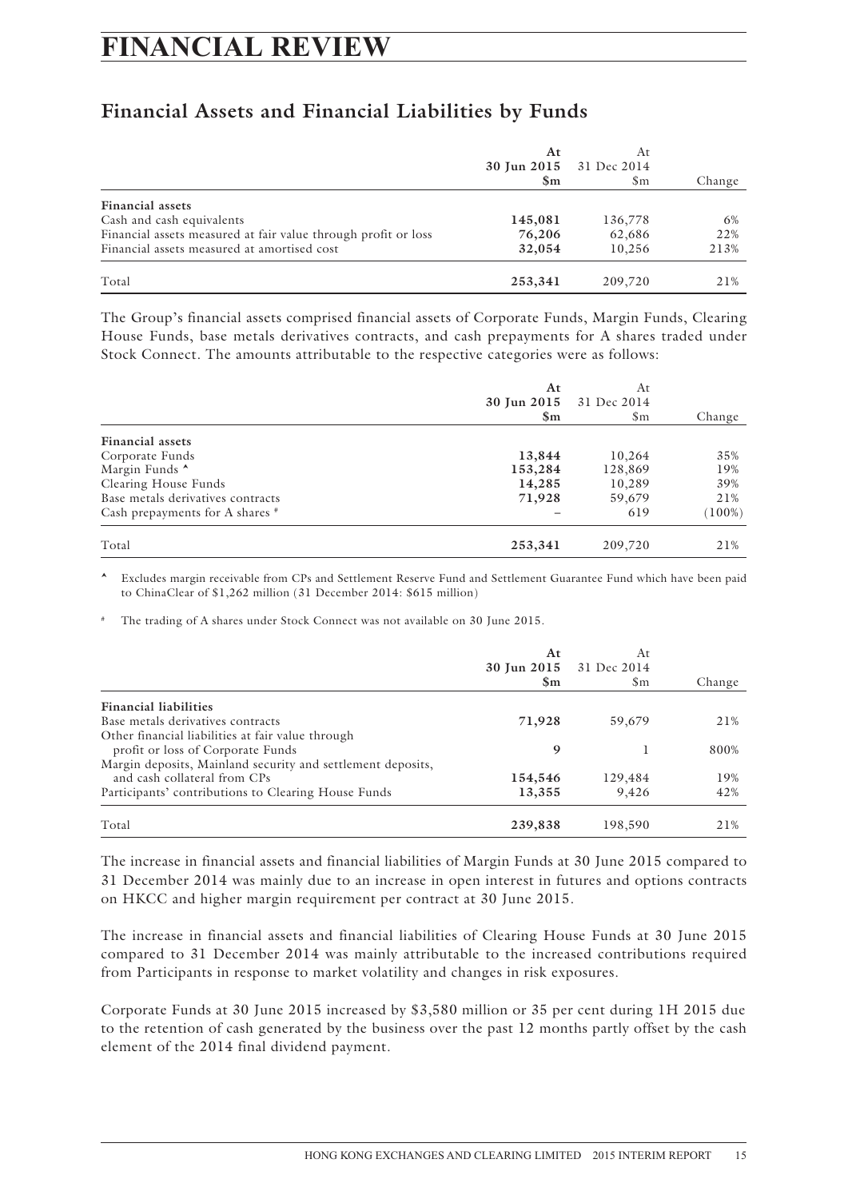# FINANCIAL REVIEW

## Financial Assets and Financial Liabilities by Funds

| | **At 30 Jun 2015 $m** | At 31 Dec 2014 $m | Change |
|---|---|---|---|
| **Financial assets** | | | |
| Cash and cash equivalents | **145,081** | 136,778 | 6% |
| Financial assets measured at fair value through profit or loss | **76,206** | 62,686 | 22% |
| Financial assets measured at amortised cost | **32,054** | 10,256 | 213% |
| Total | **253,341** | 209,720 | 21% |

The Group's financial assets comprised financial assets of Corporate Funds, Margin Funds, Clearing House Funds, base metals derivatives contracts, and cash prepayments for A shares traded under Stock Connect. The amounts attributable to the respective categories were as follows:

| | **At 30 Jun 2015 $m** | At 31 Dec 2014 $m | Change |
|---|---|---|---|
| **Financial assets** | | | |
| Corporate Funds | **13,844** | 10,264 | 35% |
| Margin Funds ^ | **153,284** | 128,869 | 19% |
| Clearing House Funds | **14,285** | 10,289 | 39% |
| Base metals derivatives contracts | **71,928** | 59,679 | 21% |
| Cash prepayments for A shares # | **–** | 619 | (100%) |
| Total | **253,341** | 209,720 | 21% |

^ Excludes margin receivable from CPs and Settlement Reserve Fund and Settlement Guarantee Fund which have been paid to ChinaClear of $1,262 million (31 December 2014: $615 million)

# The trading of A shares under Stock Connect was not available on 30 June 2015.

| | **At 30 Jun 2015 $m** | At 31 Dec 2014 $m | Change |
|---|---|---|---|
| **Financial liabilities** | | | |
| Base metals derivatives contracts | **71,928** | 59,679 | 21% |
| Other financial liabilities at fair value through profit or loss of Corporate Funds | **9** | 1 | 800% |
| Margin deposits, Mainland security and settlement deposits, and cash collateral from CPs | **154,546** | 129,484 | 19% |
| Participants' contributions to Clearing House Funds | **13,355** | 9,426 | 42% |
| Total | **239,838** | 198,590 | 21% |

The increase in financial assets and financial liabilities of Margin Funds at 30 June 2015 compared to 31 December 2014 was mainly due to an increase in open interest in futures and options contracts on HKCC and higher margin requirement per contract at 30 June 2015.

The increase in financial assets and financial liabilities of Clearing House Funds at 30 June 2015 compared to 31 December 2014 was mainly attributable to the increased contributions required from Participants in response to market volatility and changes in risk exposures.

Corporate Funds at 30 June 2015 increased by $3,580 million or 35 per cent during 1H 2015 due to the retention of cash generated by the business over the past 12 months partly offset by the cash element of the 2014 final dividend payment.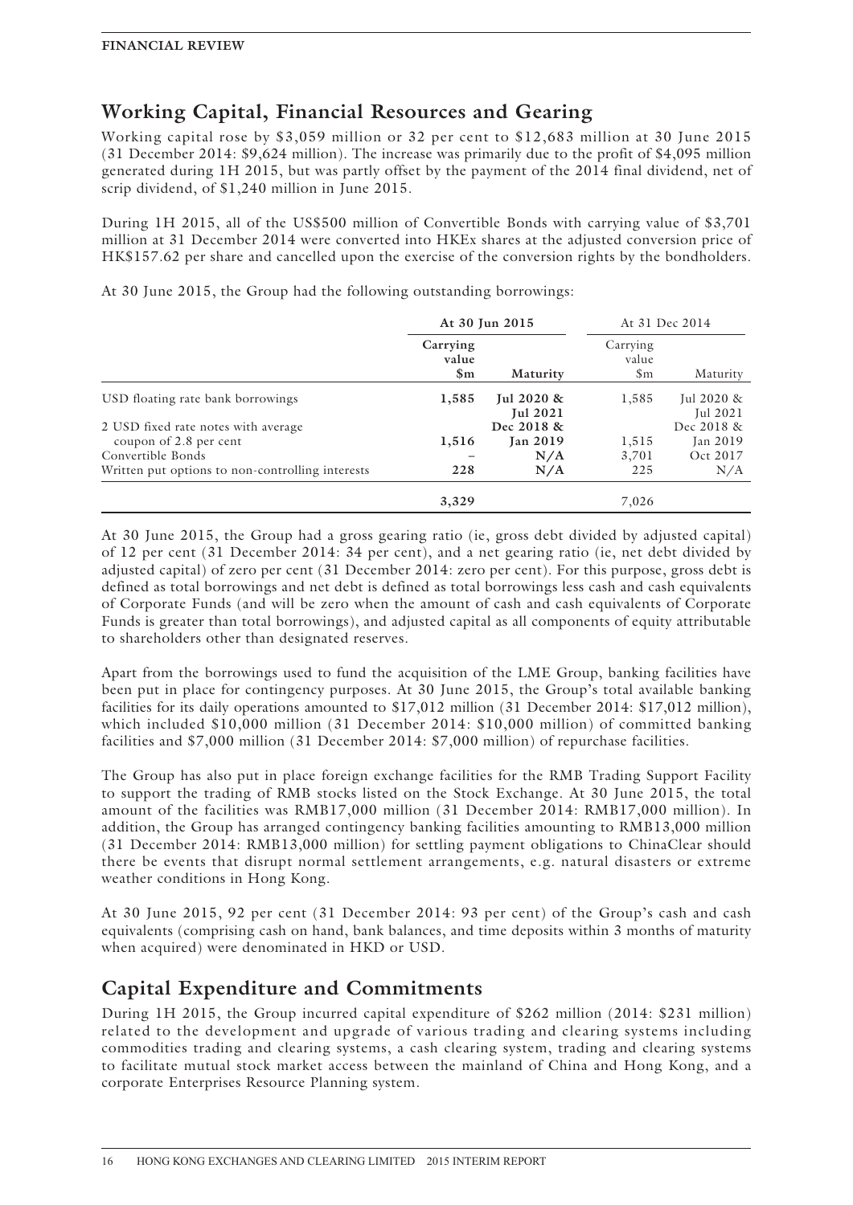## Working Capital, Financial Resources and Gearing

Working capital rose by $3,059 million or 32 per cent to $12,683 million at 30 June 2015 (31 December 2014: $9,624 million). The increase was primarily due to the profit of $4,095 million generated during 1H 2015, but was partly offset by the payment of the 2014 final dividend, net of scrip dividend, of $1,240 million in June 2015.

During 1H 2015, all of the US$500 million of Convertible Bonds with carrying value of $3,701 million at 31 December 2014 were converted into HKEx shares at the adjusted conversion price of HK$157.62 per share and cancelled upon the exercise of the conversion rights by the bondholders.

At 30 June 2015, the Group had the following outstanding borrowings:

| | **At 30 Jun 2015** | | At 31 Dec 2014 | |
|---|---|---|---|---|
| | **Carrying value $m** | **Maturity** | Carrying value $m | Maturity |
| USD floating rate bank borrowings | **1,585** | **Jul 2020 & Jul 2021** | 1,585 | Jul 2020 & Jul 2021 |
| 2 USD fixed rate notes with average coupon of 2.8 per cent | **1,516** | **Dec 2018 & Jan 2019** | 1,515 | Dec 2018 & Jan 2019 |
| Convertible Bonds | **–** | **N/A** | 3,701 | Oct 2017 |
| Written put options to non-controlling interests | **228** | **N/A** | 225 | N/A |
| | **3,329** | | 7,026 | |

At 30 June 2015, the Group had a gross gearing ratio (ie, gross debt divided by adjusted capital) of 12 per cent (31 December 2014: 34 per cent), and a net gearing ratio (ie, net debt divided by adjusted capital) of zero per cent (31 December 2014: zero per cent). For this purpose, gross debt is defined as total borrowings and net debt is defined as total borrowings less cash and cash equivalents of Corporate Funds (and will be zero when the amount of cash and cash equivalents of Corporate Funds is greater than total borrowings), and adjusted capital as all components of equity attributable to shareholders other than designated reserves.

Apart from the borrowings used to fund the acquisition of the LME Group, banking facilities have been put in place for contingency purposes. At 30 June 2015, the Group's total available banking facilities for its daily operations amounted to $17,012 million (31 December 2014: $17,012 million), which included $10,000 million (31 December 2014: $10,000 million) of committed banking facilities and $7,000 million (31 December 2014: $7,000 million) of repurchase facilities.

The Group has also put in place foreign exchange facilities for the RMB Trading Support Facility to support the trading of RMB stocks listed on the Stock Exchange. At 30 June 2015, the total amount of the facilities was RMB17,000 million (31 December 2014: RMB17,000 million). In addition, the Group has arranged contingency banking facilities amounting to RMB13,000 million (31 December 2014: RMB13,000 million) for settling payment obligations to ChinaClear should there be events that disrupt normal settlement arrangements, e.g. natural disasters or extreme weather conditions in Hong Kong.

At 30 June 2015, 92 per cent (31 December 2014: 93 per cent) of the Group's cash and cash equivalents (comprising cash on hand, bank balances, and time deposits within 3 months of maturity when acquired) were denominated in HKD or USD.

## Capital Expenditure and Commitments

During 1H 2015, the Group incurred capital expenditure of $262 million (2014: $231 million) related to the development and upgrade of various trading and clearing systems including commodities trading and clearing systems, a cash clearing system, trading and clearing systems to facilitate mutual stock market access between the mainland of China and Hong Kong, and a corporate Enterprises Resource Planning system.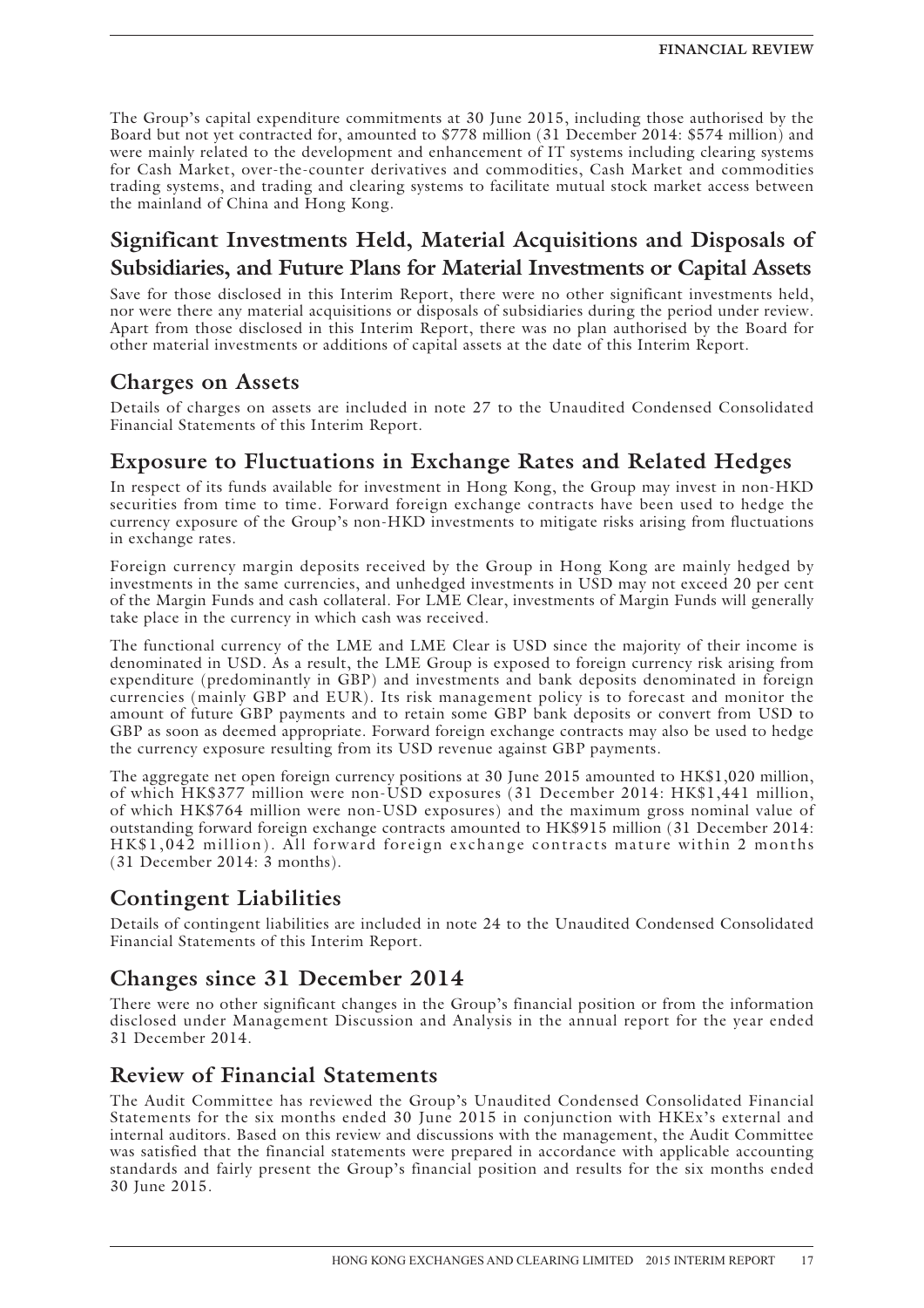The Group's capital expenditure commitments at 30 June 2015, including those authorised by the Board but not yet contracted for, amounted to $778 million (31 December 2014: $574 million) and were mainly related to the development and enhancement of IT systems including clearing systems for Cash Market, over-the-counter derivatives and commodities, Cash Market and commodities trading systems, and trading and clearing systems to facilitate mutual stock market access between the mainland of China and Hong Kong.

## Significant Investments Held, Material Acquisitions and Disposals of Subsidiaries, and Future Plans for Material Investments or Capital Assets

Save for those disclosed in this Interim Report, there were no other significant investments held, nor were there any material acquisitions or disposals of subsidiaries during the period under review. Apart from those disclosed in this Interim Report, there was no plan authorised by the Board for other material investments or additions of capital assets at the date of this Interim Report.

## Charges on Assets

Details of charges on assets are included in note 27 to the Unaudited Condensed Consolidated Financial Statements of this Interim Report.

## Exposure to Fluctuations in Exchange Rates and Related Hedges

In respect of its funds available for investment in Hong Kong, the Group may invest in non-HKD securities from time to time. Forward foreign exchange contracts have been used to hedge the currency exposure of the Group's non-HKD investments to mitigate risks arising from fluctuations in exchange rates.

Foreign currency margin deposits received by the Group in Hong Kong are mainly hedged by investments in the same currencies, and unhedged investments in USD may not exceed 20 per cent of the Margin Funds and cash collateral. For LME Clear, investments of Margin Funds will generally take place in the currency in which cash was received.

The functional currency of the LME and LME Clear is USD since the majority of their income is denominated in USD. As a result, the LME Group is exposed to foreign currency risk arising from expenditure (predominantly in GBP) and investments and bank deposits denominated in foreign currencies (mainly GBP and EUR). Its risk management policy is to forecast and monitor the amount of future GBP payments and to retain some GBP bank deposits or convert from USD to GBP as soon as deemed appropriate. Forward foreign exchange contracts may also be used to hedge the currency exposure resulting from its USD revenue against GBP payments.

The aggregate net open foreign currency positions at 30 June 2015 amounted to HK$1,020 million, of which HK$377 million were non-USD exposures (31 December 2014: HK$1,441 million, of which HK$764 million were non-USD exposures) and the maximum gross nominal value of outstanding forward foreign exchange contracts amounted to HK$915 million (31 December 2014: HK$1,042 million). All forward foreign exchange contracts mature within 2 months (31 December 2014: 3 months).

## Contingent Liabilities

Details of contingent liabilities are included in note 24 to the Unaudited Condensed Consolidated Financial Statements of this Interim Report.

## Changes since 31 December 2014

There were no other significant changes in the Group's financial position or from the information disclosed under Management Discussion and Analysis in the annual report for the year ended 31 December 2014.

## Review of Financial Statements

The Audit Committee has reviewed the Group's Unaudited Condensed Consolidated Financial Statements for the six months ended 30 June 2015 in conjunction with HKEx's external and internal auditors. Based on this review and discussions with the management, the Audit Committee was satisfied that the financial statements were prepared in accordance with applicable accounting standards and fairly present the Group's financial position and results for the six months ended 30 June 2015.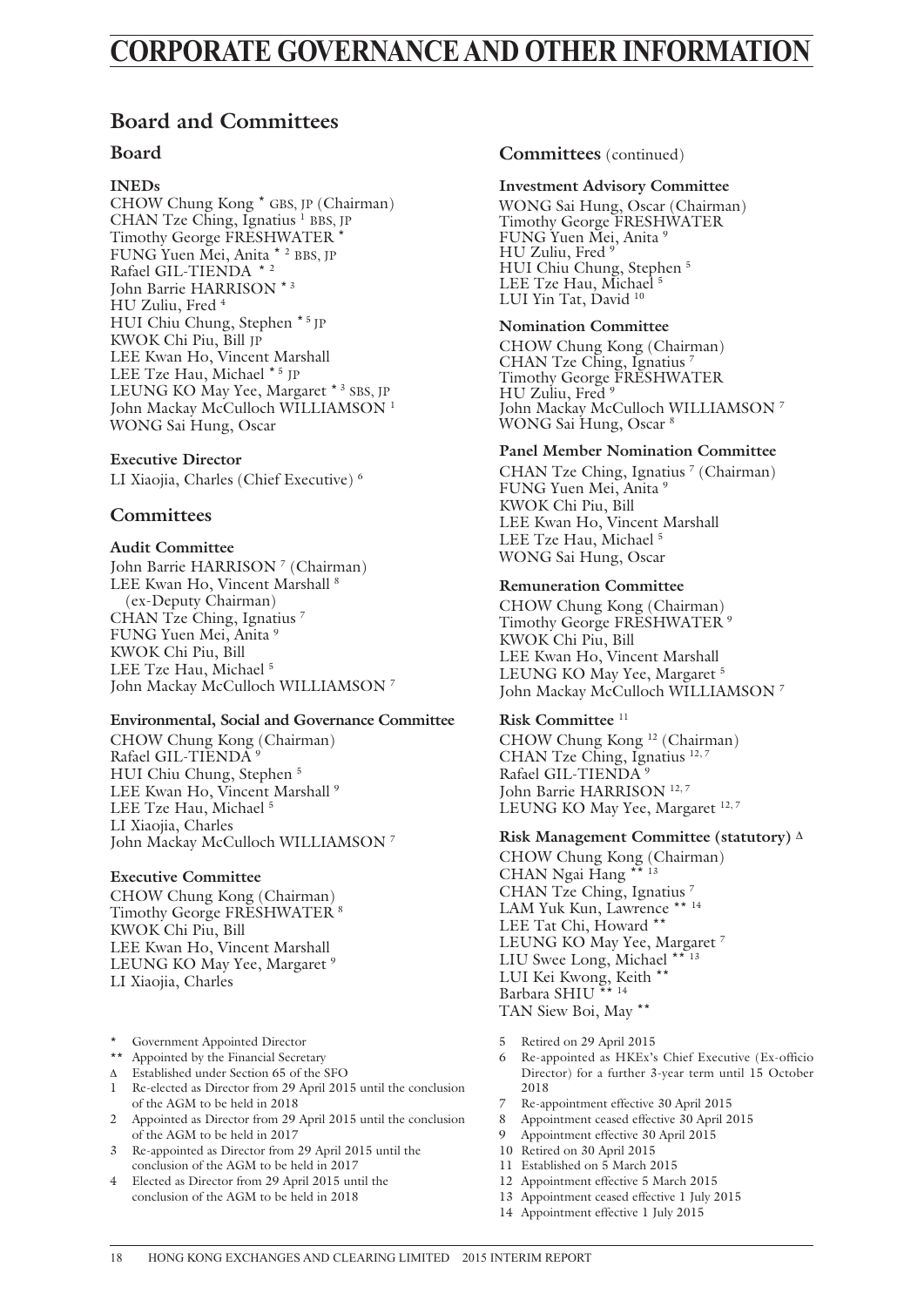# CORPORATE GOVERNANCE AND OTHER INFORMATION

## Board and Committees

### Board

**INEDs**

CHOW Chung Kong * GBS, JP (Chairman)
CHAN Tze Ching, Ignatius [1] BBS, JP
Timothy George FRESHWATER *
FUNG Yuen Mei, Anita * [2] BBS, JP
Rafael GIL-TIENDA * [2]
John Barrie HARRISON * [3]
HU Zuliu, Fred [4]
HUI Chiu Chung, Stephen * [5] JP
KWOK Chi Piu, Bill JP
LEE Kwan Ho, Vincent Marshall
LEE Tze Hau, Michael * [5] JP
LEUNG KO May Yee, Margaret * [3] SBS, JP
John Mackay McCulloch WILLIAMSON [1]
WONG Sai Hung, Oscar

**Executive Director**

LI Xiaojia, Charles (Chief Executive) [6]

### Committees

**Audit Committee**

John Barrie HARRISON [7] (Chairman)
LEE Kwan Ho, Vincent Marshall [8] (ex-Deputy Chairman)
CHAN Tze Ching, Ignatius [7]
FUNG Yuen Mei, Anita [9]
KWOK Chi Piu, Bill
LEE Tze Hau, Michael [5]
John Mackay McCulloch WILLIAMSON [7]

**Environmental, Social and Governance Committee**

CHOW Chung Kong (Chairman)
Rafael GIL-TIENDA [9]
HUI Chiu Chung, Stephen [5]
LEE Kwan Ho, Vincent Marshall [9]
LEE Tze Hau, Michael [5]
LI Xiaojia, Charles
John Mackay McCulloch WILLIAMSON [7]

**Executive Committee**

CHOW Chung Kong (Chairman)
Timothy George FRESHWATER [8]
KWOK Chi Piu, Bill
LEE Kwan Ho, Vincent Marshall
LEUNG KO May Yee, Margaret [9]
LI Xiaojia, Charles

### Committees (continued)

**Investment Advisory Committee**

WONG Sai Hung, Oscar (Chairman)
Timothy George FRESHWATER
FUNG Yuen Mei, Anita [9]
HU Zuliu, Fred [9]
HUI Chiu Chung, Stephen [5]
LEE Tze Hau, Michael [5]
LUI Yin Tat, David [10]

**Nomination Committee**

CHOW Chung Kong (Chairman)
CHAN Tze Ching, Ignatius [7]
Timothy George FRESHWATER
HU Zuliu, Fred [9]
John Mackay McCulloch WILLIAMSON [7]
WONG Sai Hung, Oscar [8]

**Panel Member Nomination Committee**

CHAN Tze Ching, Ignatius [7] (Chairman)
FUNG Yuen Mei, Anita [9]
KWOK Chi Piu, Bill
LEE Kwan Ho, Vincent Marshall
LEE Tze Hau, Michael [5]
WONG Sai Hung, Oscar

**Remuneration Committee**

CHOW Chung Kong (Chairman)
Timothy George FRESHWATER [9]
KWOK Chi Piu, Bill
LEE Kwan Ho, Vincent Marshall
LEUNG KO May Yee, Margaret [5]
John Mackay McCulloch WILLIAMSON [7]

**Risk Committee** [11]

CHOW Chung Kong [12] (Chairman)
CHAN Tze Ching, Ignatius [12, 7]
Rafael GIL-TIENDA [9]
John Barrie HARRISON [12, 7]
LEUNG KO May Yee, Margaret [12, 7]

**Risk Management Committee (statutory)** Δ

CHOW Chung Kong (Chairman)
CHAN Ngai Hang ** [13]
CHAN Tze Ching, Ignatius [7]
LAM Yuk Kun, Lawrence ** [14]
LEE Tat Chi, Howard **
LEUNG KO May Yee, Margaret [7]
LIU Swee Long, Michael ** [13]
LUI Kei Kwong, Keith **
Barbara SHIU ** [14]
TAN Siew Boi, May **

\* Government Appointed Director
\** Appointed by the Financial Secretary
Δ Established under Section 65 of the SFO
1 Re-elected as Director from 29 April 2015 until the conclusion of the AGM to be held in 2018
2 Appointed as Director from 29 April 2015 until the conclusion of the AGM to be held in 2017
3 Re-appointed as Director from 29 April 2015 until the conclusion of the AGM to be held in 2017
4 Elected as Director from 29 April 2015 until the conclusion of the AGM to be held in 2018
5 Retired on 29 April 2015
6 Re-appointed as HKEx's Chief Executive (Ex-officio Director) for a further 3-year term until 15 October 2018
7 Re-appointment effective 30 April 2015
8 Appointment ceased effective 30 April 2015
9 Appointment effective 30 April 2015
10 Retired on 30 April 2015
11 Established on 5 March 2015
12 Appointment effective 5 March 2015
13 Appointment ceased effective 1 July 2015
14 Appointment effective 1 July 2015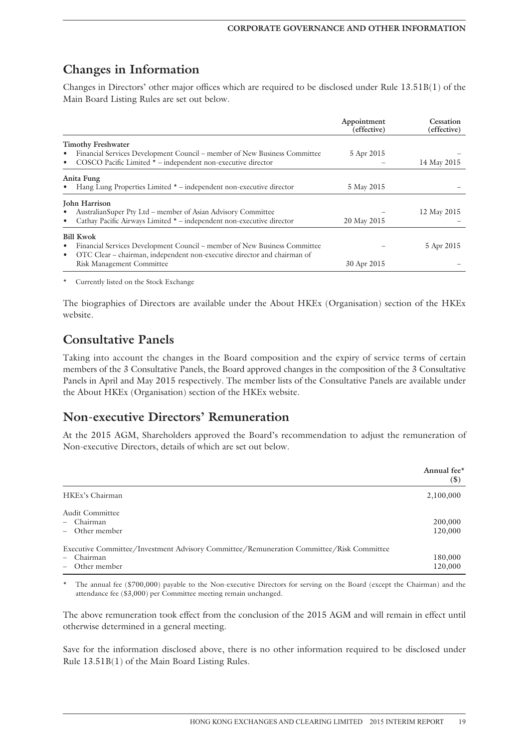## Changes in Information

Changes in Directors' other major offices which are required to be disclosed under Rule 13.51B(1) of the Main Board Listing Rules are set out below.

| | Appointment (effective) | Cessation (effective) |
|---|---|---|
| **Timothy Freshwater** | | |
| • Financial Services Development Council – member of New Business Committee | 5 Apr 2015 | – |
| • COSCO Pacific Limited * – independent non-executive director | – | 14 May 2015 |
| **Anita Fung** | | |
| • Hang Lung Properties Limited * – independent non-executive director | 5 May 2015 | – |
| **John Harrison** | | |
| • AustralianSuper Pty Ltd – member of Asian Advisory Committee | – | 12 May 2015 |
| • Cathay Pacific Airways Limited * – independent non-executive director | 20 May 2015 | – |
| **Bill Kwok** | | |
| • Financial Services Development Council – member of New Business Committee | – | 5 Apr 2015 |
| • OTC Clear – chairman, independent non-executive director and chairman of Risk Management Committee | 30 Apr 2015 | – |

\* Currently listed on the Stock Exchange

The biographies of Directors are available under the About HKEx (Organisation) section of the HKEx website.

## Consultative Panels

Taking into account the changes in the Board composition and the expiry of service terms of certain members of the 3 Consultative Panels, the Board approved changes in the composition of the 3 Consultative Panels in April and May 2015 respectively. The member lists of the Consultative Panels are available under the About HKEx (Organisation) section of the HKEx website.

## Non-executive Directors' Remuneration

At the 2015 AGM, Shareholders approved the Board's recommendation to adjust the remuneration of Non-executive Directors, details of which are set out below.

| | Annual fee* ($) |
|---|---|
| HKEx's Chairman | 2,100,000 |
| Audit Committee | |
| – Chairman | 200,000 |
| – Other member | 120,000 |
| Executive Committee/Investment Advisory Committee/Remuneration Committee/Risk Committee | |
| – Chairman | 180,000 |
| – Other member | 120,000 |

\* The annual fee ($700,000) payable to the Non-executive Directors for serving on the Board (except the Chairman) and the attendance fee ($3,000) per Committee meeting remain unchanged.

The above remuneration took effect from the conclusion of the 2015 AGM and will remain in effect until otherwise determined in a general meeting.

Save for the information disclosed above, there is no other information required to be disclosed under Rule 13.51B(1) of the Main Board Listing Rules.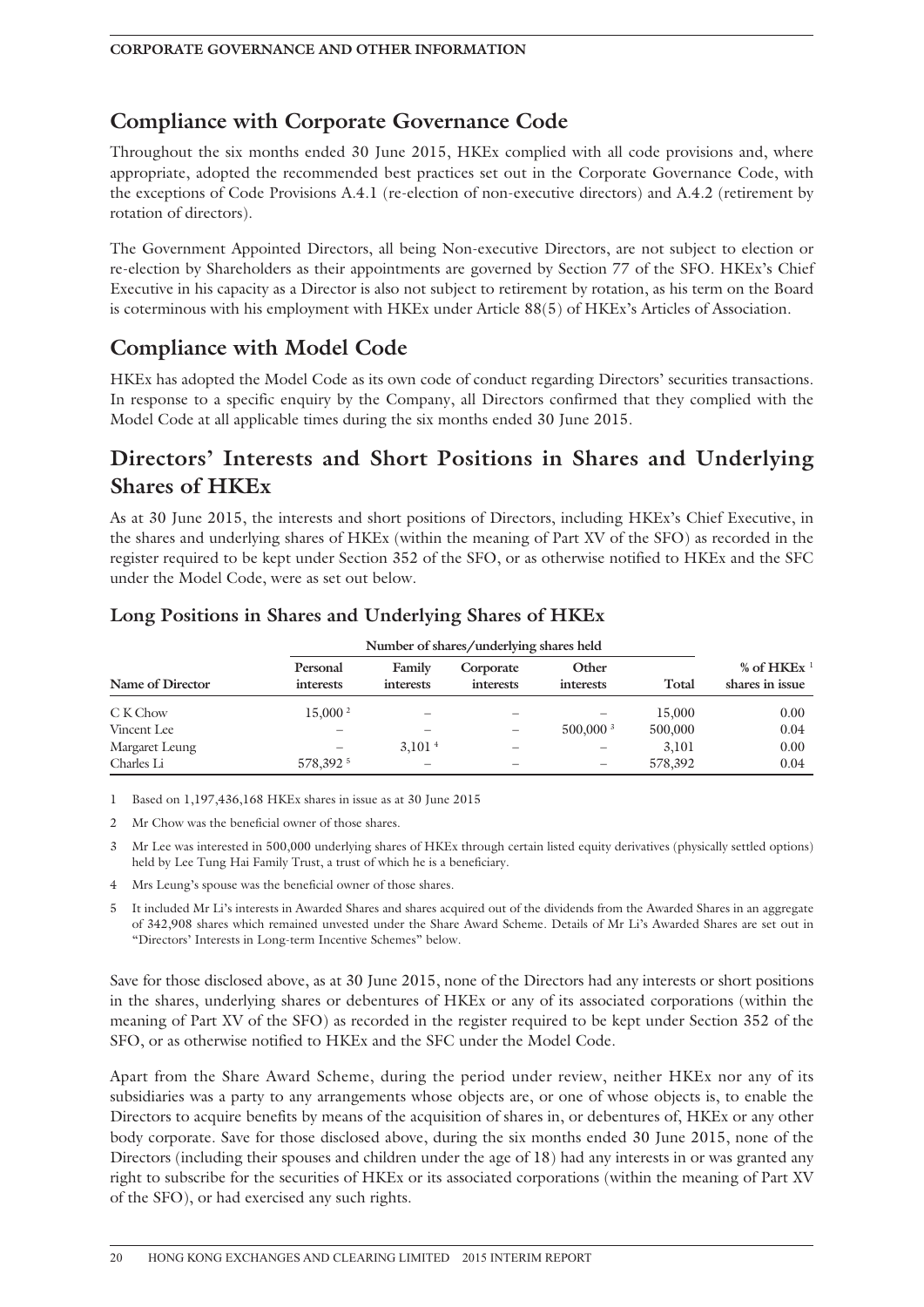## Compliance with Corporate Governance Code

Throughout the six months ended 30 June 2015, HKEx complied with all code provisions and, where appropriate, adopted the recommended best practices set out in the Corporate Governance Code, with the exceptions of Code Provisions A.4.1 (re-election of non-executive directors) and A.4.2 (retirement by rotation of directors).

The Government Appointed Directors, all being Non-executive Directors, are not subject to election or re-election by Shareholders as their appointments are governed by Section 77 of the SFO. HKEx's Chief Executive in his capacity as a Director is also not subject to retirement by rotation, as his term on the Board is coterminous with his employment with HKEx under Article 88(5) of HKEx's Articles of Association.

## Compliance with Model Code

HKEx has adopted the Model Code as its own code of conduct regarding Directors' securities transactions. In response to a specific enquiry by the Company, all Directors confirmed that they complied with the Model Code at all applicable times during the six months ended 30 June 2015.

## Directors' Interests and Short Positions in Shares and Underlying Shares of HKEx

As at 30 June 2015, the interests and short positions of Directors, including HKEx's Chief Executive, in the shares and underlying shares of HKEx (within the meaning of Part XV of the SFO) as recorded in the register required to be kept under Section 352 of the SFO, or as otherwise notified to HKEx and the SFC under the Model Code, were as set out below.

### Long Positions in Shares and Underlying Shares of HKEx

| | Number of shares/underlying shares held | | | | | |
|---|---|---|---|---|---|---|
| Name of Director | Personal interests | Family interests | Corporate interests | Other interests | Total | % of HKEx [1] shares in issue |
| C K Chow | 15,000 [2] | – | – | – | 15,000 | 0.00 |
| Vincent Lee | – | – | – | 500,000 [3] | 500,000 | 0.04 |
| Margaret Leung | – | 3,101 [4] | – | – | 3,101 | 0.00 |
| Charles Li | 578,392 [5] | – | – | – | 578,392 | 0.04 |

1 Based on 1,197,436,168 HKEx shares in issue as at 30 June 2015

2 Mr Chow was the beneficial owner of those shares.

3 Mr Lee was interested in 500,000 underlying shares of HKEx through certain listed equity derivatives (physically settled options) held by Lee Tung Hai Family Trust, a trust of which he is a beneficiary.

4 Mrs Leung's spouse was the beneficial owner of those shares.

5 It included Mr Li's interests in Awarded Shares and shares acquired out of the dividends from the Awarded Shares in an aggregate of 342,908 shares which remained unvested under the Share Award Scheme. Details of Mr Li's Awarded Shares are set out in "Directors' Interests in Long-term Incentive Schemes" below.

Save for those disclosed above, as at 30 June 2015, none of the Directors had any interests or short positions in the shares, underlying shares or debentures of HKEx or any of its associated corporations (within the meaning of Part XV of the SFO) as recorded in the register required to be kept under Section 352 of the SFO, or as otherwise notified to HKEx and the SFC under the Model Code.

Apart from the Share Award Scheme, during the period under review, neither HKEx nor any of its subsidiaries was a party to any arrangements whose objects are, or one of whose objects is, to enable the Directors to acquire benefits by means of the acquisition of shares in, or debentures of, HKEx or any other body corporate. Save for those disclosed above, during the six months ended 30 June 2015, none of the Directors (including their spouses and children under the age of 18) had any interests in or was granted any right to subscribe for the securities of HKEx or its associated corporations (within the meaning of Part XV of the SFO), or had exercised any such rights.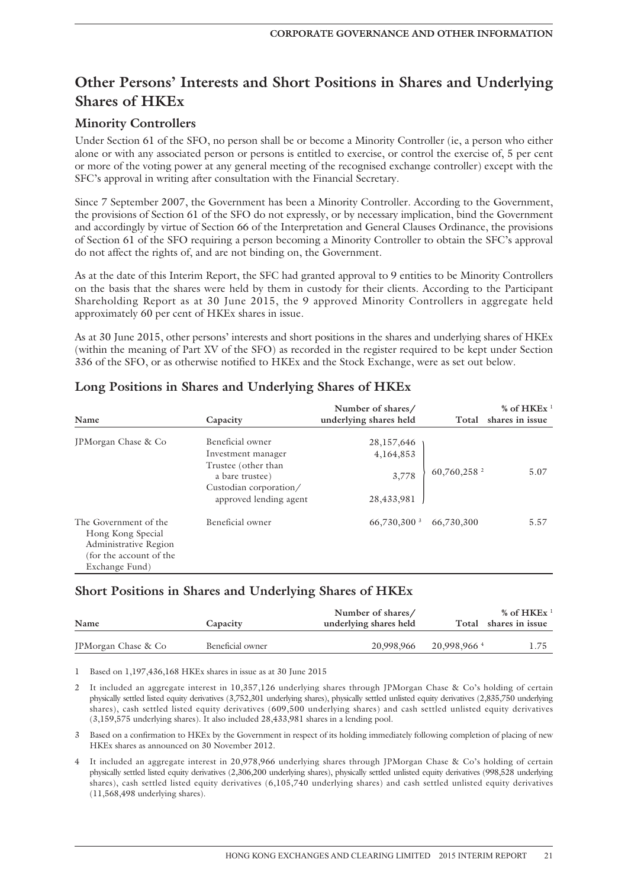# Other Persons' Interests and Short Positions in Shares and Underlying Shares of HKEx

## Minority Controllers

Under Section 61 of the SFO, no person shall be or become a Minority Controller (ie, a person who either alone or with any associated person or persons is entitled to exercise, or control the exercise of, 5 per cent or more of the voting power at any general meeting of the recognised exchange controller) except with the SFC's approval in writing after consultation with the Financial Secretary.

Since 7 September 2007, the Government has been a Minority Controller. According to the Government, the provisions of Section 61 of the SFO do not expressly, or by necessary implication, bind the Government and accordingly by virtue of Section 66 of the Interpretation and General Clauses Ordinance, the provisions of Section 61 of the SFO requiring a person becoming a Minority Controller to obtain the SFC's approval do not affect the rights of, and are not binding on, the Government.

As at the date of this Interim Report, the SFC had granted approval to 9 entities to be Minority Controllers on the basis that the shares were held by them in custody for their clients. According to the Participant Shareholding Report as at 30 June 2015, the 9 approved Minority Controllers in aggregate held approximately 60 per cent of HKEx shares in issue.

As at 30 June 2015, other persons' interests and short positions in the shares and underlying shares of HKEx (within the meaning of Part XV of the SFO) as recorded in the register required to be kept under Section 336 of the SFO, or as otherwise notified to HKEx and the Stock Exchange, were as set out below.

## Long Positions in Shares and Underlying Shares of HKEx

| Name | Capacity | Number of shares/ underlying shares held | Total | % of HKEx [1] shares in issue |
|---|---|---|---|---|
| JPMorgan Chase & Co | Beneficial owner | 28,157,646 | 60,760,258 [2] | 5.07 |
| | Investment manager | 4,164,853 | | |
| | Trustee (other than a bare trustee) | 3,778 | | |
| | Custodian corporation/ approved lending agent | 28,433,981 | | |
| The Government of the Hong Kong Special Administrative Region (for the account of the Exchange Fund) | Beneficial owner | 66,730,300 [3] | 66,730,300 | 5.57 |

## Short Positions in Shares and Underlying Shares of HKEx

| Name | Capacity | Number of shares/ underlying shares held | Total | % of HKEx [1] shares in issue |
|---|---|---|---|---|
| JPMorgan Chase & Co | Beneficial owner | 20,998,966 | 20,998,966 [4] | 1.75 |

1 Based on 1,197,436,168 HKEx shares in issue as at 30 June 2015

2 It included an aggregate interest in 10,357,126 underlying shares through JPMorgan Chase & Co's holding of certain physically settled listed equity derivatives (3,752,301 underlying shares), physically settled unlisted equity derivatives (2,835,750 underlying shares), cash settled listed equity derivatives (609,500 underlying shares) and cash settled unlisted equity derivatives (3,159,575 underlying shares). It also included 28,433,981 shares in a lending pool.

3 Based on a confirmation to HKEx by the Government in respect of its holding immediately following completion of placing of new HKEx shares as announced on 30 November 2012.

4 It included an aggregate interest in 20,978,966 underlying shares through JPMorgan Chase & Co's holding of certain physically settled listed equity derivatives (2,306,200 underlying shares), physically settled unlisted equity derivatives (998,528 underlying shares), cash settled listed equity derivatives (6,105,740 underlying shares) and cash settled unlisted equity derivatives (11,568,498 underlying shares).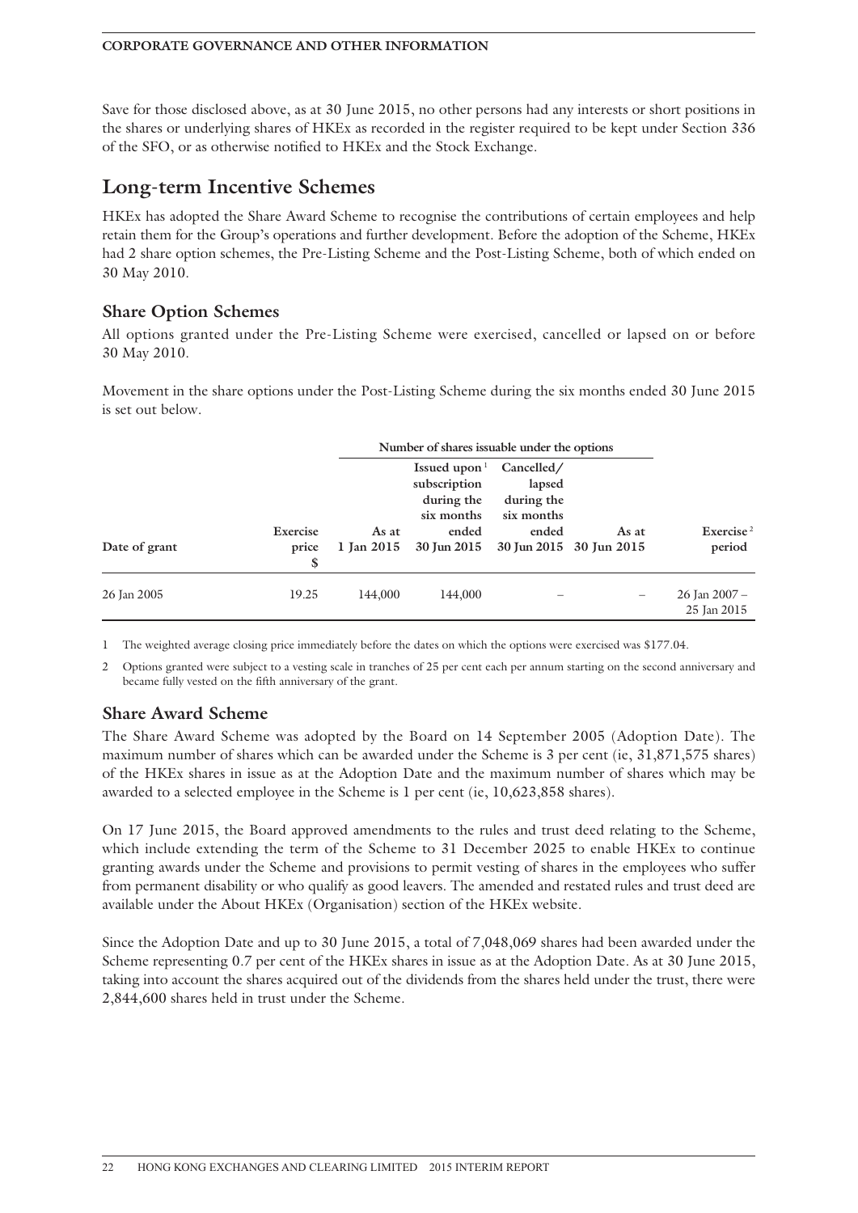Save for those disclosed above, as at 30 June 2015, no other persons had any interests or short positions in the shares or underlying shares of HKEx as recorded in the register required to be kept under Section 336 of the SFO, or as otherwise notified to HKEx and the Stock Exchange.

# Long-term Incentive Schemes

HKEx has adopted the Share Award Scheme to recognise the contributions of certain employees and help retain them for the Group's operations and further development. Before the adoption of the Scheme, HKEx had 2 share option schemes, the Pre-Listing Scheme and the Post-Listing Scheme, both of which ended on 30 May 2010.

## Share Option Schemes

All options granted under the Pre-Listing Scheme were exercised, cancelled or lapsed on or before 30 May 2010.

Movement in the share options under the Post-Listing Scheme during the six months ended 30 June 2015 is set out below.

| | | Number of shares issuable under the options | | | | |
|---|---|---|---|---|---|---|
| **Date of grant** | **Exercise price $** | **As at 1 Jan 2015** | **Issued upon[1] subscription during the six months ended 30 Jun 2015** | **Cancelled/ lapsed during the six months ended 30 Jun 2015** | **As at 30 Jun 2015** | **Exercise[2] period** |
| 26 Jan 2005 | 19.25 | 144,000 | 144,000 | – | – | 26 Jan 2007 – 25 Jan 2015 |

1 The weighted average closing price immediately before the dates on which the options were exercised was $177.04.

2 Options granted were subject to a vesting scale in tranches of 25 per cent each per annum starting on the second anniversary and became fully vested on the fifth anniversary of the grant.

## Share Award Scheme

The Share Award Scheme was adopted by the Board on 14 September 2005 (Adoption Date). The maximum number of shares which can be awarded under the Scheme is 3 per cent (ie, 31,871,575 shares) of the HKEx shares in issue as at the Adoption Date and the maximum number of shares which may be awarded to a selected employee in the Scheme is 1 per cent (ie, 10,623,858 shares).

On 17 June 2015, the Board approved amendments to the rules and trust deed relating to the Scheme, which include extending the term of the Scheme to 31 December 2025 to enable HKEx to continue granting awards under the Scheme and provisions to permit vesting of shares in the employees who suffer from permanent disability or who qualify as good leavers. The amended and restated rules and trust deed are available under the About HKEx (Organisation) section of the HKEx website.

Since the Adoption Date and up to 30 June 2015, a total of 7,048,069 shares had been awarded under the Scheme representing 0.7 per cent of the HKEx shares in issue as at the Adoption Date. As at 30 June 2015, taking into account the shares acquired out of the dividends from the shares held under the trust, there were 2,844,600 shares held in trust under the Scheme.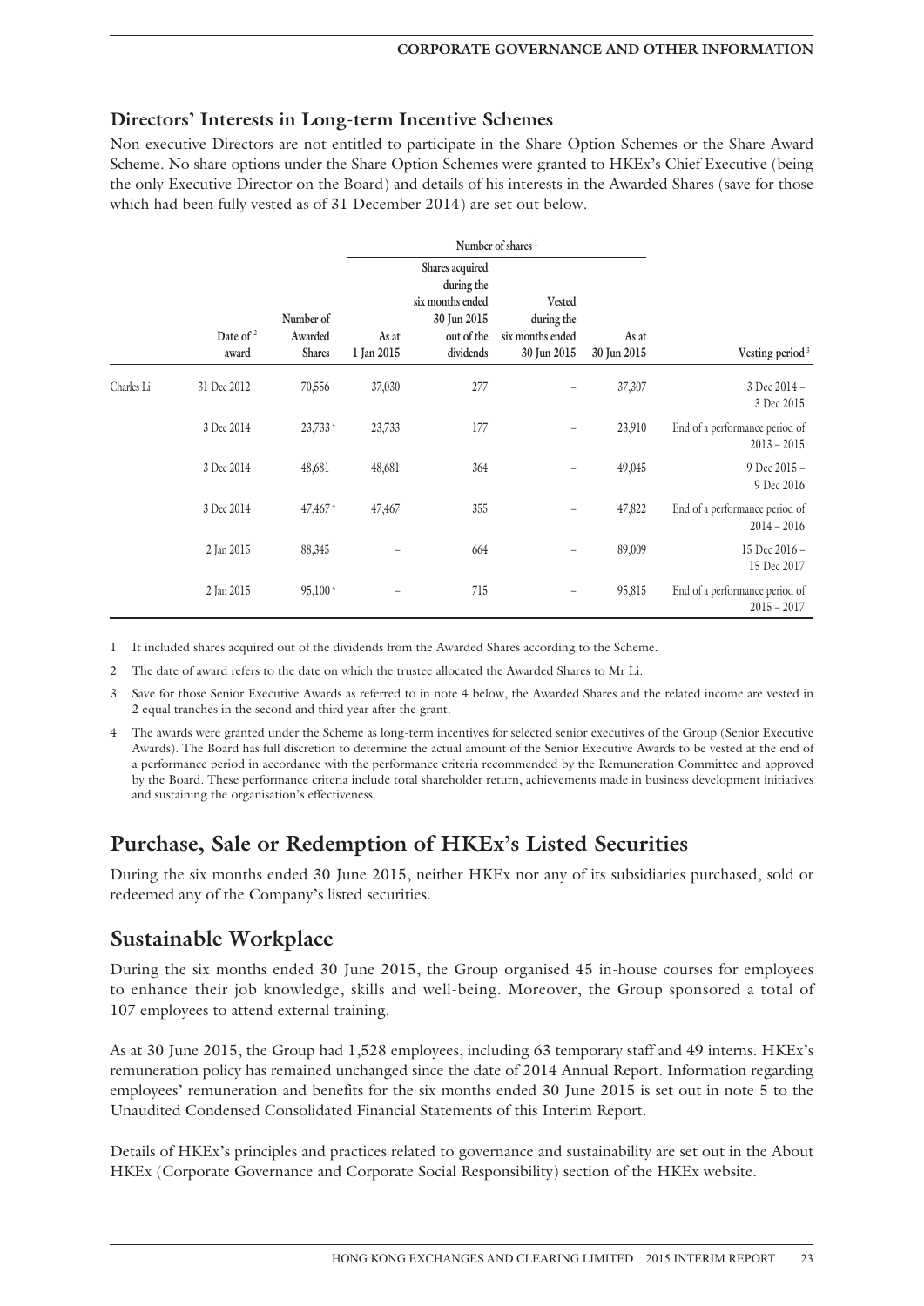### Directors' Interests in Long-term Incentive Schemes

Non-executive Directors are not entitled to participate in the Share Option Schemes or the Share Award Scheme. No share options under the Share Option Schemes were granted to HKEx's Chief Executive (being the only Executive Director on the Board) and details of his interests in the Awarded Shares (save for those which had been fully vested as of 31 December 2014) are set out below.

| | Date of award [2] | Number of Awarded Shares | Number of shares [1] | | | | Vesting period [3] |
|---|---|---|---|---|---|---|---|
| | | | As at 1 Jan 2015 | Shares acquired during the six months ended 30 Jun 2015 out of the dividends | Vested during the six months ended 30 Jun 2015 | As at 30 Jun 2015 | |
| Charles Li | 31 Dec 2012 | 70,556 | 37,030 | 277 | – | 37,307 | 3 Dec 2014 – 3 Dec 2015 |
| | 3 Dec 2014 | 23,733 [4] | 23,733 | 177 | – | 23,910 | End of a performance period of 2013 – 2015 |
| | 3 Dec 2014 | 48,681 | 48,681 | 364 | – | 49,045 | 9 Dec 2015 – 9 Dec 2016 |
| | 3 Dec 2014 | 47,467 [4] | 47,467 | 355 | – | 47,822 | End of a performance period of 2014 – 2016 |
| | 2 Jan 2015 | 88,345 | – | 664 | – | 89,009 | 15 Dec 2016 – 15 Dec 2017 |
| | 2 Jan 2015 | 95,100 [4] | – | 715 | – | 95,815 | End of a performance period of 2015 – 2017 |

1 It included shares acquired out of the dividends from the Awarded Shares according to the Scheme.

2 The date of award refers to the date on which the trustee allocated the Awarded Shares to Mr Li.

3 Save for those Senior Executive Awards as referred to in note 4 below, the Awarded Shares and the related income are vested in 2 equal tranches in the second and third year after the grant.

4 The awards were granted under the Scheme as long-term incentives for selected senior executives of the Group (Senior Executive Awards). The Board has full discretion to determine the actual amount of the Senior Executive Awards to be vested at the end of a performance period in accordance with the performance criteria recommended by the Remuneration Committee and approved by the Board. These performance criteria include total shareholder return, achievements made in business development initiatives and sustaining the organisation's effectiveness.

## Purchase, Sale or Redemption of HKEx's Listed Securities

During the six months ended 30 June 2015, neither HKEx nor any of its subsidiaries purchased, sold or redeemed any of the Company's listed securities.

## Sustainable Workplace

During the six months ended 30 June 2015, the Group organised 45 in-house courses for employees to enhance their job knowledge, skills and well-being. Moreover, the Group sponsored a total of 107 employees to attend external training.

As at 30 June 2015, the Group had 1,528 employees, including 63 temporary staff and 49 interns. HKEx's remuneration policy has remained unchanged since the date of 2014 Annual Report. Information regarding employees' remuneration and benefits for the six months ended 30 June 2015 is set out in note 5 to the Unaudited Condensed Consolidated Financial Statements of this Interim Report.

Details of HKEx's principles and practices related to governance and sustainability are set out in the About HKEx (Corporate Governance and Corporate Social Responsibility) section of the HKEx website.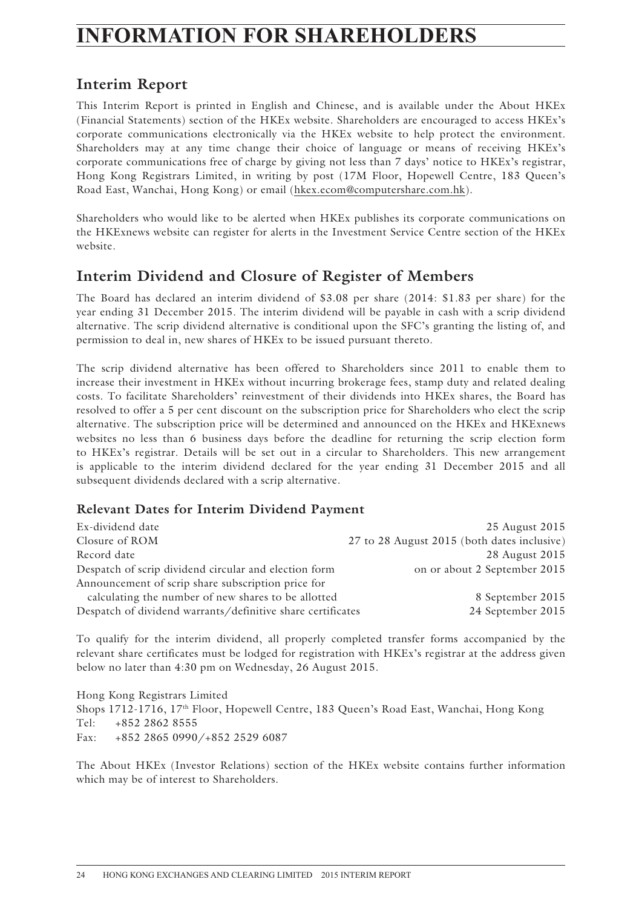# INFORMATION FOR SHAREHOLDERS

## Interim Report

This Interim Report is printed in English and Chinese, and is available under the About HKEx (Financial Statements) section of the HKEx website. Shareholders are encouraged to access HKEx's corporate communications electronically via the HKEx website to help protect the environment. Shareholders may at any time change their choice of language or means of receiving HKEx's corporate communications free of charge by giving not less than 7 days' notice to HKEx's registrar, Hong Kong Registrars Limited, in writing by post (17M Floor, Hopewell Centre, 183 Queen's Road East, Wanchai, Hong Kong) or email (hkex.ecom@computershare.com.hk).

Shareholders who would like to be alerted when HKEx publishes its corporate communications on the HKExnews website can register for alerts in the Investment Service Centre section of the HKEx website.

## Interim Dividend and Closure of Register of Members

The Board has declared an interim dividend of $3.08 per share (2014: $1.83 per share) for the year ending 31 December 2015. The interim dividend will be payable in cash with a scrip dividend alternative. The scrip dividend alternative is conditional upon the SFC's granting the listing of, and permission to deal in, new shares of HKEx to be issued pursuant thereto.

The scrip dividend alternative has been offered to Shareholders since 2011 to enable them to increase their investment in HKEx without incurring brokerage fees, stamp duty and related dealing costs. To facilitate Shareholders' reinvestment of their dividends into HKEx shares, the Board has resolved to offer a 5 per cent discount on the subscription price for Shareholders who elect the scrip alternative. The subscription price will be determined and announced on the HKEx and HKExnews websites no less than 6 business days before the deadline for returning the scrip election form to HKEx's registrar. Details will be set out in a circular to Shareholders. This new arrangement is applicable to the interim dividend declared for the year ending 31 December 2015 and all subsequent dividends declared with a scrip alternative.

### Relevant Dates for Interim Dividend Payment

| | |
|---|---|
| Ex-dividend date | 25 August 2015 |
| Closure of ROM | 27 to 28 August 2015 (both dates inclusive) |
| Record date | 28 August 2015 |
| Despatch of scrip dividend circular and election form | on or about 2 September 2015 |
| Announcement of scrip share subscription price for calculating the number of new shares to be allotted | 8 September 2015 |
| Despatch of dividend warrants/definitive share certificates | 24 September 2015 |

To qualify for the interim dividend, all properly completed transfer forms accompanied by the relevant share certificates must be lodged for registration with HKEx's registrar at the address given below no later than 4:30 pm on Wednesday, 26 August 2015.

Hong Kong Registrars Limited
Shops 1712-1716, 17th Floor, Hopewell Centre, 183 Queen's Road East, Wanchai, Hong Kong
Tel: +852 2862 8555
Fax: +852 2865 0990/+852 2529 6087

The About HKEx (Investor Relations) section of the HKEx website contains further information which may be of interest to Shareholders.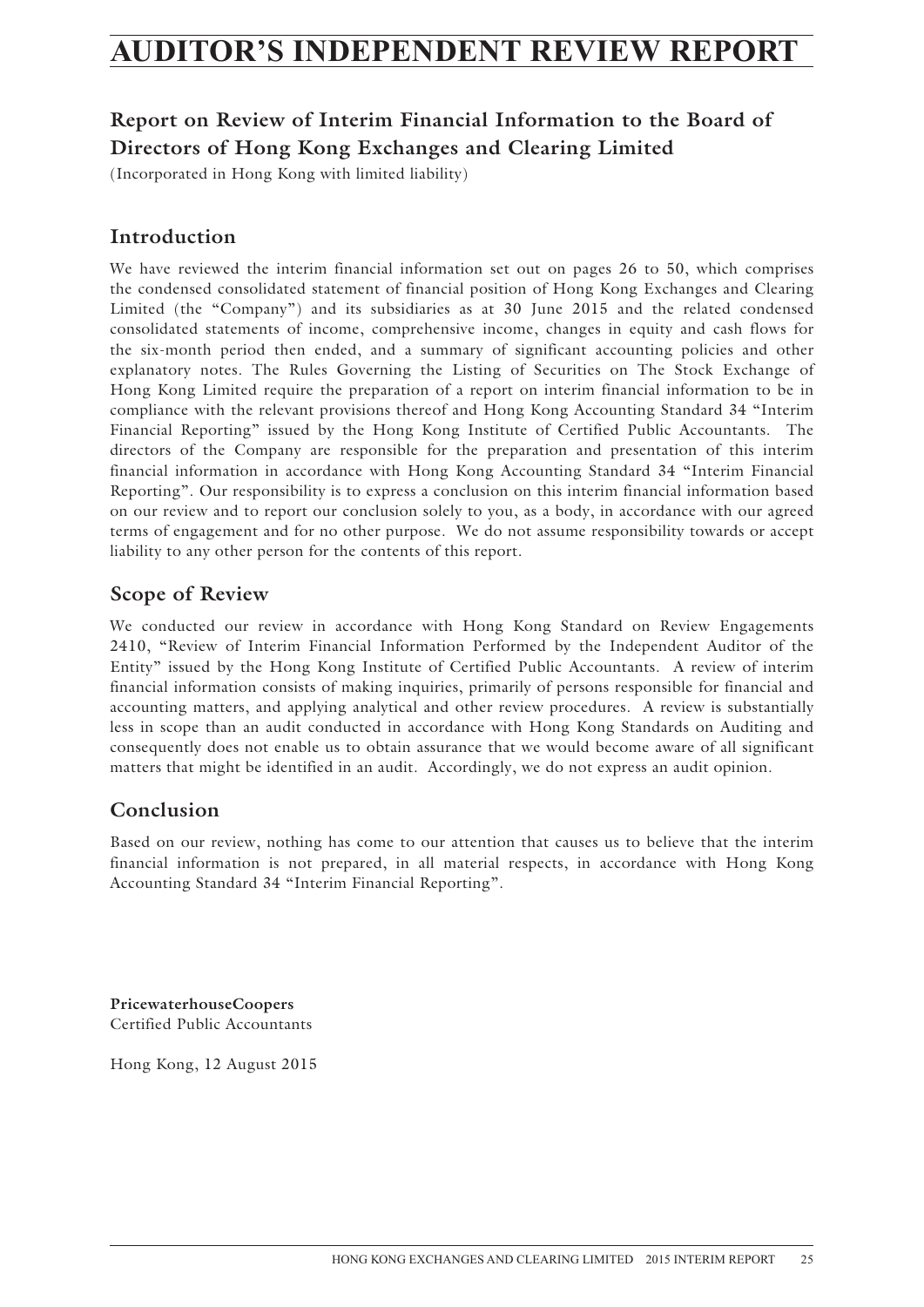# AUDITOR'S INDEPENDENT REVIEW REPORT

## Report on Review of Interim Financial Information to the Board of Directors of Hong Kong Exchanges and Clearing Limited

(Incorporated in Hong Kong with limited liability)

## Introduction

We have reviewed the interim financial information set out on pages 26 to 50, which comprises the condensed consolidated statement of financial position of Hong Kong Exchanges and Clearing Limited (the "Company") and its subsidiaries as at 30 June 2015 and the related condensed consolidated statements of income, comprehensive income, changes in equity and cash flows for the six-month period then ended, and a summary of significant accounting policies and other explanatory notes. The Rules Governing the Listing of Securities on The Stock Exchange of Hong Kong Limited require the preparation of a report on interim financial information to be in compliance with the relevant provisions thereof and Hong Kong Accounting Standard 34 "Interim Financial Reporting" issued by the Hong Kong Institute of Certified Public Accountants. The directors of the Company are responsible for the preparation and presentation of this interim financial information in accordance with Hong Kong Accounting Standard 34 "Interim Financial Reporting". Our responsibility is to express a conclusion on this interim financial information based on our review and to report our conclusion solely to you, as a body, in accordance with our agreed terms of engagement and for no other purpose. We do not assume responsibility towards or accept liability to any other person for the contents of this report.

## Scope of Review

We conducted our review in accordance with Hong Kong Standard on Review Engagements 2410, "Review of Interim Financial Information Performed by the Independent Auditor of the Entity" issued by the Hong Kong Institute of Certified Public Accountants. A review of interim financial information consists of making inquiries, primarily of persons responsible for financial and accounting matters, and applying analytical and other review procedures. A review is substantially less in scope than an audit conducted in accordance with Hong Kong Standards on Auditing and consequently does not enable us to obtain assurance that we would become aware of all significant matters that might be identified in an audit. Accordingly, we do not express an audit opinion.

## Conclusion

Based on our review, nothing has come to our attention that causes us to believe that the interim financial information is not prepared, in all material respects, in accordance with Hong Kong Accounting Standard 34 "Interim Financial Reporting".

**PricewaterhouseCoopers**
Certified Public Accountants

Hong Kong, 12 August 2015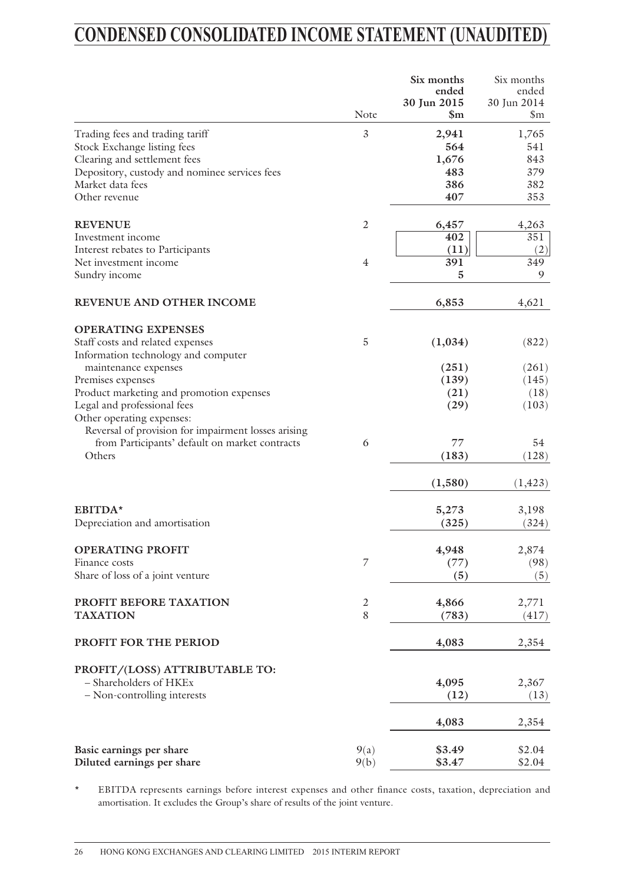# CONDENSED CONSOLIDATED INCOME STATEMENT (UNAUDITED)

| | Note | **Six months ended 30 Jun 2015 \$m** | Six months ended 30 Jun 2014 \$m |
|---|---|---|---|
| Trading fees and trading tariff | 3 | **2,941** | 1,765 |
| Stock Exchange listing fees | | **564** | 541 |
| Clearing and settlement fees | | **1,676** | 843 |
| Depository, custody and nominee services fees | | **483** | 379 |
| Market data fees | | **386** | 382 |
| Other revenue | | **407** | 353 |
| **REVENUE** | 2 | **6,457** | 4,263 |
| Investment income | | **402** | 351 |
| Interest rebates to Participants | | **(11)** | (2) |
| Net investment income | 4 | **391** | 349 |
| Sundry income | | **5** | 9 |
| **REVENUE AND OTHER INCOME** | | **6,853** | 4,621 |
| **OPERATING EXPENSES** | | | |
| Staff costs and related expenses | 5 | **(1,034)** | (822) |
| Information technology and computer maintenance expenses | | **(251)** | (261) |
| Premises expenses | | **(139)** | (145) |
| Product marketing and promotion expenses | | **(21)** | (18) |
| Legal and professional fees | | **(29)** | (103) |
| Other operating expenses: | | | |
| Reversal of provision for impairment losses arising from Participants' default on market contracts | 6 | **77** | 54 |
| Others | | **(183)** | (128) |
| | | **(1,580)** | (1,423) |
| **EBITDA*** | | **5,273** | 3,198 |
| Depreciation and amortisation | | **(325)** | (324) |
| **OPERATING PROFIT** | | **4,948** | 2,874 |
| Finance costs | 7 | **(77)** | (98) |
| Share of loss of a joint venture | | **(5)** | (5) |
| **PROFIT BEFORE TAXATION** | 2 | **4,866** | 2,771 |
| **TAXATION** | 8 | **(783)** | (417) |
| **PROFIT FOR THE PERIOD** | | **4,083** | 2,354 |
| **PROFIT/(LOSS) ATTRIBUTABLE TO:** | | | |
| – Shareholders of HKEx | | **4,095** | 2,367 |
| – Non-controlling interests | | **(12)** | (13) |
| | | **4,083** | 2,354 |
| **Basic earnings per share** | 9(a) | **\$3.49** | \$2.04 |
| **Diluted earnings per share** | 9(b) | **\$3.47** | \$2.04 |

\* EBITDA represents earnings before interest expenses and other finance costs, taxation, depreciation and amortisation. It excludes the Group's share of results of the joint venture.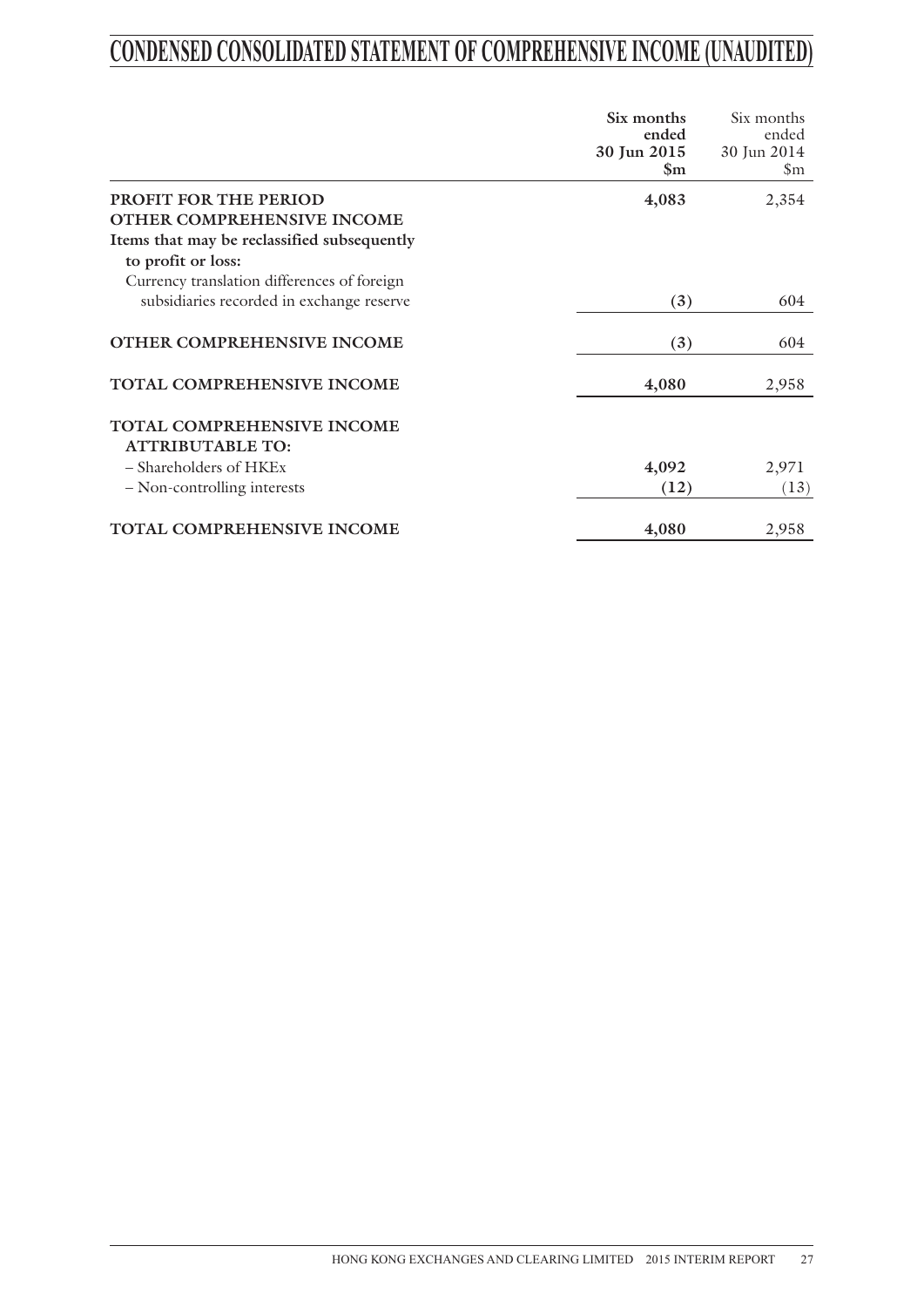# CONDENSED CONSOLIDATED STATEMENT OF COMPREHENSIVE INCOME (UNAUDITED)

| | **Six months ended 30 Jun 2015 $m** | Six months ended 30 Jun 2014 $m |
|---|---|---|
| **PROFIT FOR THE PERIOD** | **4,083** | 2,354 |
| **OTHER COMPREHENSIVE INCOME** | | |
| **Items that may be reclassified subsequently to profit or loss:** | | |
| Currency translation differences of foreign subsidiaries recorded in exchange reserve | **(3)** | 604 |
| **OTHER COMPREHENSIVE INCOME** | **(3)** | 604 |
| **TOTAL COMPREHENSIVE INCOME** | **4,080** | 2,958 |
| **TOTAL COMPREHENSIVE INCOME ATTRIBUTABLE TO:** | | |
| – Shareholders of HKEx | **4,092** | 2,971 |
| – Non-controlling interests | **(12)** | (13) |
| **TOTAL COMPREHENSIVE INCOME** | **4,080** | 2,958 |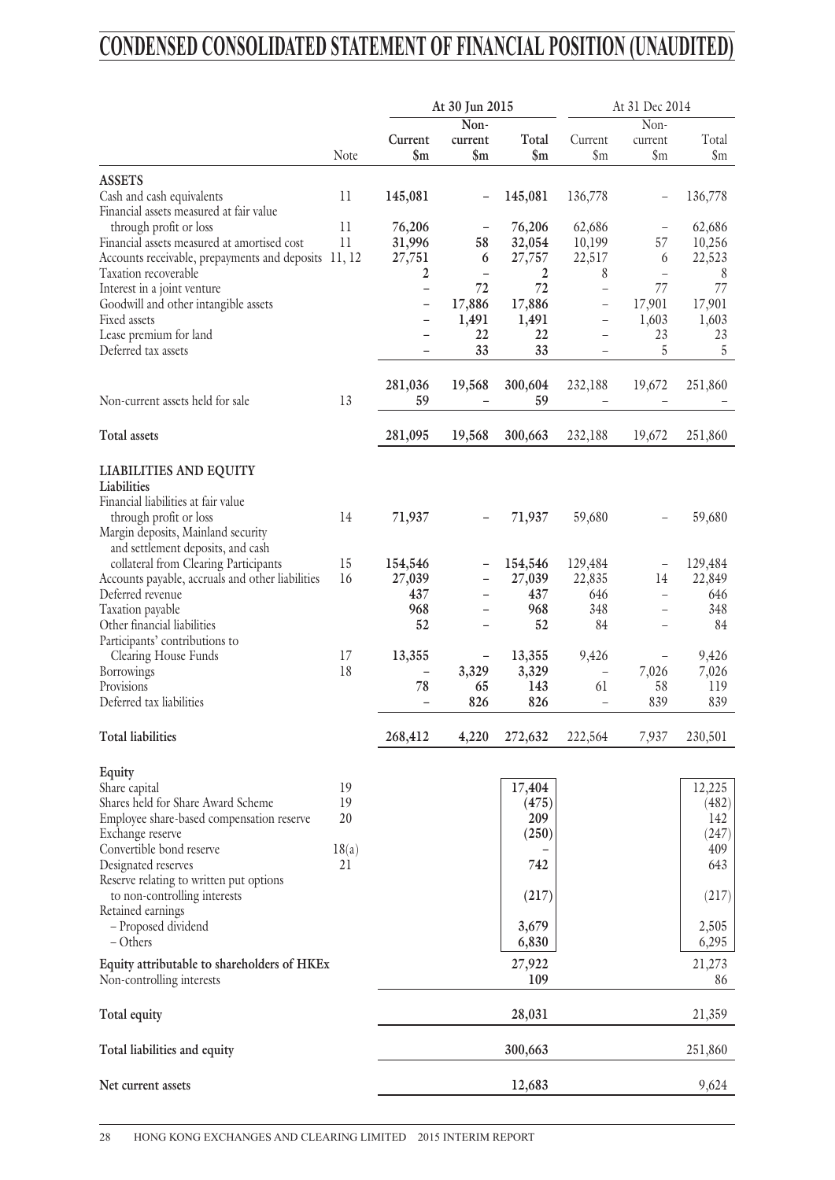# CONDENSED CONSOLIDATED STATEMENT OF FINANCIAL POSITION (UNAUDITED)

| | Note | At 30 Jun 2015 | | | At 31 Dec 2014 | | |
|---|---|---|---|---|---|---|---|
| | | Current $m | Non-current $m | Total $m | Current $m | Non-current $m | Total $m |
| **ASSETS** | | | | | | | |
| Cash and cash equivalents | 11 | **145,081** | **–** | **145,081** | 136,778 | – | 136,778 |
| Financial assets measured at fair value through profit or loss | 11 | **76,206** | **–** | **76,206** | 62,686 | – | 62,686 |
| Financial assets measured at amortised cost | 11 | **31,996** | **58** | **32,054** | 10,199 | 57 | 10,256 |
| Accounts receivable, prepayments and deposits | 11, 12 | **27,751** | **6** | **27,757** | 22,517 | 6 | 22,523 |
| Taxation recoverable | | **2** | **–** | **2** | 8 | – | 8 |
| Interest in a joint venture | | **–** | **72** | **72** | – | 77 | 77 |
| Goodwill and other intangible assets | | **–** | **17,886** | **17,886** | – | 17,901 | 17,901 |
| Fixed assets | | **–** | **1,491** | **1,491** | – | 1,603 | 1,603 |
| Lease premium for land | | **–** | **22** | **22** | – | 23 | 23 |
| Deferred tax assets | | **–** | **33** | **33** | – | 5 | 5 |
| | | **281,036** | **19,568** | **300,604** | 232,188 | 19,672 | 251,860 |
| Non-current assets held for sale | 13 | **59** | **–** | **59** | – | – | – |
| **Total assets** | | **281,095** | **19,568** | **300,663** | 232,188 | 19,672 | 251,860 |
| **LIABILITIES AND EQUITY** | | | | | | | |
| **Liabilities** | | | | | | | |
| Financial liabilities at fair value through profit or loss | 14 | **71,937** | **–** | **71,937** | 59,680 | – | 59,680 |
| Margin deposits, Mainland security and settlement deposits, and cash collateral from Clearing Participants | 15 | **154,546** | **–** | **154,546** | 129,484 | – | 129,484 |
| Accounts payable, accruals and other liabilities | 16 | **27,039** | **–** | **27,039** | 22,835 | 14 | 22,849 |
| Deferred revenue | | **437** | **–** | **437** | 646 | – | 646 |
| Taxation payable | | **968** | **–** | **968** | 348 | – | 348 |
| Other financial liabilities | | **52** | **–** | **52** | 84 | – | 84 |
| Participants' contributions to Clearing House Funds | 17 | **13,355** | **–** | **13,355** | 9,426 | – | 9,426 |
| Borrowings | 18 | **–** | **3,329** | **3,329** | – | 7,026 | 7,026 |
| Provisions | | **78** | **65** | **143** | 61 | 58 | 119 |
| Deferred tax liabilities | | **–** | **826** | **826** | – | 839 | 839 |
| **Total liabilities** | | **268,412** | **4,220** | **272,632** | 222,564 | 7,937 | 230,501 |
| **Equity** | | | | | | | |
| Share capital | 19 | | | **17,404** | | | 12,225 |
| Shares held for Share Award Scheme | 19 | | | **(475)** | | | (482) |
| Employee share-based compensation reserve | 20 | | | **209** | | | 142 |
| Exchange reserve | | | | **(250)** | | | (247) |
| Convertible bond reserve | 18(a) | | | **–** | | | 409 |
| Designated reserves | 21 | | | **742** | | | 643 |
| Reserve relating to written put options to non-controlling interests | | | | **(217)** | | | (217) |
| Retained earnings | | | | | | | |
| – Proposed dividend | | | | **3,679** | | | 2,505 |
| – Others | | | | **6,830** | | | 6,295 |
| **Equity attributable to shareholders of HKEx** | | | | **27,922** | | | 21,273 |
| Non-controlling interests | | | | **109** | | | 86 |
| **Total equity** | | | | **28,031** | | | 21,359 |
| **Total liabilities and equity** | | | | **300,663** | | | 251,860 |
| **Net current assets** | | | | **12,683** | | | 9,624 |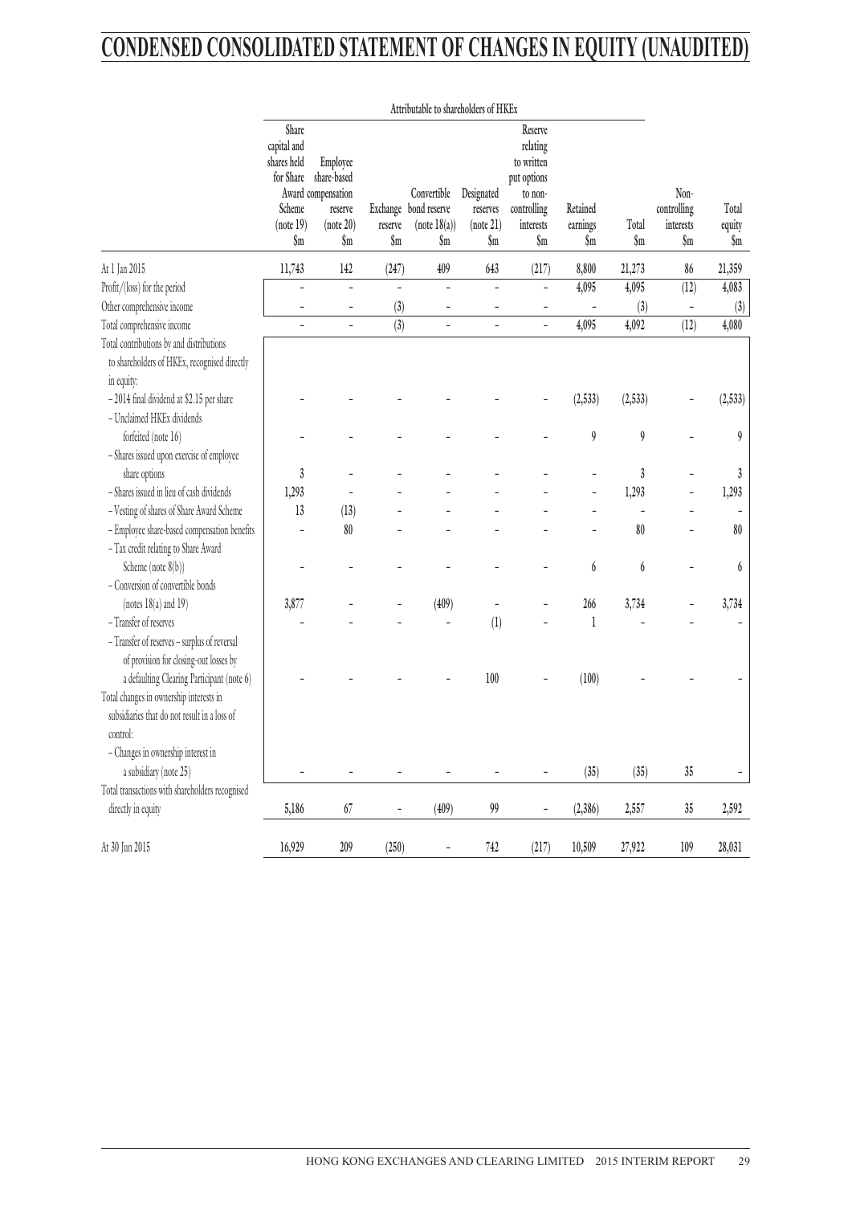# CONDENSED CONSOLIDATED STATEMENT OF CHANGES IN EQUITY (UNAUDITED)

| | Attributable to shareholders of HKEx | | | | | | | | | |
|---|---|---|---|---|---|---|---|---|---|---|
| | Share capital and shares held for Share Award Scheme (note 19) $m | Employee share-based compensation reserve (note 20) $m | Exchange reserve $m | Convertible bond reserve (note 18(a)) $m | Designated reserves (note 21) $m | Reserve relating to written put options to non-controlling interests $m | Retained earnings $m | Total $m | Non-controlling interests $m | Total equity $m |
| At 1 Jan 2015 | 11,743 | 142 | (247) | 409 | 643 | (217) | 8,800 | 21,273 | 86 | 21,359 |
| Profit/(loss) for the period | – | – | – | – | – | – | 4,095 | 4,095 | (12) | 4,083 |
| Other comprehensive income | – | – | (3) | – | – | – | – | (3) | – | (3) |
| Total comprehensive income | – | – | (3) | – | – | – | 4,095 | 4,092 | (12) | 4,080 |
| Total contributions by and distributions to shareholders of HKEx, recognised directly in equity: | | | | | | | | | | |
| – 2014 final dividend at $2.15 per share | – | – | – | – | – | – | (2,533) | (2,533) | – | (2,533) |
| – Unclaimed HKEx dividends forfeited (note 16) | – | – | – | – | – | – | 9 | 9 | – | 9 |
| – Shares issued upon exercise of employee share options | 3 | – | – | – | – | – | – | 3 | – | 3 |
| – Shares issued in lieu of cash dividends | 1,293 | – | – | – | – | – | – | 1,293 | – | 1,293 |
| – Vesting of shares of Share Award Scheme | 13 | (13) | – | – | – | – | – | – | – | – |
| – Employee share-based compensation benefits | – | 80 | – | – | – | – | – | 80 | – | 80 |
| – Tax credit relating to Share Award Scheme (note 8(b)) | – | – | – | – | – | – | 6 | 6 | – | 6 |
| – Conversion of convertible bonds (notes 18(a) and 19) | 3,877 | – | – | (409) | – | – | 266 | 3,734 | – | 3,734 |
| – Transfer of reserves | – | – | – | – | (1) | – | 1 | – | – | – |
| – Transfer of reserves – surplus of reversal of provision for closing-out losses by a defaulting Clearing Participant (note 6) | – | – | – | – | 100 | – | (100) | – | – | – |
| Total changes in ownership interests in subsidiaries that do not result in a loss of control: | | | | | | | | | | |
| – Changes in ownership interest in a subsidiary (note 25) | – | – | – | – | – | – | (35) | (35) | 35 | – |
| Total transactions with shareholders recognised directly in equity | 5,186 | 67 | – | (409) | 99 | – | (2,386) | 2,557 | 35 | 2,592 |
| At 30 Jun 2015 | 16,929 | 209 | (250) | – | 742 | (217) | 10,509 | 27,922 | 109 | 28,031 |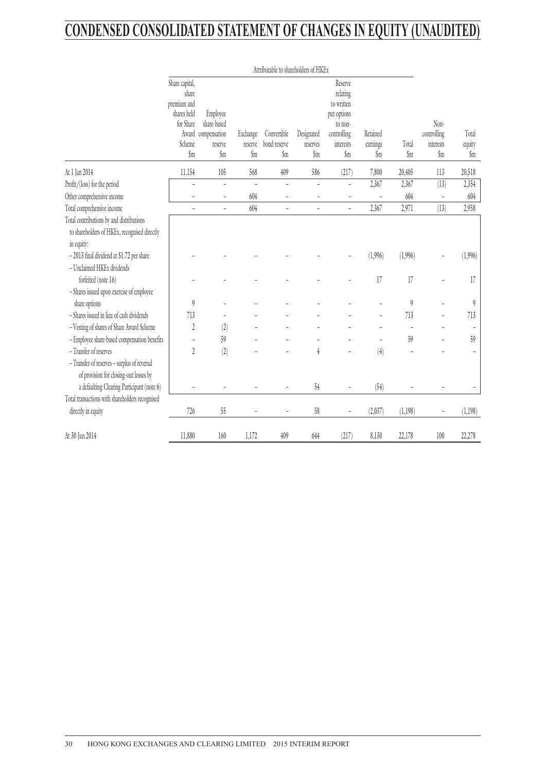# CONDENSED CONSOLIDATED STATEMENT OF CHANGES IN EQUITY (UNAUDITED)

| | Attributable to shareholders of HKEx | | | | | | | | | |
|---|---|---|---|---|---|---|---|---|---|---|
| | Share capital, share premium and shares held for Share Award Scheme $m | Employee share-based compensation reserve $m | Exchange reserve $m | Convertible bond reserve $m | Designated reserves $m | Reserve relating to written put options to non-controlling interests $m | Retained earnings $m | Total $m | Non-controlling interests $m | Total equity $m |
| At 1 Jan 2014 | 11,154 | 105 | 568 | 409 | 586 | (217) | 7,800 | 20,405 | 113 | 20,518 |
| Profit/(loss) for the period | – | – | – | – | – | – | 2,367 | 2,367 | (13) | 2,354 |
| Other comprehensive income | – | – | 604 | – | – | – | – | 604 | – | 604 |
| Total comprehensive income | – | – | 604 | – | – | – | 2,367 | 2,971 | (13) | 2,958 |
| Total contributions by and distributions to shareholders of HKEx, recognised directly in equity: | | | | | | | | | | |
| – 2013 final dividend at $1.72 per share | – | – | – | – | – | – | (1,996) | (1,996) | – | (1,996) |
| – Unclaimed HKEx dividends forfeited (note 16) | – | – | – | – | – | – | 17 | 17 | – | 17 |
| – Shares issued upon exercise of employee share options | 9 | – | – | – | – | – | – | 9 | – | 9 |
| – Shares issued in lieu of cash dividends | 713 | – | – | – | – | – | – | 713 | – | 713 |
| – Vesting of shares of Share Award Scheme | 2 | (2) | – | – | – | – | – | – | – | – |
| – Employee share-based compensation benefits | – | 59 | – | – | – | – | – | 59 | – | 59 |
| – Transfer of reserves | 2 | (2) | – | – | 4 | – | (4) | – | – | – |
| – Transfer of reserves – surplus of reversal of provision for closing-out losses by a defaulting Clearing Participant (note 6) | – | – | – | – | 54 | – | (54) | – | – | – |
| Total transactions with shareholders recognised directly in equity | 726 | 55 | – | – | 58 | – | (2,037) | (1,198) | – | (1,198) |
| At 30 Jun 2014 | 11,880 | 160 | 1,172 | 409 | 644 | (217) | 8,130 | 22,178 | 100 | 22,278 |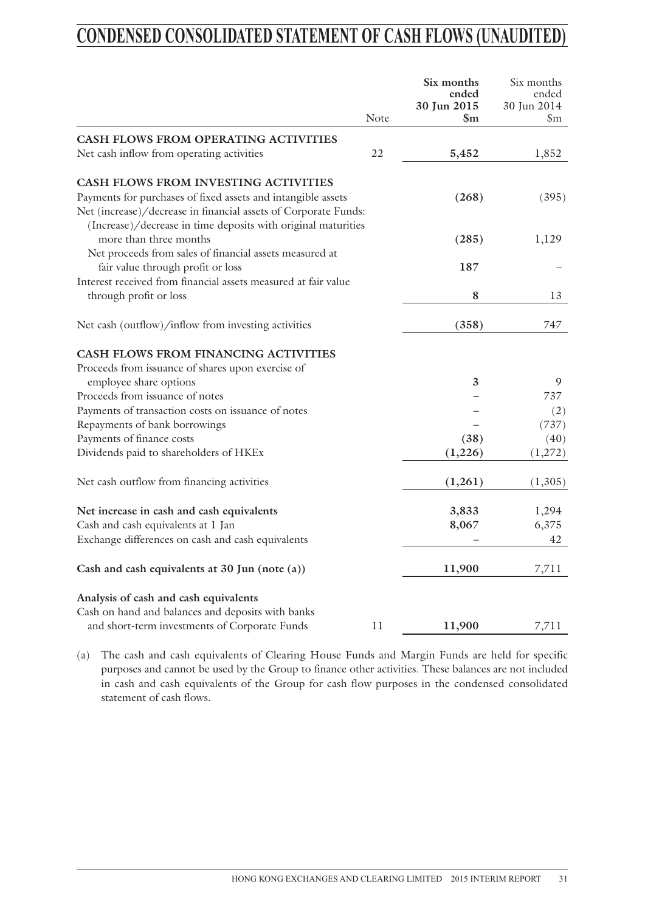# CONDENSED CONSOLIDATED STATEMENT OF CASH FLOWS (UNAUDITED)

| | Note | **Six months ended 30 Jun 2015 $m** | Six months ended 30 Jun 2014 $m |
|---|---|---|---|
| **CASH FLOWS FROM OPERATING ACTIVITIES** | | | |
| Net cash inflow from operating activities | 22 | **5,452** | 1,852 |
| **CASH FLOWS FROM INVESTING ACTIVITIES** | | | |
| Payments for purchases of fixed assets and intangible assets | | **(268)** | (395) |
| Net (increase)/decrease in financial assets of Corporate Funds: | | | |
| (Increase)/decrease in time deposits with original maturities more than three months | | **(285)** | 1,129 |
| Net proceeds from sales of financial assets measured at fair value through profit or loss | | **187** | – |
| Interest received from financial assets measured at fair value through profit or loss | | **8** | 13 |
| Net cash (outflow)/inflow from investing activities | | **(358)** | 747 |
| **CASH FLOWS FROM FINANCING ACTIVITIES** | | | |
| Proceeds from issuance of shares upon exercise of employee share options | | **3** | 9 |
| Proceeds from issuance of notes | | **–** | 737 |
| Payments of transaction costs on issuance of notes | | **–** | (2) |
| Repayments of bank borrowings | | **–** | (737) |
| Payments of finance costs | | **(38)** | (40) |
| Dividends paid to shareholders of HKEx | | **(1,226)** | (1,272) |
| Net cash outflow from financing activities | | **(1,261)** | (1,305) |
| **Net increase in cash and cash equivalents** | | **3,833** | 1,294 |
| Cash and cash equivalents at 1 Jan | | **8,067** | 6,375 |
| Exchange differences on cash and cash equivalents | | **–** | 42 |
| **Cash and cash equivalents at 30 Jun (note (a))** | | **11,900** | 7,711 |
| **Analysis of cash and cash equivalents** | | | |
| Cash on hand and balances and deposits with banks and short-term investments of Corporate Funds | 11 | **11,900** | 7,711 |

(a) The cash and cash equivalents of Clearing House Funds and Margin Funds are held for specific purposes and cannot be used by the Group to finance other activities. These balances are not included in cash and cash equivalents of the Group for cash flow purposes in the condensed consolidated statement of cash flows.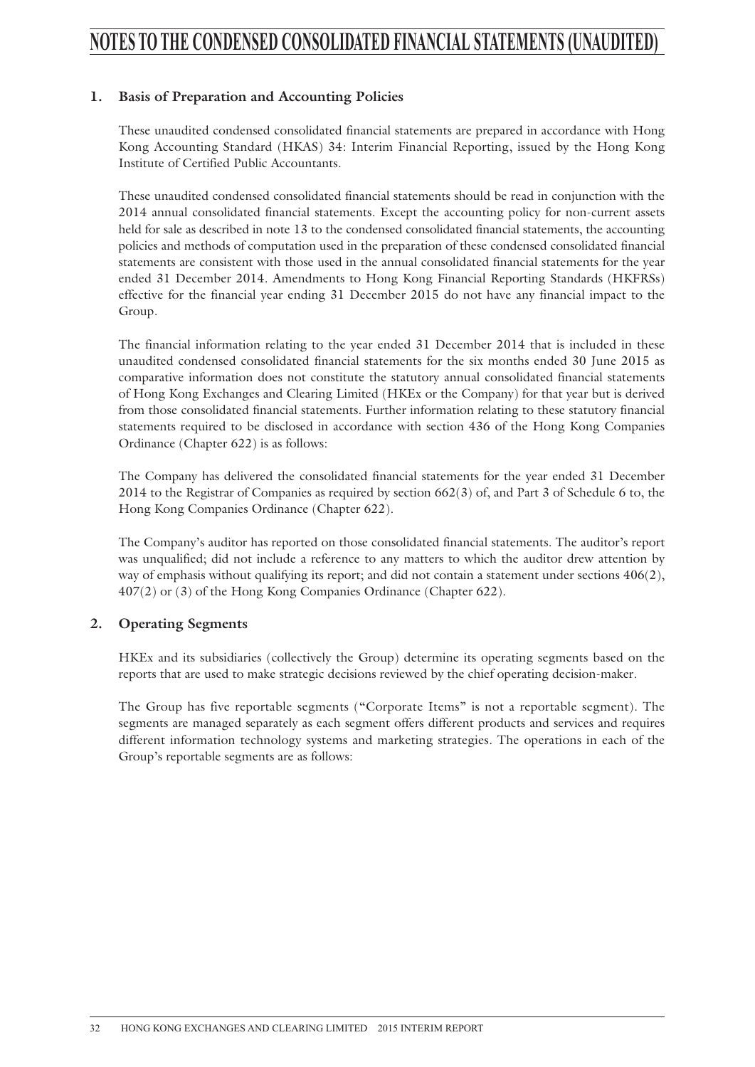# NOTES TO THE CONDENSED CONSOLIDATED FINANCIAL STATEMENTS (UNAUDITED)

## 1. Basis of Preparation and Accounting Policies

These unaudited condensed consolidated financial statements are prepared in accordance with Hong Kong Accounting Standard (HKAS) 34: Interim Financial Reporting, issued by the Hong Kong Institute of Certified Public Accountants.

These unaudited condensed consolidated financial statements should be read in conjunction with the 2014 annual consolidated financial statements. Except the accounting policy for non-current assets held for sale as described in note 13 to the condensed consolidated financial statements, the accounting policies and methods of computation used in the preparation of these condensed consolidated financial statements are consistent with those used in the annual consolidated financial statements for the year ended 31 December 2014. Amendments to Hong Kong Financial Reporting Standards (HKFRSs) effective for the financial year ending 31 December 2015 do not have any financial impact to the Group.

The financial information relating to the year ended 31 December 2014 that is included in these unaudited condensed consolidated financial statements for the six months ended 30 June 2015 as comparative information does not constitute the statutory annual consolidated financial statements of Hong Kong Exchanges and Clearing Limited (HKEx or the Company) for that year but is derived from those consolidated financial statements. Further information relating to these statutory financial statements required to be disclosed in accordance with section 436 of the Hong Kong Companies Ordinance (Chapter 622) is as follows:

The Company has delivered the consolidated financial statements for the year ended 31 December 2014 to the Registrar of Companies as required by section 662(3) of, and Part 3 of Schedule 6 to, the Hong Kong Companies Ordinance (Chapter 622).

The Company's auditor has reported on those consolidated financial statements. The auditor's report was unqualified; did not include a reference to any matters to which the auditor drew attention by way of emphasis without qualifying its report; and did not contain a statement under sections 406(2), 407(2) or (3) of the Hong Kong Companies Ordinance (Chapter 622).

## 2. Operating Segments

HKEx and its subsidiaries (collectively the Group) determine its operating segments based on the reports that are used to make strategic decisions reviewed by the chief operating decision-maker.

The Group has five reportable segments ("Corporate Items" is not a reportable segment). The segments are managed separately as each segment offers different products and services and requires different information technology systems and marketing strategies. The operations in each of the Group's reportable segments are as follows: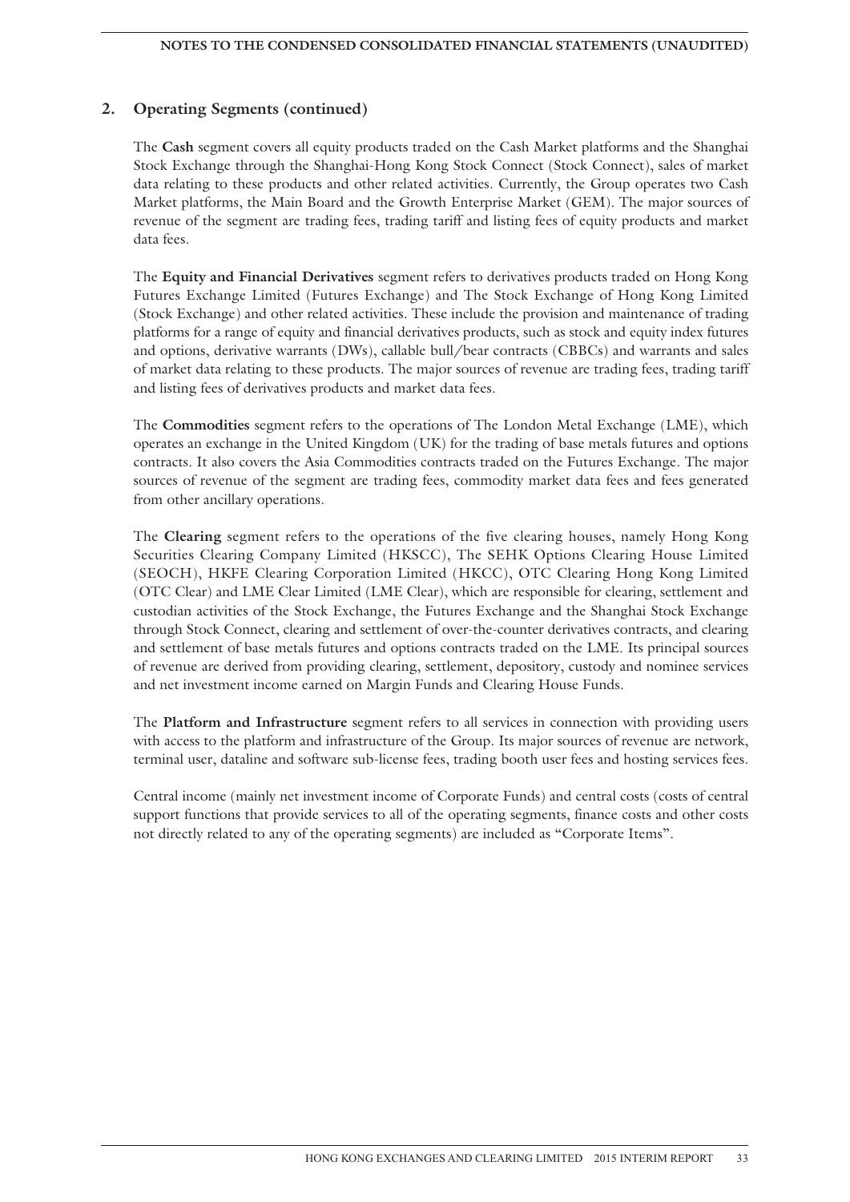## 2. Operating Segments (continued)

The **Cash** segment covers all equity products traded on the Cash Market platforms and the Shanghai Stock Exchange through the Shanghai-Hong Kong Stock Connect (Stock Connect), sales of market data relating to these products and other related activities. Currently, the Group operates two Cash Market platforms, the Main Board and the Growth Enterprise Market (GEM). The major sources of revenue of the segment are trading fees, trading tariff and listing fees of equity products and market data fees.

The **Equity and Financial Derivatives** segment refers to derivatives products traded on Hong Kong Futures Exchange Limited (Futures Exchange) and The Stock Exchange of Hong Kong Limited (Stock Exchange) and other related activities. These include the provision and maintenance of trading platforms for a range of equity and financial derivatives products, such as stock and equity index futures and options, derivative warrants (DWs), callable bull/bear contracts (CBBCs) and warrants and sales of market data relating to these products. The major sources of revenue are trading fees, trading tariff and listing fees of derivatives products and market data fees.

The **Commodities** segment refers to the operations of The London Metal Exchange (LME), which operates an exchange in the United Kingdom (UK) for the trading of base metals futures and options contracts. It also covers the Asia Commodities contracts traded on the Futures Exchange. The major sources of revenue of the segment are trading fees, commodity market data fees and fees generated from other ancillary operations.

The **Clearing** segment refers to the operations of the five clearing houses, namely Hong Kong Securities Clearing Company Limited (HKSCC), The SEHK Options Clearing House Limited (SEOCH), HKFE Clearing Corporation Limited (HKCC), OTC Clearing Hong Kong Limited (OTC Clear) and LME Clear Limited (LME Clear), which are responsible for clearing, settlement and custodian activities of the Stock Exchange, the Futures Exchange and the Shanghai Stock Exchange through Stock Connect, clearing and settlement of over-the-counter derivatives contracts, and clearing and settlement of base metals futures and options contracts traded on the LME. Its principal sources of revenue are derived from providing clearing, settlement, depository, custody and nominee services and net investment income earned on Margin Funds and Clearing House Funds.

The **Platform and Infrastructure** segment refers to all services in connection with providing users with access to the platform and infrastructure of the Group. Its major sources of revenue are network, terminal user, dataline and software sub-license fees, trading booth user fees and hosting services fees.

Central income (mainly net investment income of Corporate Funds) and central costs (costs of central support functions that provide services to all of the operating segments, finance costs and other costs not directly related to any of the operating segments) are included as "Corporate Items".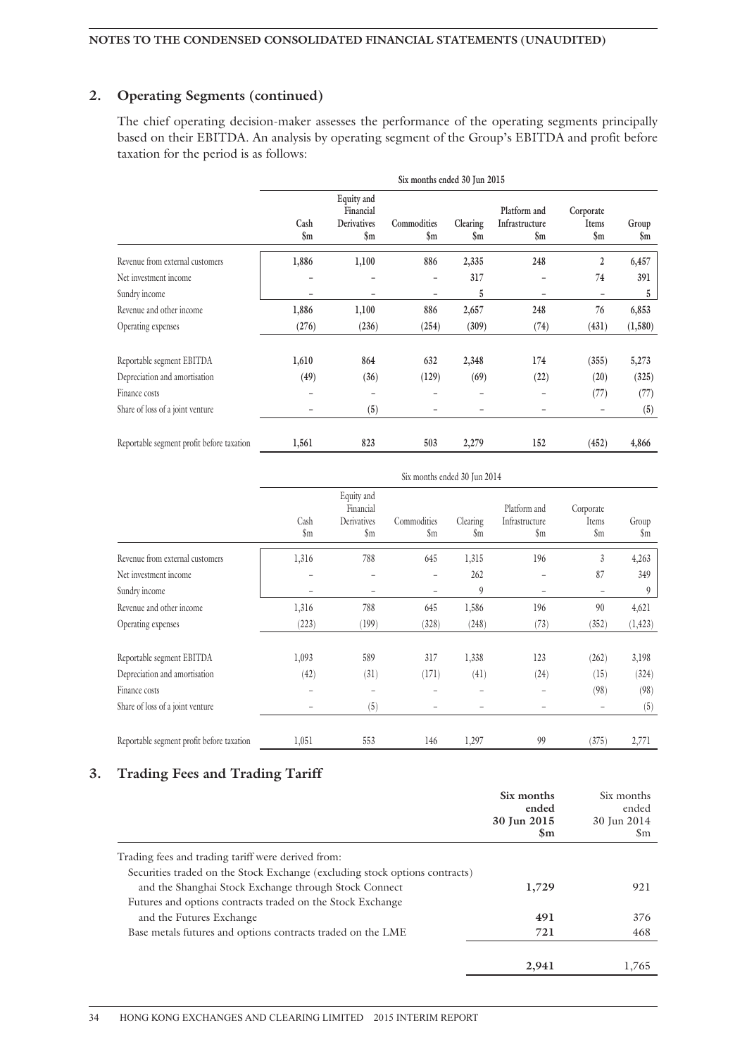## 2. Operating Segments (continued)

The chief operating decision-maker assesses the performance of the operating segments principally based on their EBITDA. An analysis by operating segment of the Group's EBITDA and profit before taxation for the period is as follows:

| | Six months ended 30 Jun 2015 | | | | | | |
|---|---|---|---|---|---|---|---|
| | Cash $m | Equity and Financial Derivatives $m | Commodities $m | Clearing $m | Platform and Infrastructure $m | Corporate Items $m | Group $m |
| Revenue from external customers | 1,886 | 1,100 | 886 | 2,335 | 248 | 2 | 6,457 |
| Net investment income | – | – | – | 317 | – | 74 | 391 |
| Sundry income | – | – | – | 5 | – | – | 5 |
| Revenue and other income | 1,886 | 1,100 | 886 | 2,657 | 248 | 76 | 6,853 |
| Operating expenses | (276) | (236) | (254) | (309) | (74) | (431) | (1,580) |
| Reportable segment EBITDA | 1,610 | 864 | 632 | 2,348 | 174 | (355) | 5,273 |
| Depreciation and amortisation | (49) | (36) | (129) | (69) | (22) | (20) | (325) |
| Finance costs | – | – | – | – | – | (77) | (77) |
| Share of loss of a joint venture | – | (5) | – | – | – | – | (5) |
| Reportable segment profit before taxation | 1,561 | 823 | 503 | 2,279 | 152 | (452) | 4,866 |

| | Six months ended 30 Jun 2014 | | | | | | |
|---|---|---|---|---|---|---|---|
| | Cash $m | Equity and Financial Derivatives $m | Commodities $m | Clearing $m | Platform and Infrastructure $m | Corporate Items $m | Group $m |
| Revenue from external customers | 1,316 | 788 | 645 | 1,315 | 196 | 3 | 4,263 |
| Net investment income | – | – | – | 262 | – | 87 | 349 |
| Sundry income | – | – | – | 9 | – | – | 9 |
| Revenue and other income | 1,316 | 788 | 645 | 1,586 | 196 | 90 | 4,621 |
| Operating expenses | (223) | (199) | (328) | (248) | (73) | (352) | (1,423) |
| Reportable segment EBITDA | 1,093 | 589 | 317 | 1,338 | 123 | (262) | 3,198 |
| Depreciation and amortisation | (42) | (31) | (171) | (41) | (24) | (15) | (324) |
| Finance costs | – | – | – | – | – | (98) | (98) |
| Share of loss of a joint venture | – | (5) | – | – | – | – | (5) |
| Reportable segment profit before taxation | 1,051 | 553 | 146 | 1,297 | 99 | (375) | 2,771 |

## 3. Trading Fees and Trading Tariff

| | Six months ended 30 Jun 2015 $m | Six months ended 30 Jun 2014 $m |
|---|---|---|
| Trading fees and trading tariff were derived from: | | |
| Securities traded on the Stock Exchange (excluding stock options contracts) and the Shanghai Stock Exchange through Stock Connect | 1,729 | 921 |
| Futures and options contracts traded on the Stock Exchange and the Futures Exchange | 491 | 376 |
| Base metals futures and options contracts traded on the LME | 721 | 468 |
| | 2,941 | 1,765 |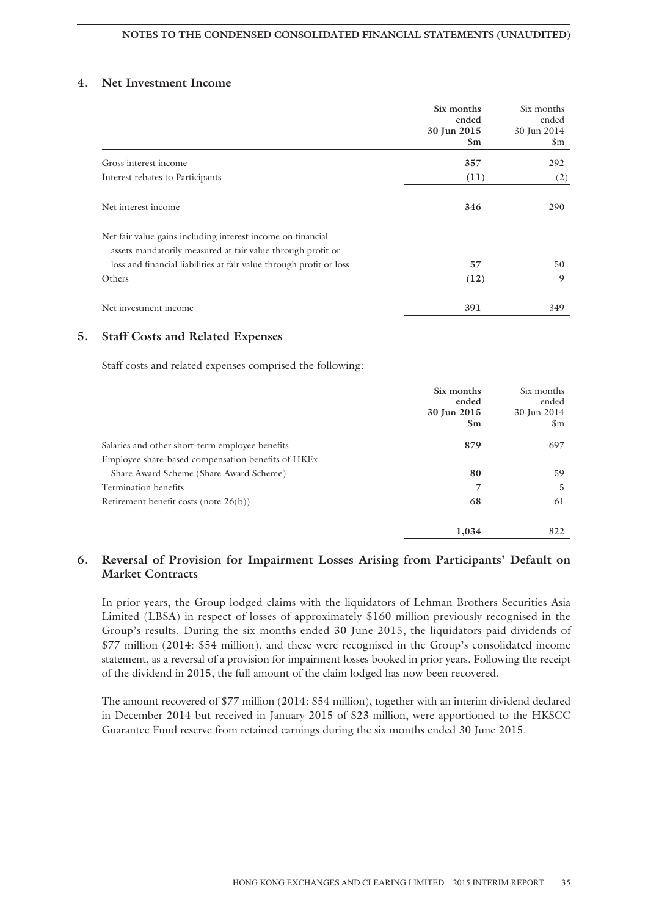## 4. Net Investment Income

| | Six months ended 30 Jun 2015 $m | Six months ended 30 Jun 2014 $m |
|---|---|---|
| Gross interest income | **357** | 292 |
| Interest rebates to Participants | **(11)** | (2) |
| Net interest income | **346** | 290 |
| Net fair value gains including interest income on financial assets mandatorily measured at fair value through profit or loss and financial liabilities at fair value through profit or loss | **57** | 50 |
| Others | **(12)** | 9 |
| Net investment income | **391** | 349 |

## 5. Staff Costs and Related Expenses

Staff costs and related expenses comprised the following:

| | Six months ended 30 Jun 2015 $m | Six months ended 30 Jun 2014 $m |
|---|---|---|
| Salaries and other short-term employee benefits | **879** | 697 |
| Employee share-based compensation benefits of HKEx Share Award Scheme (Share Award Scheme) | **80** | 59 |
| Termination benefits | **7** | 5 |
| Retirement benefit costs (note 26(b)) | **68** | 61 |
| | **1,034** | 822 |

## 6. Reversal of Provision for Impairment Losses Arising from Participants' Default on Market Contracts

In prior years, the Group lodged claims with the liquidators of Lehman Brothers Securities Asia Limited (LBSA) in respect of losses of approximately $160 million previously recognised in the Group's results. During the six months ended 30 June 2015, the liquidators paid dividends of $77 million (2014: $54 million), and these were recognised in the Group's consolidated income statement, as a reversal of a provision for impairment losses booked in prior years. Following the receipt of the dividend in 2015, the full amount of the claim lodged has now been recovered.

The amount recovered of $77 million (2014: $54 million), together with an interim dividend declared in December 2014 but received in January 2015 of $23 million, were apportioned to the HKSCC Guarantee Fund reserve from retained earnings during the six months ended 30 June 2015.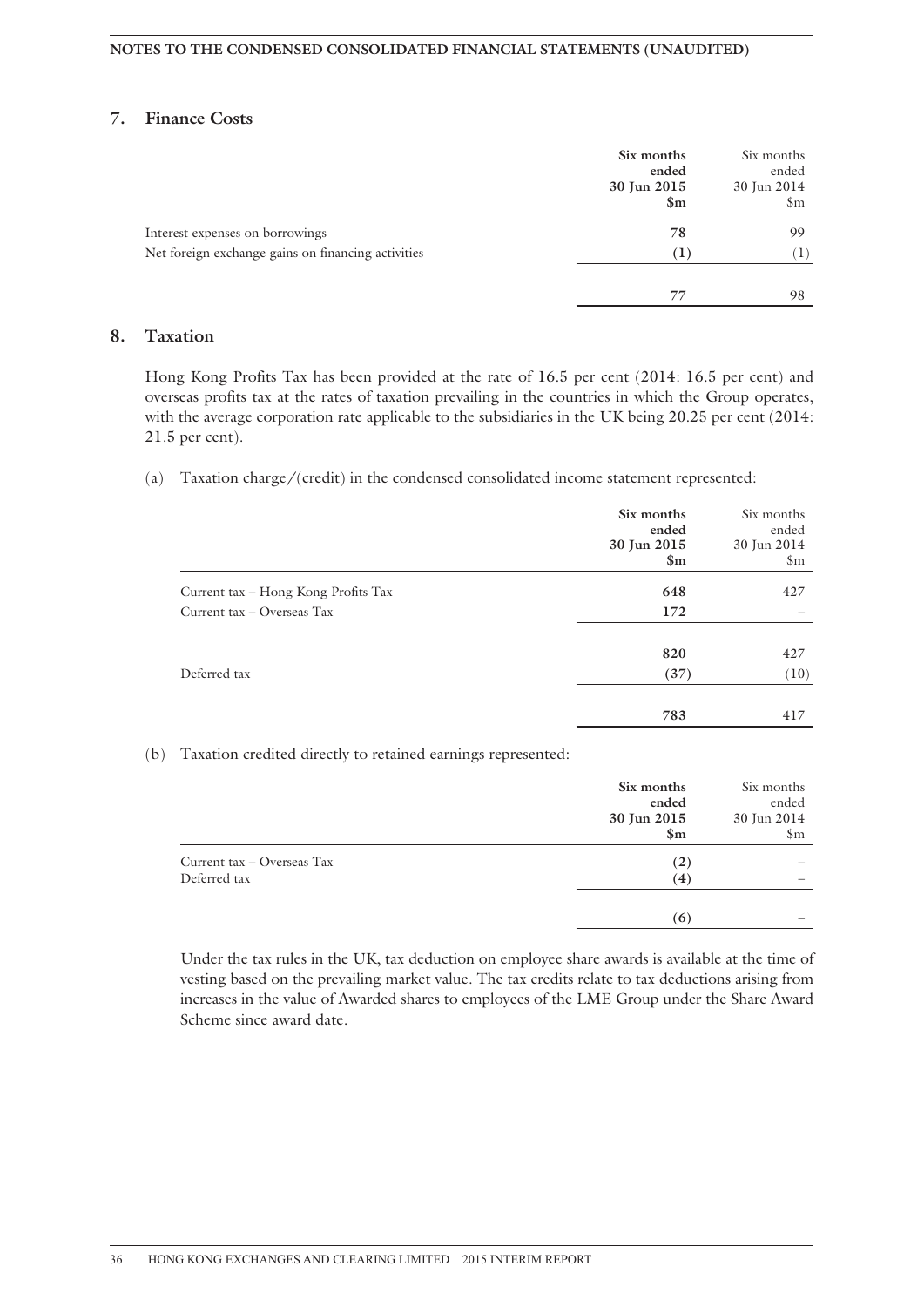## 7. Finance Costs

| | Six months ended 30 Jun 2015 $m | Six months ended 30 Jun 2014 $m |
|---|---|---|
| Interest expenses on borrowings | **78** | 99 |
| Net foreign exchange gains on financing activities | **(1)** | (1) |
| | **77** | 98 |

## 8. Taxation

Hong Kong Profits Tax has been provided at the rate of 16.5 per cent (2014: 16.5 per cent) and overseas profits tax at the rates of taxation prevailing in the countries in which the Group operates, with the average corporation rate applicable to the subsidiaries in the UK being 20.25 per cent (2014: 21.5 per cent).

(a) Taxation charge/(credit) in the condensed consolidated income statement represented:

| | Six months ended 30 Jun 2015 $m | Six months ended 30 Jun 2014 $m |
|---|---|---|
| Current tax – Hong Kong Profits Tax | **648** | 427 |
| Current tax – Overseas Tax | **172** | – |
| | **820** | 427 |
| Deferred tax | **(37)** | (10) |
| | **783** | 417 |

(b) Taxation credited directly to retained earnings represented:

| | Six months ended 30 Jun 2015 $m | Six months ended 30 Jun 2014 $m |
|---|---|---|
| Current tax – Overseas Tax | **(2)** | – |
| Deferred tax | **(4)** | – |
| | **(6)** | – |

Under the tax rules in the UK, tax deduction on employee share awards is available at the time of vesting based on the prevailing market value. The tax credits relate to tax deductions arising from increases in the value of Awarded shares to employees of the LME Group under the Share Award Scheme since award date.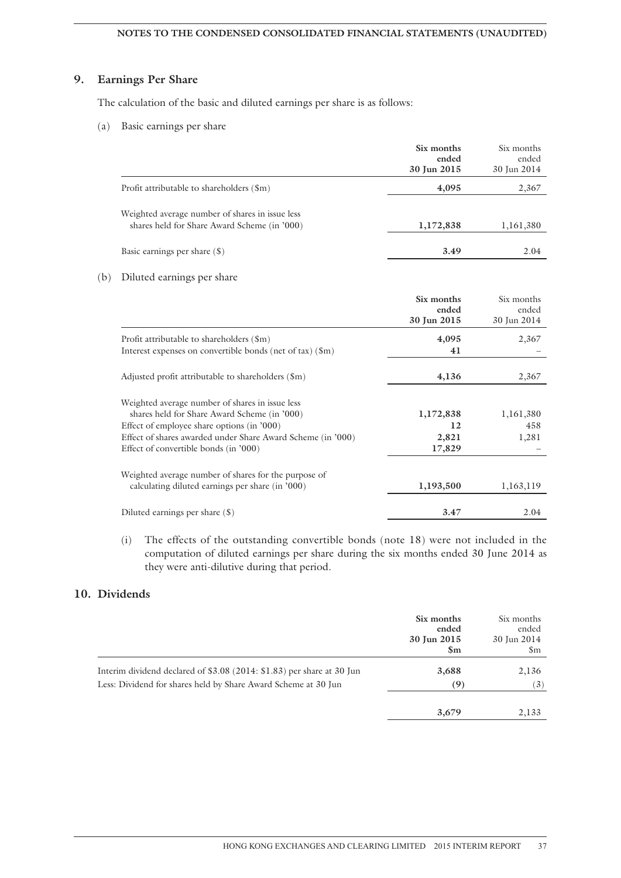## 9. Earnings Per Share

The calculation of the basic and diluted earnings per share is as follows:

(a) Basic earnings per share

| | Six months ended 30 Jun 2015 | Six months ended 30 Jun 2014 |
|---|---|---|
| Profit attributable to shareholders ($m) | **4,095** | 2,367 |
| Weighted average number of shares in issue less shares held for Share Award Scheme (in '000) | **1,172,838** | 1,161,380 |
| Basic earnings per share ($) | **3.49** | 2.04 |

(b) Diluted earnings per share

| | Six months ended 30 Jun 2015 | Six months ended 30 Jun 2014 |
|---|---|---|
| Profit attributable to shareholders ($m) | **4,095** | 2,367 |
| Interest expenses on convertible bonds (net of tax) ($m) | **41** | – |
| Adjusted profit attributable to shareholders ($m) | **4,136** | 2,367 |
| Weighted average number of shares in issue less shares held for Share Award Scheme (in '000) | **1,172,838** | 1,161,380 |
| Effect of employee share options (in '000) | **12** | 458 |
| Effect of shares awarded under Share Award Scheme (in '000) | **2,821** | 1,281 |
| Effect of convertible bonds (in '000) | **17,829** | – |
| Weighted average number of shares for the purpose of calculating diluted earnings per share (in '000) | **1,193,500** | 1,163,119 |
| Diluted earnings per share ($) | **3.47** | 2.04 |

(i) The effects of the outstanding convertible bonds (note 18) were not included in the computation of diluted earnings per share during the six months ended 30 June 2014 as they were anti-dilutive during that period.

## 10. Dividends

| | Six months ended 30 Jun 2015 $m | Six months ended 30 Jun 2014 $m |
|---|---|---|
| Interim dividend declared of $3.08 (2014: $1.83) per share at 30 Jun | **3,688** | 2,136 |
| Less: Dividend for shares held by Share Award Scheme at 30 Jun | **(9)** | (3) |
| | **3,679** | 2,133 |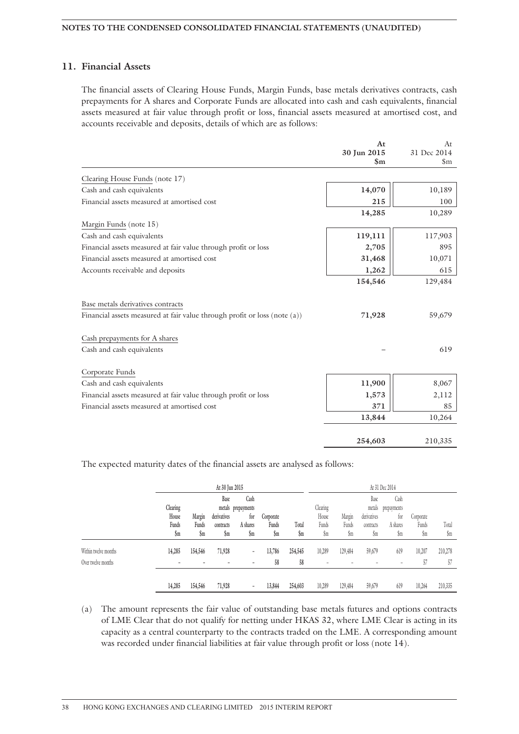## 11. Financial Assets

The financial assets of Clearing House Funds, Margin Funds, base metals derivatives contracts, cash prepayments for A shares and Corporate Funds are allocated into cash and cash equivalents, financial assets measured at fair value through profit or loss, financial assets measured at amortised cost, and accounts receivable and deposits, details of which are as follows:

| | **At 30 Jun 2015 $m** | At 31 Dec 2014 $m |
|---|---|---|
| Clearing House Funds (note 17) | | |
| Cash and cash equivalents | **14,070** | 10,189 |
| Financial assets measured at amortised cost | **215** | 100 |
| | **14,285** | 10,289 |
| Margin Funds (note 15) | | |
| Cash and cash equivalents | **119,111** | 117,903 |
| Financial assets measured at fair value through profit or loss | **2,705** | 895 |
| Financial assets measured at amortised cost | **31,468** | 10,071 |
| Accounts receivable and deposits | **1,262** | 615 |
| | **154,546** | 129,484 |
| Base metals derivatives contracts | | |
| Financial assets measured at fair value through profit or loss (note (a)) | **71,928** | 59,679 |
| Cash prepayments for A shares | | |
| Cash and cash equivalents | **–** | 619 |
| Corporate Funds | | |
| Cash and cash equivalents | **11,900** | 8,067 |
| Financial assets measured at fair value through profit or loss | **1,573** | 2,112 |
| Financial assets measured at amortised cost | **371** | 85 |
| | **13,844** | 10,264 |
| | **254,603** | 210,335 |

The expected maturity dates of the financial assets are analysed as follows:

| | At 30 Jun 2015 | | | | | | At 31 Dec 2014 | | | | | |
|---|---|---|---|---|---|---|---|---|---|---|---|---|
| | Clearing House Funds $m | Margin Funds $m | Base metals derivatives contracts $m | Cash prepayments for A shares $m | Corporate Funds $m | Total $m | Clearing House Funds $m | Margin Funds $m | Base metals derivatives contracts $m | Cash prepayments for A shares $m | Corporate Funds $m | Total $m |
| Within twelve months | **14,285** | **154,546** | **71,928** | **–** | **13,786** | **254,545** | 10,289 | 129,484 | 59,679 | 619 | 10,207 | 210,278 |
| Over twelve months | **–** | **–** | **–** | **–** | **58** | **58** | – | – | – | – | 57 | 57 |
| | **14,285** | **154,546** | **71,928** | **–** | **13,844** | **254,603** | 10,289 | 129,484 | 59,679 | 619 | 10,264 | 210,335 |

(a) The amount represents the fair value of outstanding base metals futures and options contracts of LME Clear that do not qualify for netting under HKAS 32, where LME Clear is acting in its capacity as a central counterparty to the contracts traded on the LME. A corresponding amount was recorded under financial liabilities at fair value through profit or loss (note 14).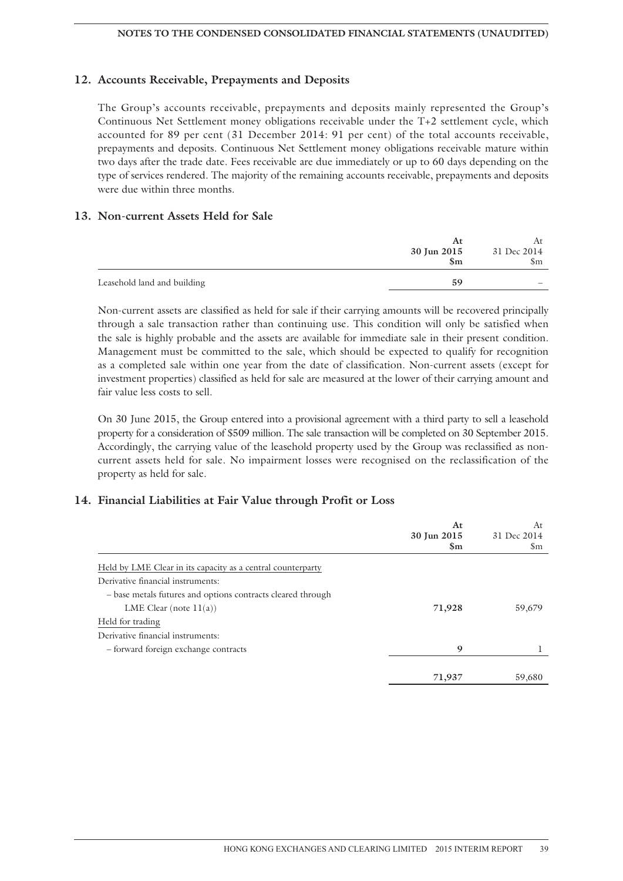## 12. Accounts Receivable, Prepayments and Deposits

The Group's accounts receivable, prepayments and deposits mainly represented the Group's Continuous Net Settlement money obligations receivable under the T+2 settlement cycle, which accounted for 89 per cent (31 December 2014: 91 per cent) of the total accounts receivable, prepayments and deposits. Continuous Net Settlement money obligations receivable mature within two days after the trade date. Fees receivable are due immediately or up to 60 days depending on the type of services rendered. The majority of the remaining accounts receivable, prepayments and deposits were due within three months.

## 13. Non-current Assets Held for Sale

| | **At 30 Jun 2015 $m** | At 31 Dec 2014 $m |
|---|---|---|
| Leasehold land and building | **59** | – |

Non-current assets are classified as held for sale if their carrying amounts will be recovered principally through a sale transaction rather than continuing use. This condition will only be satisfied when the sale is highly probable and the assets are available for immediate sale in their present condition. Management must be committed to the sale, which should be expected to qualify for recognition as a completed sale within one year from the date of classification. Non-current assets (except for investment properties) classified as held for sale are measured at the lower of their carrying amount and fair value less costs to sell.

On 30 June 2015, the Group entered into a provisional agreement with a third party to sell a leasehold property for a consideration of $509 million. The sale transaction will be completed on 30 September 2015. Accordingly, the carrying value of the leasehold property used by the Group was reclassified as non-current assets held for sale. No impairment losses were recognised on the reclassification of the property as held for sale.

## 14. Financial Liabilities at Fair Value through Profit or Loss

| | **At 30 Jun 2015 $m** | At 31 Dec 2014 $m |
|---|---|---|
| Held by LME Clear in its capacity as a central counterparty | | |
| Derivative financial instruments: | | |
| – base metals futures and options contracts cleared through LME Clear (note 11(a)) | **71,928** | 59,679 |
| Held for trading | | |
| Derivative financial instruments: | | |
| – forward foreign exchange contracts | **9** | 1 |
| | **71,937** | 59,680 |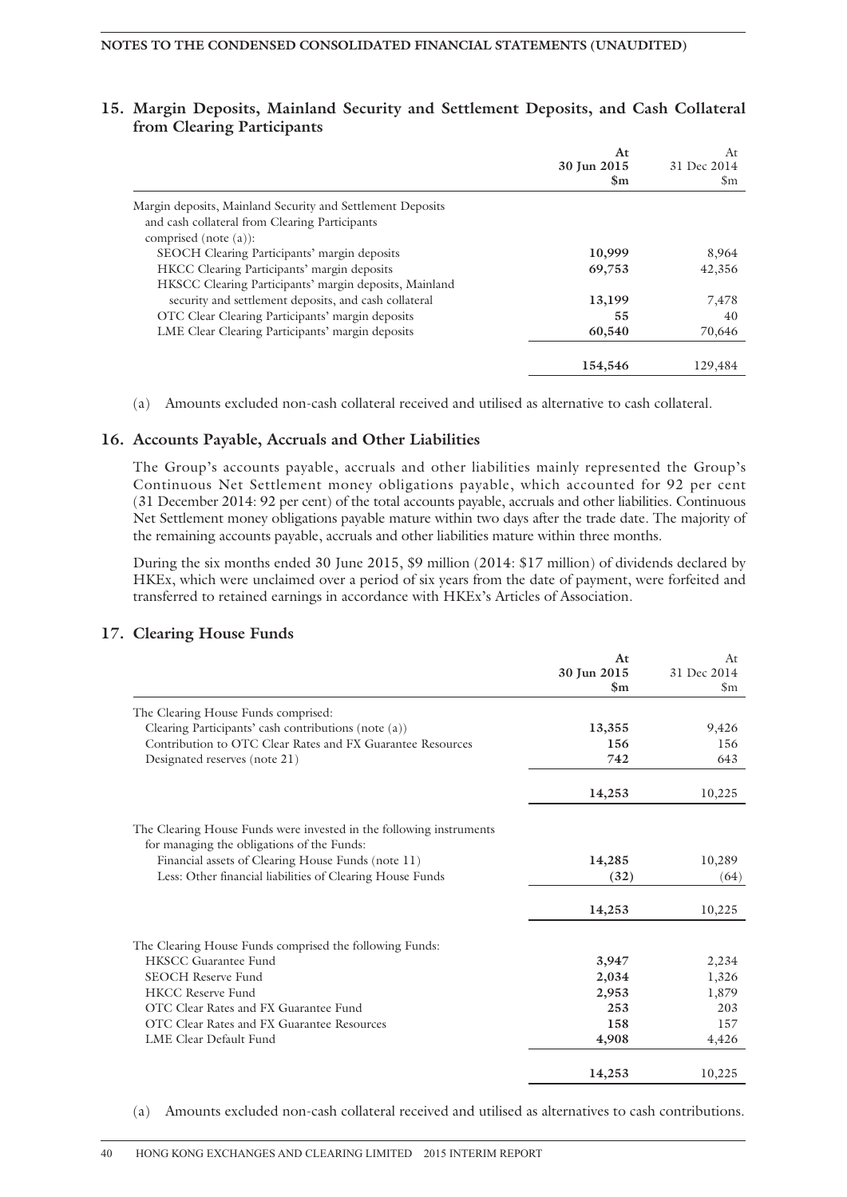## 15. Margin Deposits, Mainland Security and Settlement Deposits, and Cash Collateral from Clearing Participants

| | At 30 Jun 2015 $m | At 31 Dec 2014 $m |
|---|---|---|
| Margin deposits, Mainland Security and Settlement Deposits and cash collateral from Clearing Participants comprised (note (a)): | | |
| SEOCH Clearing Participants' margin deposits | **10,999** | 8,964 |
| HKCC Clearing Participants' margin deposits | **69,753** | 42,356 |
| HKSCC Clearing Participants' margin deposits, Mainland security and settlement deposits, and cash collateral | **13,199** | 7,478 |
| OTC Clear Clearing Participants' margin deposits | **55** | 40 |
| LME Clear Clearing Participants' margin deposits | **60,540** | 70,646 |
| | **154,546** | 129,484 |

(a) Amounts excluded non-cash collateral received and utilised as alternative to cash collateral.

## 16. Accounts Payable, Accruals and Other Liabilities

The Group's accounts payable, accruals and other liabilities mainly represented the Group's Continuous Net Settlement money obligations payable, which accounted for 92 per cent (31 December 2014: 92 per cent) of the total accounts payable, accruals and other liabilities. Continuous Net Settlement money obligations payable mature within two days after the trade date. The majority of the remaining accounts payable, accruals and other liabilities mature within three months.

During the six months ended 30 June 2015, $9 million (2014: $17 million) of dividends declared by HKEx, which were unclaimed over a period of six years from the date of payment, were forfeited and transferred to retained earnings in accordance with HKEx's Articles of Association.

## 17. Clearing House Funds

| | At 30 Jun 2015 $m | At 31 Dec 2014 $m |
|---|---|---|
| The Clearing House Funds comprised: | | |
| Clearing Participants' cash contributions (note (a)) | **13,355** | 9,426 |
| Contribution to OTC Clear Rates and FX Guarantee Resources | **156** | 156 |
| Designated reserves (note 21) | **742** | 643 |
| | **14,253** | 10,225 |
| The Clearing House Funds were invested in the following instruments for managing the obligations of the Funds: | | |
| Financial assets of Clearing House Funds (note 11) | **14,285** | 10,289 |
| Less: Other financial liabilities of Clearing House Funds | **(32)** | (64) |
| | **14,253** | 10,225 |
| The Clearing House Funds comprised the following Funds: | | |
| HKSCC Guarantee Fund | **3,947** | 2,234 |
| SEOCH Reserve Fund | **2,034** | 1,326 |
| HKCC Reserve Fund | **2,953** | 1,879 |
| OTC Clear Rates and FX Guarantee Fund | **253** | 203 |
| OTC Clear Rates and FX Guarantee Resources | **158** | 157 |
| LME Clear Default Fund | **4,908** | 4,426 |
| | **14,253** | 10,225 |

(a) Amounts excluded non-cash collateral received and utilised as alternatives to cash contributions.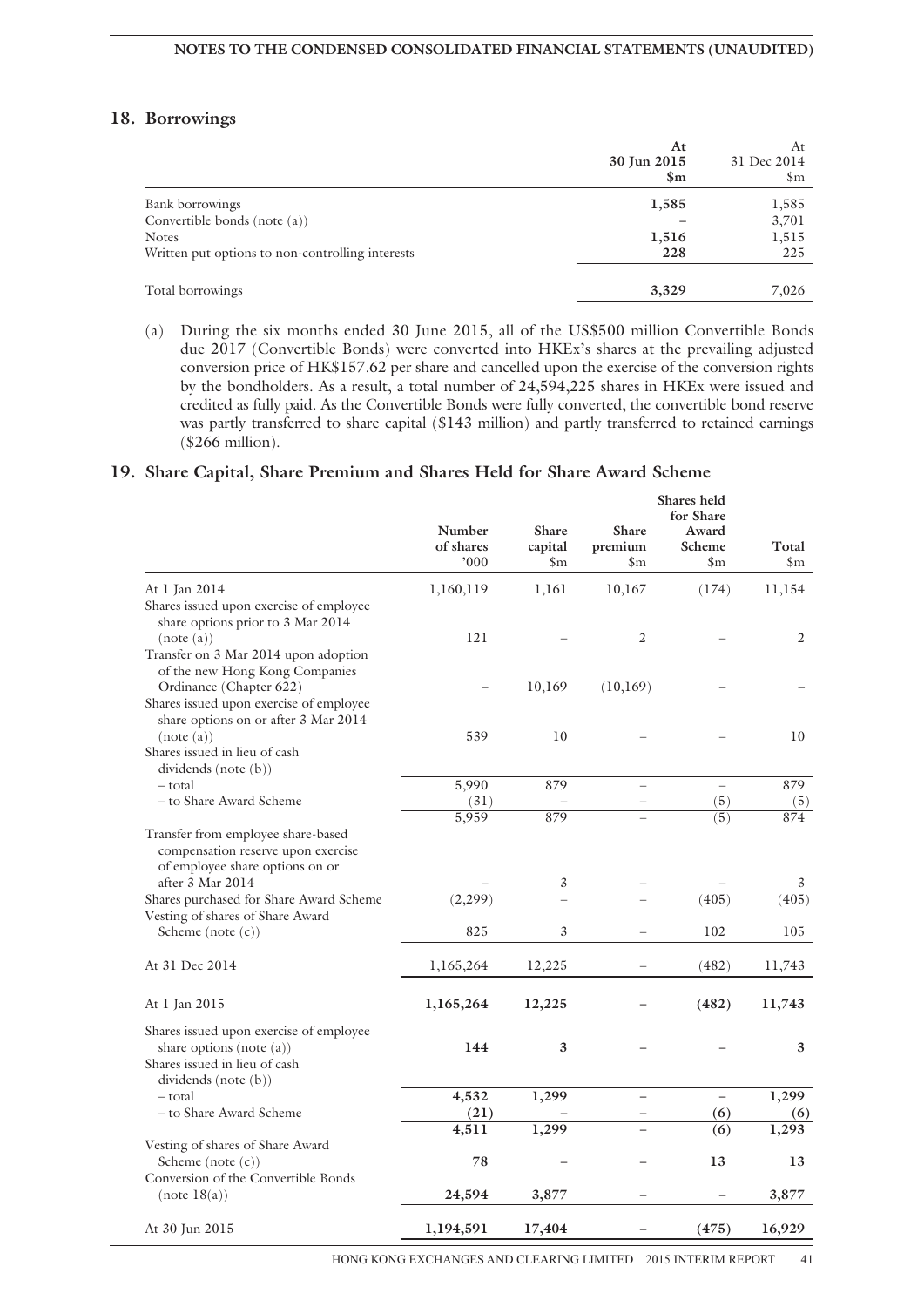## 18. Borrowings

| | At 30 Jun 2015 $m | At 31 Dec 2014 $m |
|---|---|---|
| Bank borrowings | **1,585** | 1,585 |
| Convertible bonds (note (a)) | **–** | 3,701 |
| Notes | **1,516** | 1,515 |
| Written put options to non-controlling interests | **228** | 225 |
| Total borrowings | **3,329** | 7,026 |

(a) During the six months ended 30 June 2015, all of the US$500 million Convertible Bonds due 2017 (Convertible Bonds) were converted into HKEx's shares at the prevailing adjusted conversion price of HK$157.62 per share and cancelled upon the exercise of the conversion rights by the bondholders. As a result, a total number of 24,594,225 shares in HKEx were issued and credited as fully paid. As the Convertible Bonds were fully converted, the convertible bond reserve was partly transferred to share capital ($143 million) and partly transferred to retained earnings ($266 million).

## 19. Share Capital, Share Premium and Shares Held for Share Award Scheme

| | Number of shares '000 | Share capital $m | Share premium $m | Shares held for Share Award Scheme $m | Total $m |
|---|---|---|---|---|---|
| At 1 Jan 2014 | 1,160,119 | 1,161 | 10,167 | (174) | 11,154 |
| Shares issued upon exercise of employee share options prior to 3 Mar 2014 (note (a)) | 121 | – | 2 | – | 2 |
| Transfer on 3 Mar 2014 upon adoption of the new Hong Kong Companies Ordinance (Chapter 622) | – | 10,169 | (10,169) | – | – |
| Shares issued upon exercise of employee share options on or after 3 Mar 2014 (note (a)) | 539 | 10 | – | – | 10 |
| Shares issued in lieu of cash dividends (note (b)) | | | | | |
| – total | 5,990 | 879 | – | – | 879 |
| – to Share Award Scheme | (31) | – | – | (5) | (5) |
| | 5,959 | 879 | – | (5) | 874 |
| Transfer from employee share-based compensation reserve upon exercise of employee share options on or after 3 Mar 2014 | – | 3 | – | – | 3 |
| Shares purchased for Share Award Scheme | (2,299) | – | – | (405) | (405) |
| Vesting of shares of Share Award Scheme (note (c)) | 825 | 3 | – | 102 | 105 |
| At 31 Dec 2014 | 1,165,264 | 12,225 | – | (482) | 11,743 |
| **At 1 Jan 2015** | **1,165,264** | **12,225** | **–** | **(482)** | **11,743** |
| Shares issued upon exercise of employee share options (note (a)) | **144** | **3** | **–** | **–** | **3** |
| Shares issued in lieu of cash dividends (note (b)) | | | | | |
| – total | **4,532** | **1,299** | **–** | **–** | **1,299** |
| – to Share Award Scheme | **(21)** | **–** | **–** | **(6)** | **(6)** |
| | **4,511** | **1,299** | **–** | **(6)** | **1,293** |
| Vesting of shares of Share Award Scheme (note (c)) | **78** | **–** | **–** | **13** | **13** |
| Conversion of the Convertible Bonds (note 18(a)) | **24,594** | **3,877** | **–** | **–** | **3,877** |
| At 30 Jun 2015 | **1,194,591** | **17,404** | **–** | **(475)** | **16,929** |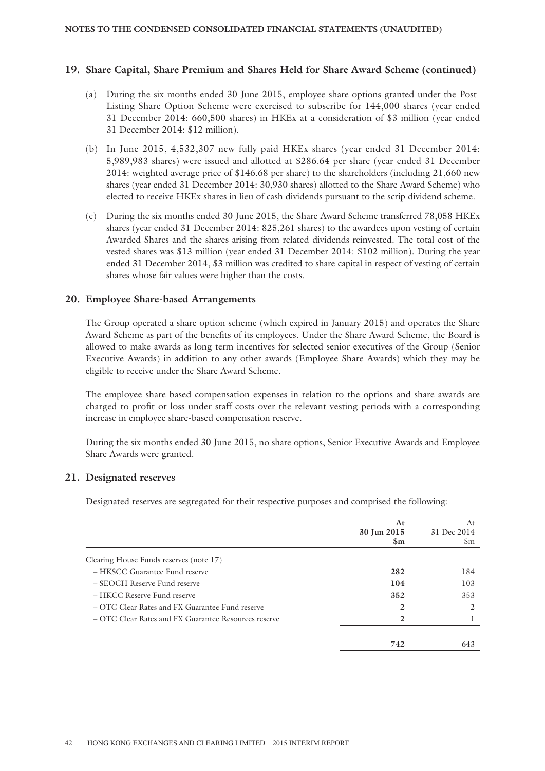## 19. Share Capital, Share Premium and Shares Held for Share Award Scheme (continued)

(a) During the six months ended 30 June 2015, employee share options granted under the Post-Listing Share Option Scheme were exercised to subscribe for 144,000 shares (year ended 31 December 2014: 660,500 shares) in HKEx at a consideration of $3 million (year ended 31 December 2014: $12 million).

(b) In June 2015, 4,532,307 new fully paid HKEx shares (year ended 31 December 2014: 5,989,983 shares) were issued and allotted at $286.64 per share (year ended 31 December 2014: weighted average price of $146.68 per share) to the shareholders (including 21,660 new shares (year ended 31 December 2014: 30,930 shares) allotted to the Share Award Scheme) who elected to receive HKEx shares in lieu of cash dividends pursuant to the scrip dividend scheme.

(c) During the six months ended 30 June 2015, the Share Award Scheme transferred 78,058 HKEx shares (year ended 31 December 2014: 825,261 shares) to the awardees upon vesting of certain Awarded Shares and the shares arising from related dividends reinvested. The total cost of the vested shares was $13 million (year ended 31 December 2014: $102 million). During the year ended 31 December 2014, $3 million was credited to share capital in respect of vesting of certain shares whose fair values were higher than the costs.

## 20. Employee Share-based Arrangements

The Group operated a share option scheme (which expired in January 2015) and operates the Share Award Scheme as part of the benefits of its employees. Under the Share Award Scheme, the Board is allowed to make awards as long-term incentives for selected senior executives of the Group (Senior Executive Awards) in addition to any other awards (Employee Share Awards) which they may be eligible to receive under the Share Award Scheme.

The employee share-based compensation expenses in relation to the options and share awards are charged to profit or loss under staff costs over the relevant vesting periods with a corresponding increase in employee share-based compensation reserve.

During the six months ended 30 June 2015, no share options, Senior Executive Awards and Employee Share Awards were granted.

## 21. Designated reserves

Designated reserves are segregated for their respective purposes and comprised the following:

| | **At 30 Jun 2015 $m** | At 31 Dec 2014 $m |
|---|---|---|
| Clearing House Funds reserves (note 17) | | |
| – HKSCC Guarantee Fund reserve | **282** | 184 |
| – SEOCH Reserve Fund reserve | **104** | 103 |
| – HKCC Reserve Fund reserve | **352** | 353 |
| – OTC Clear Rates and FX Guarantee Fund reserve | **2** | 2 |
| – OTC Clear Rates and FX Guarantee Resources reserve | **2** | 1 |
| | **742** | 643 |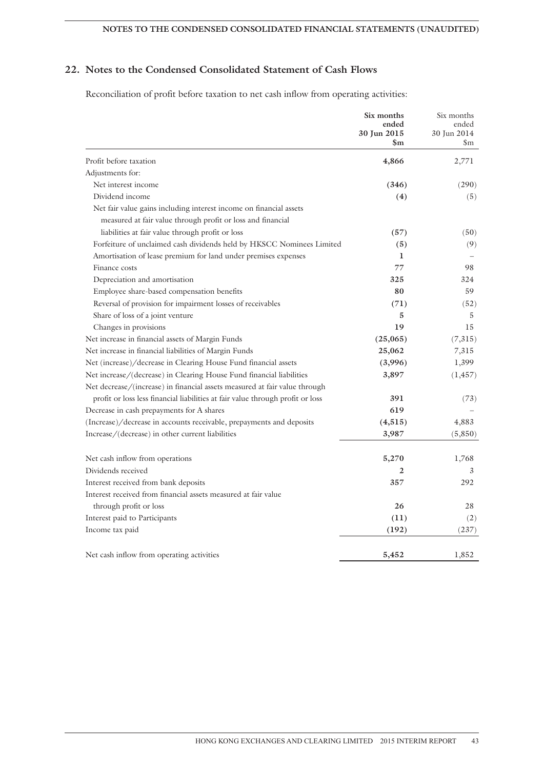## 22. Notes to the Condensed Consolidated Statement of Cash Flows

Reconciliation of profit before taxation to net cash inflow from operating activities:

| | **Six months ended 30 Jun 2015 $m** | Six months ended 30 Jun 2014 $m |
|---|---|---|
| Profit before taxation | **4,866** | 2,771 |
| Adjustments for: | | |
| Net interest income | **(346)** | (290) |
| Dividend income | **(4)** | (5) |
| Net fair value gains including interest income on financial assets measured at fair value through profit or loss and financial liabilities at fair value through profit or loss | **(57)** | (50) |
| Forfeiture of unclaimed cash dividends held by HKSCC Nominees Limited | **(5)** | (9) |
| Amortisation of lease premium for land under premises expenses | **1** | – |
| Finance costs | **77** | 98 |
| Depreciation and amortisation | **325** | 324 |
| Employee share-based compensation benefits | **80** | 59 |
| Reversal of provision for impairment losses of receivables | **(71)** | (52) |
| Share of loss of a joint venture | **5** | 5 |
| Changes in provisions | **19** | 15 |
| Net increase in financial assets of Margin Funds | **(25,065)** | (7,315) |
| Net increase in financial liabilities of Margin Funds | **25,062** | 7,315 |
| Net (increase)/decrease in Clearing House Fund financial assets | **(3,996)** | 1,399 |
| Net increase/(decrease) in Clearing House Fund financial liabilities | **3,897** | (1,457) |
| Net decrease/(increase) in financial assets measured at fair value through profit or loss less financial liabilities at fair value through profit or loss | **391** | (73) |
| Decrease in cash prepayments for A shares | **619** | – |
| (Increase)/decrease in accounts receivable, prepayments and deposits | **(4,515)** | 4,883 |
| Increase/(decrease) in other current liabilities | **3,987** | (5,850) |
| Net cash inflow from operations | **5,270** | 1,768 |
| Dividends received | **2** | 3 |
| Interest received from bank deposits | **357** | 292 |
| Interest received from financial assets measured at fair value through profit or loss | **26** | 28 |
| Interest paid to Participants | **(11)** | (2) |
| Income tax paid | **(192)** | (237) |
| Net cash inflow from operating activities | **5,452** | 1,852 |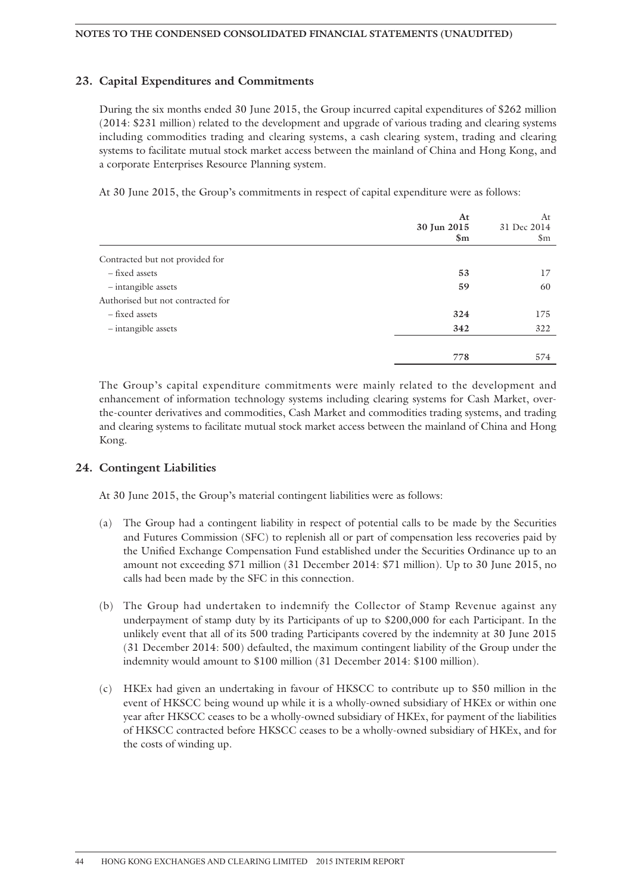## 23. Capital Expenditures and Commitments

During the six months ended 30 June 2015, the Group incurred capital expenditures of $262 million (2014: $231 million) related to the development and upgrade of various trading and clearing systems including commodities trading and clearing systems, a cash clearing system, trading and clearing systems to facilitate mutual stock market access between the mainland of China and Hong Kong, and a corporate Enterprises Resource Planning system.

At 30 June 2015, the Group's commitments in respect of capital expenditure were as follows:

| | **At 30 Jun 2015 $m** | At 31 Dec 2014 $m |
|---|---|---|
| Contracted but not provided for | | |
| – fixed assets | **53** | 17 |
| – intangible assets | **59** | 60 |
| Authorised but not contracted for | | |
| – fixed assets | **324** | 175 |
| – intangible assets | **342** | 322 |
| | **778** | 574 |

The Group's capital expenditure commitments were mainly related to the development and enhancement of information technology systems including clearing systems for Cash Market, over-the-counter derivatives and commodities, Cash Market and commodities trading systems, and trading and clearing systems to facilitate mutual stock market access between the mainland of China and Hong Kong.

## 24. Contingent Liabilities

At 30 June 2015, the Group's material contingent liabilities were as follows:

(a) The Group had a contingent liability in respect of potential calls to be made by the Securities and Futures Commission (SFC) to replenish all or part of compensation less recoveries paid by the Unified Exchange Compensation Fund established under the Securities Ordinance up to an amount not exceeding $71 million (31 December 2014: $71 million). Up to 30 June 2015, no calls had been made by the SFC in this connection.

(b) The Group had undertaken to indemnify the Collector of Stamp Revenue against any underpayment of stamp duty by its Participants of up to $200,000 for each Participant. In the unlikely event that all of its 500 trading Participants covered by the indemnity at 30 June 2015 (31 December 2014: 500) defaulted, the maximum contingent liability of the Group under the indemnity would amount to $100 million (31 December 2014: $100 million).

(c) HKEx had given an undertaking in favour of HKSCC to contribute up to $50 million in the event of HKSCC being wound up while it is a wholly-owned subsidiary of HKEx or within one year after HKSCC ceases to be a wholly-owned subsidiary of HKEx, for payment of the liabilities of HKSCC contracted before HKSCC ceases to be a wholly-owned subsidiary of HKEx, and for the costs of winding up.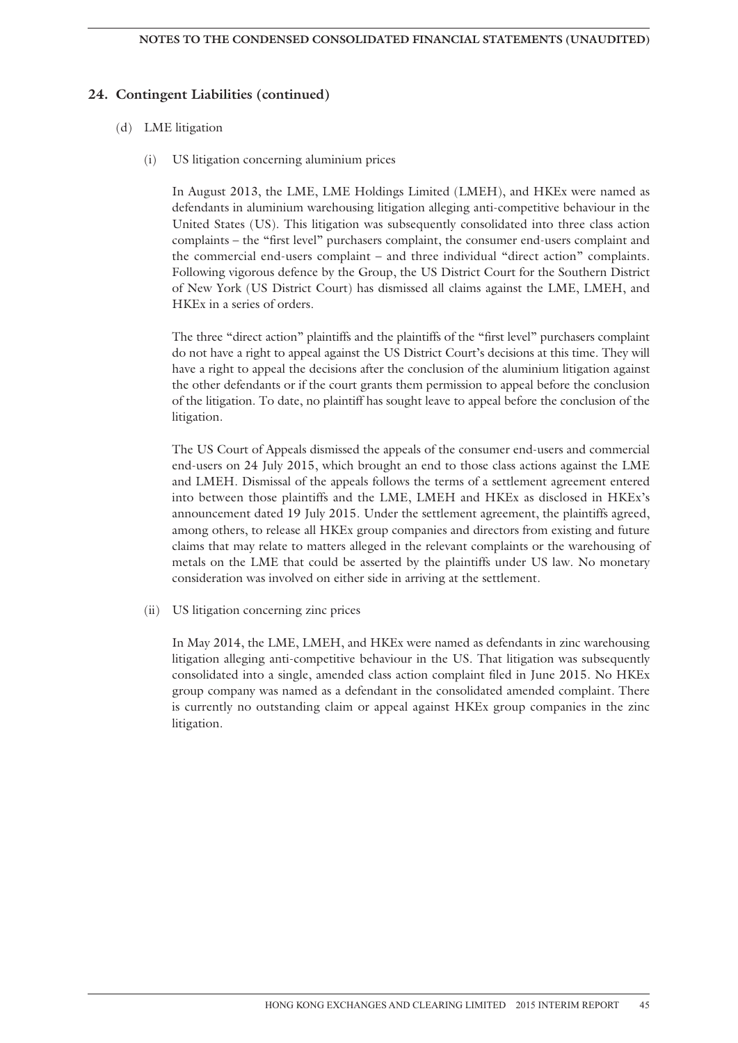## 24. Contingent Liabilities (continued)

(d) LME litigation

(i) US litigation concerning aluminium prices

In August 2013, the LME, LME Holdings Limited (LMEH), and HKEx were named as defendants in aluminium warehousing litigation alleging anti-competitive behaviour in the United States (US). This litigation was subsequently consolidated into three class action complaints – the "first level" purchasers complaint, the consumer end-users complaint and the commercial end-users complaint – and three individual "direct action" complaints. Following vigorous defence by the Group, the US District Court for the Southern District of New York (US District Court) has dismissed all claims against the LME, LMEH, and HKEx in a series of orders.

The three "direct action" plaintiffs and the plaintiffs of the "first level" purchasers complaint do not have a right to appeal against the US District Court's decisions at this time. They will have a right to appeal the decisions after the conclusion of the aluminium litigation against the other defendants or if the court grants them permission to appeal before the conclusion of the litigation. To date, no plaintiff has sought leave to appeal before the conclusion of the litigation.

The US Court of Appeals dismissed the appeals of the consumer end-users and commercial end-users on 24 July 2015, which brought an end to those class actions against the LME and LMEH. Dismissal of the appeals follows the terms of a settlement agreement entered into between those plaintiffs and the LME, LMEH and HKEx as disclosed in HKEx's announcement dated 19 July 2015. Under the settlement agreement, the plaintiffs agreed, among others, to release all HKEx group companies and directors from existing and future claims that may relate to matters alleged in the relevant complaints or the warehousing of metals on the LME that could be asserted by the plaintiffs under US law. No monetary consideration was involved on either side in arriving at the settlement.

(ii) US litigation concerning zinc prices

In May 2014, the LME, LMEH, and HKEx were named as defendants in zinc warehousing litigation alleging anti-competitive behaviour in the US. That litigation was subsequently consolidated into a single, amended class action complaint filed in June 2015. No HKEx group company was named as a defendant in the consolidated amended complaint. There is currently no outstanding claim or appeal against HKEx group companies in the zinc litigation.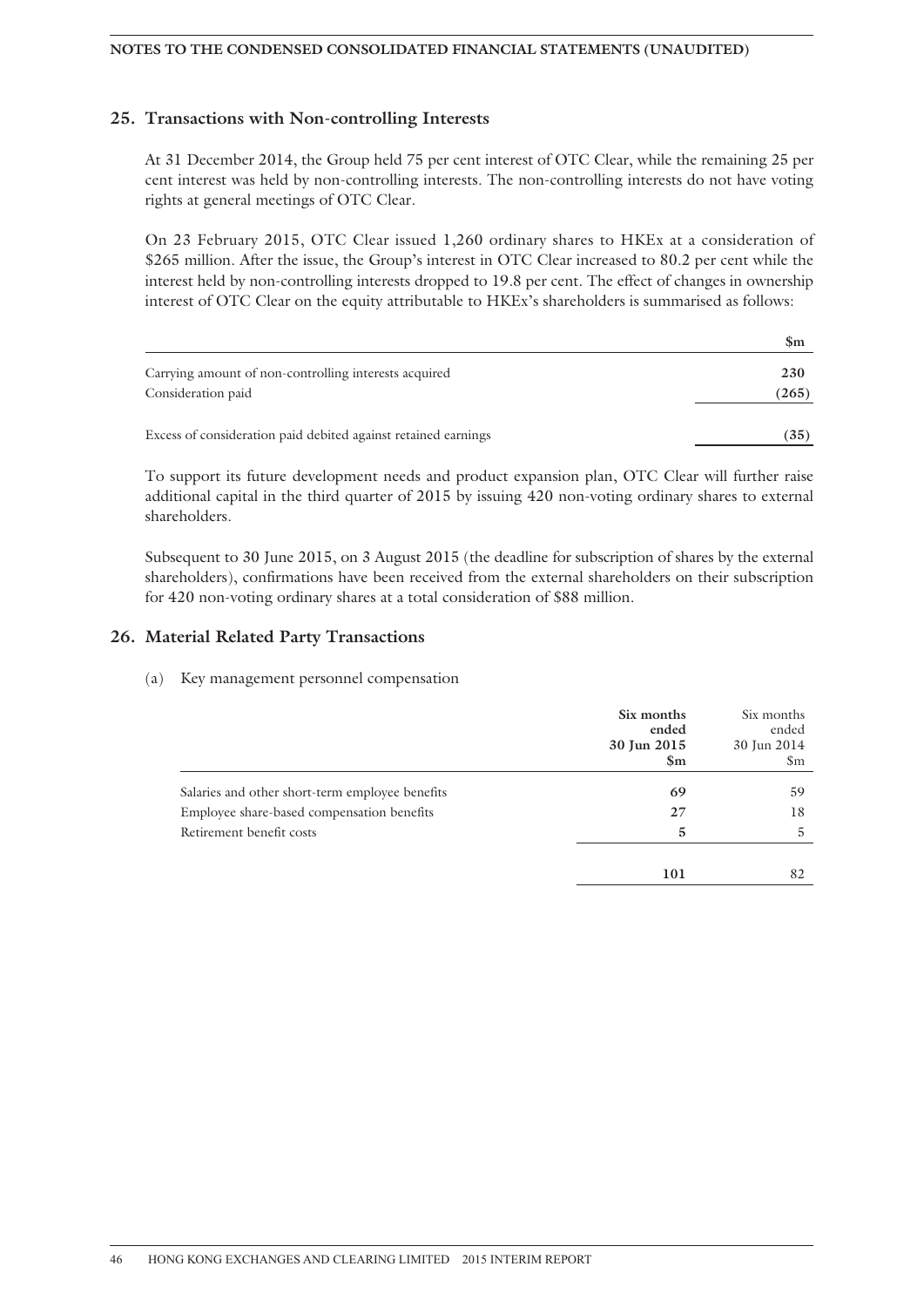## 25. Transactions with Non-controlling Interests

At 31 December 2014, the Group held 75 per cent interest of OTC Clear, while the remaining 25 per cent interest was held by non-controlling interests. The non-controlling interests do not have voting rights at general meetings of OTC Clear.

On 23 February 2015, OTC Clear issued 1,260 ordinary shares to HKEx at a consideration of $265 million. After the issue, the Group's interest in OTC Clear increased to 80.2 per cent while the interest held by non-controlling interests dropped to 19.8 per cent. The effect of changes in ownership interest of OTC Clear on the equity attributable to HKEx's shareholders is summarised as follows:

| | $m |
|---|---|
| Carrying amount of non-controlling interests acquired | 230 |
| Consideration paid | (265) |
| Excess of consideration paid debited against retained earnings | (35) |

To support its future development needs and product expansion plan, OTC Clear will further raise additional capital in the third quarter of 2015 by issuing 420 non-voting ordinary shares to external shareholders.

Subsequent to 30 June 2015, on 3 August 2015 (the deadline for subscription of shares by the external shareholders), confirmations have been received from the external shareholders on their subscription for 420 non-voting ordinary shares at a total consideration of $88 million.

## 26. Material Related Party Transactions

(a) Key management personnel compensation

| | **Six months ended 30 Jun 2015 $m** | Six months ended 30 Jun 2014 $m |
|---|---|---|
| Salaries and other short-term employee benefits | **69** | 59 |
| Employee share-based compensation benefits | **27** | 18 |
| Retirement benefit costs | **5** | 5 |
| | **101** | 82 |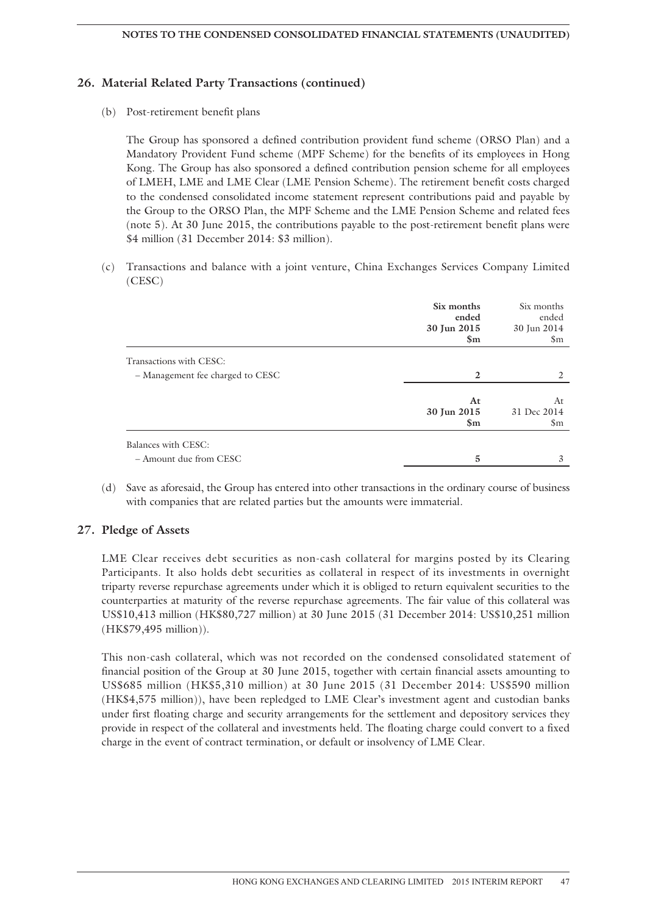## 26. Material Related Party Transactions (continued)

(b) Post-retirement benefit plans

The Group has sponsored a defined contribution provident fund scheme (ORSO Plan) and a Mandatory Provident Fund scheme (MPF Scheme) for the benefits of its employees in Hong Kong. The Group has also sponsored a defined contribution pension scheme for all employees of LMEH, LME and LME Clear (LME Pension Scheme). The retirement benefit costs charged to the condensed consolidated income statement represent contributions paid and payable by the Group to the ORSO Plan, the MPF Scheme and the LME Pension Scheme and related fees (note 5). At 30 June 2015, the contributions payable to the post-retirement benefit plans were $4 million (31 December 2014: $3 million).

(c) Transactions and balance with a joint venture, China Exchanges Services Company Limited (CESC)

| | **Six months ended 30 Jun 2015 $m** | Six months ended 30 Jun 2014 $m |
|---|---|---|
| Transactions with CESC: | | |
| – Management fee charged to CESC | **2** | 2 |

| | **At 30 Jun 2015 $m** | At 31 Dec 2014 $m |
|---|---|---|
| Balances with CESC: | | |
| – Amount due from CESC | **5** | 3 |

(d) Save as aforesaid, the Group has entered into other transactions in the ordinary course of business with companies that are related parties but the amounts were immaterial.

## 27. Pledge of Assets

LME Clear receives debt securities as non-cash collateral for margins posted by its Clearing Participants. It also holds debt securities as collateral in respect of its investments in overnight triparty reverse repurchase agreements under which it is obliged to return equivalent securities to the counterparties at maturity of the reverse repurchase agreements. The fair value of this collateral was US$10,413 million (HK$80,727 million) at 30 June 2015 (31 December 2014: US$10,251 million (HK$79,495 million)).

This non-cash collateral, which was not recorded on the condensed consolidated statement of financial position of the Group at 30 June 2015, together with certain financial assets amounting to US$685 million (HK$5,310 million) at 30 June 2015 (31 December 2014: US$590 million (HK$4,575 million)), have been repledged to LME Clear's investment agent and custodian banks under first floating charge and security arrangements for the settlement and depository services they provide in respect of the collateral and investments held. The floating charge could convert to a fixed charge in the event of contract termination, or default or insolvency of LME Clear.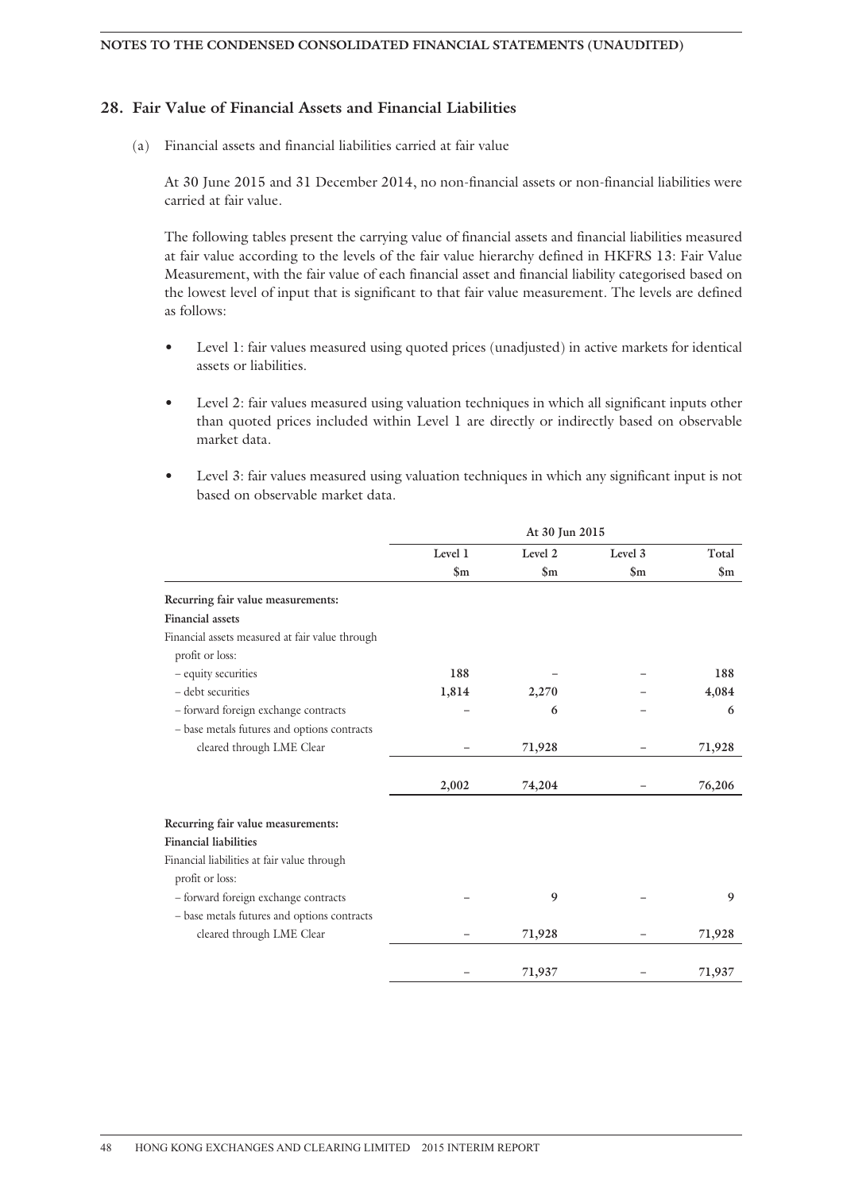## 28. Fair Value of Financial Assets and Financial Liabilities

(a) Financial assets and financial liabilities carried at fair value

At 30 June 2015 and 31 December 2014, no non-financial assets or non-financial liabilities were carried at fair value.

The following tables present the carrying value of financial assets and financial liabilities measured at fair value according to the levels of the fair value hierarchy defined in HKFRS 13: Fair Value Measurement, with the fair value of each financial asset and financial liability categorised based on the lowest level of input that is significant to that fair value measurement. The levels are defined as follows:

- Level 1: fair values measured using quoted prices (unadjusted) in active markets for identical assets or liabilities.
- Level 2: fair values measured using valuation techniques in which all significant inputs other than quoted prices included within Level 1 are directly or indirectly based on observable market data.
- Level 3: fair values measured using valuation techniques in which any significant input is not based on observable market data.

| | At 30 Jun 2015 | | | |
|---|---|---|---|---|
| | Level 1 | Level 2 | Level 3 | Total |
| | $m | $m | $m | $m |
| **Recurring fair value measurements:** | | | | |
| **Financial assets** | | | | |
| Financial assets measured at fair value through profit or loss: | | | | |
| – equity securities | **188** | – | – | **188** |
| – debt securities | **1,814** | **2,270** | – | **4,084** |
| – forward foreign exchange contracts | – | **6** | – | **6** |
| – base metals futures and options contracts cleared through LME Clear | – | **71,928** | – | **71,928** |
| | **2,002** | **74,204** | – | **76,206** |
| **Recurring fair value measurements:** | | | | |
| **Financial liabilities** | | | | |
| Financial liabilities at fair value through profit or loss: | | | | |
| – forward foreign exchange contracts | – | **9** | – | **9** |
| – base metals futures and options contracts cleared through LME Clear | – | **71,928** | – | **71,928** |
| | – | **71,937** | – | **71,937** |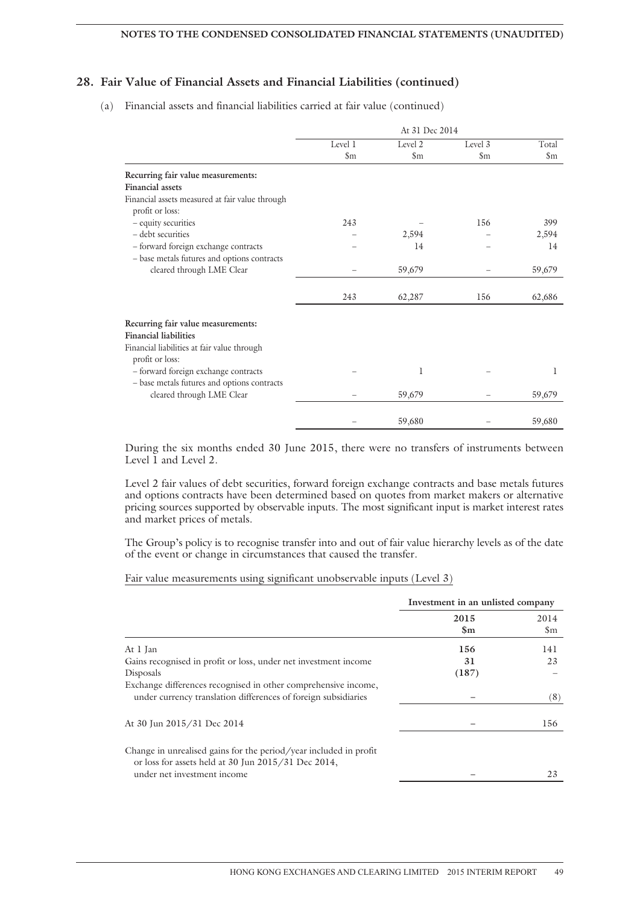## 28. Fair Value of Financial Assets and Financial Liabilities (continued)

(a) Financial assets and financial liabilities carried at fair value (continued)

| | At 31 Dec 2014 | | | |
|---|---|---|---|---|
| | Level 1 $m | Level 2 $m | Level 3 $m | Total $m |
| **Recurring fair value measurements:** | | | | |
| **Financial assets** | | | | |
| Financial assets measured at fair value through profit or loss: | | | | |
| – equity securities | 243 | – | 156 | 399 |
| – debt securities | – | 2,594 | – | 2,594 |
| – forward foreign exchange contracts | – | 14 | – | 14 |
| – base metals futures and options contracts cleared through LME Clear | – | 59,679 | – | 59,679 |
| | 243 | 62,287 | 156 | 62,686 |
| **Recurring fair value measurements:** | | | | |
| **Financial liabilities** | | | | |
| Financial liabilities at fair value through profit or loss: | | | | |
| – forward foreign exchange contracts | – | 1 | – | 1 |
| – base metals futures and options contracts cleared through LME Clear | – | 59,679 | – | 59,679 |
| | – | 59,680 | – | 59,680 |

During the six months ended 30 June 2015, there were no transfers of instruments between Level 1 and Level 2.

Level 2 fair values of debt securities, forward foreign exchange contracts and base metals futures and options contracts have been determined based on quotes from market makers or alternative pricing sources supported by observable inputs. The most significant input is market interest rates and market prices of metals.

The Group's policy is to recognise transfer into and out of fair value hierarchy levels as of the date of the event or change in circumstances that caused the transfer.

Fair value measurements using significant unobservable inputs (Level 3)

| | Investment in an unlisted company | |
|---|---|---|
| | **2015 $m** | 2014 $m |
| At 1 Jan | **156** | 141 |
| Gains recognised in profit or loss, under net investment income | **31** | 23 |
| Disposals | **(187)** | – |
| Exchange differences recognised in other comprehensive income, under currency translation differences of foreign subsidiaries | **–** | (8) |
| At 30 Jun 2015/31 Dec 2014 | **–** | 156 |
| Change in unrealised gains for the period/year included in profit or loss for assets held at 30 Jun 2015/31 Dec 2014, under net investment income | **–** | 23 |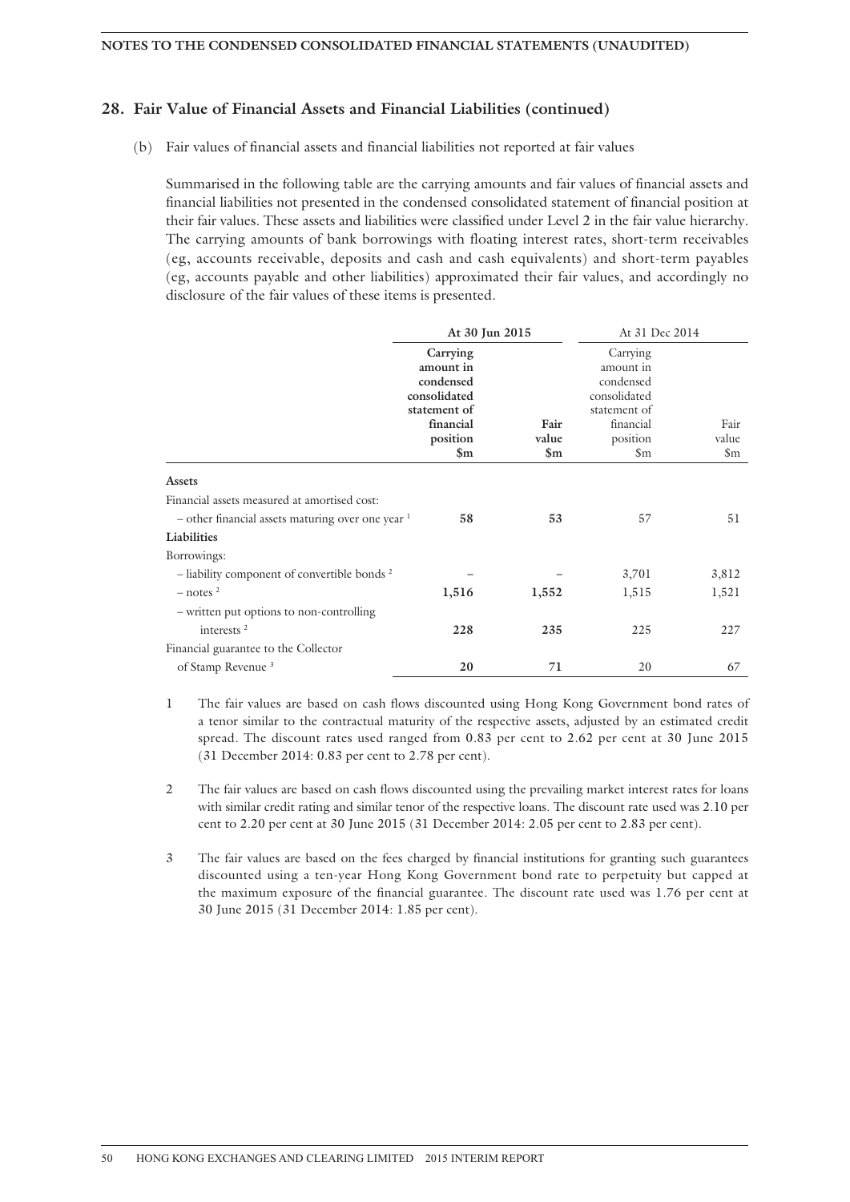## 28. Fair Value of Financial Assets and Financial Liabilities (continued)

(b) Fair values of financial assets and financial liabilities not reported at fair values

Summarised in the following table are the carrying amounts and fair values of financial assets and financial liabilities not presented in the condensed consolidated statement of financial position at their fair values. These assets and liabilities were classified under Level 2 in the fair value hierarchy. The carrying amounts of bank borrowings with floating interest rates, short-term receivables (eg, accounts receivable, deposits and cash and cash equivalents) and short-term payables (eg, accounts payable and other liabilities) approximated their fair values, and accordingly no disclosure of the fair values of these items is presented.

| | **At 30 Jun 2015** | | At 31 Dec 2014 | |
|---|---|---|---|---|
| | **Carrying amount in condensed consolidated statement of financial position $m** | **Fair value $m** | Carrying amount in condensed consolidated statement of financial position $m | Fair value $m |
| **Assets** | | | | |
| Financial assets measured at amortised cost: | | | | |
| – other financial assets maturing over one year [1] | **58** | **53** | 57 | 51 |
| **Liabilities** | | | | |
| Borrowings: | | | | |
| – liability component of convertible bonds [2] | – | – | 3,701 | 3,812 |
| – notes [2] | **1,516** | **1,552** | 1,515 | 1,521 |
| – written put options to non-controlling interests [2] | **228** | **235** | 225 | 227 |
| Financial guarantee to the Collector of Stamp Revenue [3] | **20** | **71** | 20 | 67 |

1 The fair values are based on cash flows discounted using Hong Kong Government bond rates of a tenor similar to the contractual maturity of the respective assets, adjusted by an estimated credit spread. The discount rates used ranged from 0.83 per cent to 2.62 per cent at 30 June 2015 (31 December 2014: 0.83 per cent to 2.78 per cent).

2 The fair values are based on cash flows discounted using the prevailing market interest rates for loans with similar credit rating and similar tenor of the respective loans. The discount rate used was 2.10 per cent to 2.20 per cent at 30 June 2015 (31 December 2014: 2.05 per cent to 2.83 per cent).

3 The fair values are based on the fees charged by financial institutions for granting such guarantees discounted using a ten-year Hong Kong Government bond rate to perpetuity but capped at the maximum exposure of the financial guarantee. The discount rate used was 1.76 per cent at 30 June 2015 (31 December 2014: 1.85 per cent).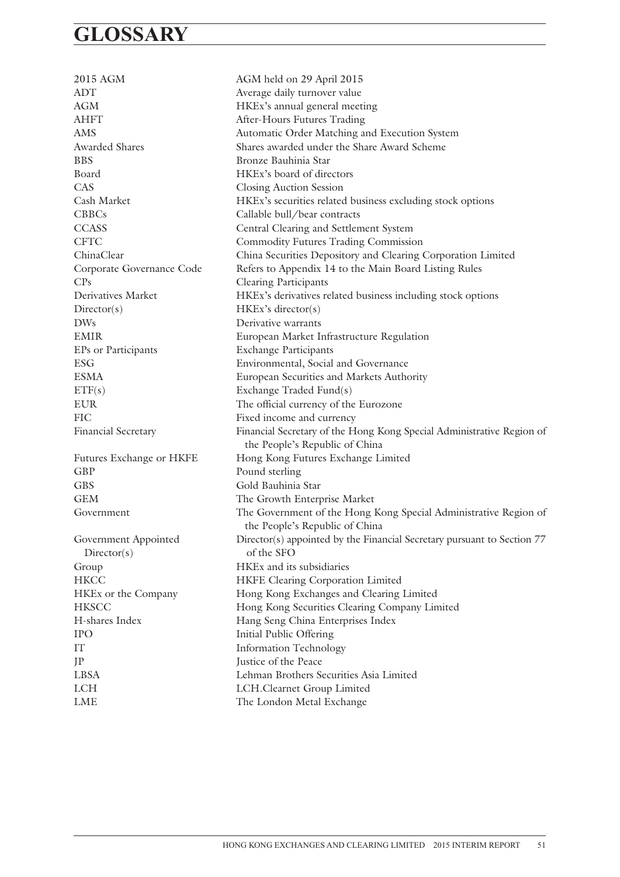# GLOSSARY

| | |
|---|---|
| 2015 AGM | AGM held on 29 April 2015 |
| ADT | Average daily turnover value |
| AGM | HKEx's annual general meeting |
| AHFT | After-Hours Futures Trading |
| AMS | Automatic Order Matching and Execution System |
| Awarded Shares | Shares awarded under the Share Award Scheme |
| BBS | Bronze Bauhinia Star |
| Board | HKEx's board of directors |
| CAS | Closing Auction Session |
| Cash Market | HKEx's securities related business excluding stock options |
| CBBCs | Callable bull/bear contracts |
| CCASS | Central Clearing and Settlement System |
| CFTC | Commodity Futures Trading Commission |
| ChinaClear | China Securities Depository and Clearing Corporation Limited |
| Corporate Governance Code | Refers to Appendix 14 to the Main Board Listing Rules |
| CPs | Clearing Participants |
| Derivatives Market | HKEx's derivatives related business including stock options |
| Director(s) | HKEx's director(s) |
| DWs | Derivative warrants |
| EMIR | European Market Infrastructure Regulation |
| EPs or Participants | Exchange Participants |
| ESG | Environmental, Social and Governance |
| ESMA | European Securities and Markets Authority |
| ETF(s) | Exchange Traded Fund(s) |
| EUR | The official currency of the Eurozone |
| FIC | Fixed income and currency |
| Financial Secretary | Financial Secretary of the Hong Kong Special Administrative Region of the People's Republic of China |
| Futures Exchange or HKFE | Hong Kong Futures Exchange Limited |
| GBP | Pound sterling |
| GBS | Gold Bauhinia Star |
| GEM | The Growth Enterprise Market |
| Government | The Government of the Hong Kong Special Administrative Region of the People's Republic of China |
| Government Appointed Director(s) | Director(s) appointed by the Financial Secretary pursuant to Section 77 of the SFO |
| Group | HKEx and its subsidiaries |
| HKCC | HKFE Clearing Corporation Limited |
| HKEx or the Company | Hong Kong Exchanges and Clearing Limited |
| HKSCC | Hong Kong Securities Clearing Company Limited |
| H-shares Index | Hang Seng China Enterprises Index |
| IPO | Initial Public Offering |
| IT | Information Technology |
| JP | Justice of the Peace |
| LBSA | Lehman Brothers Securities Asia Limited |
| LCH | LCH.Clearnet Group Limited |
| LME | The London Metal Exchange |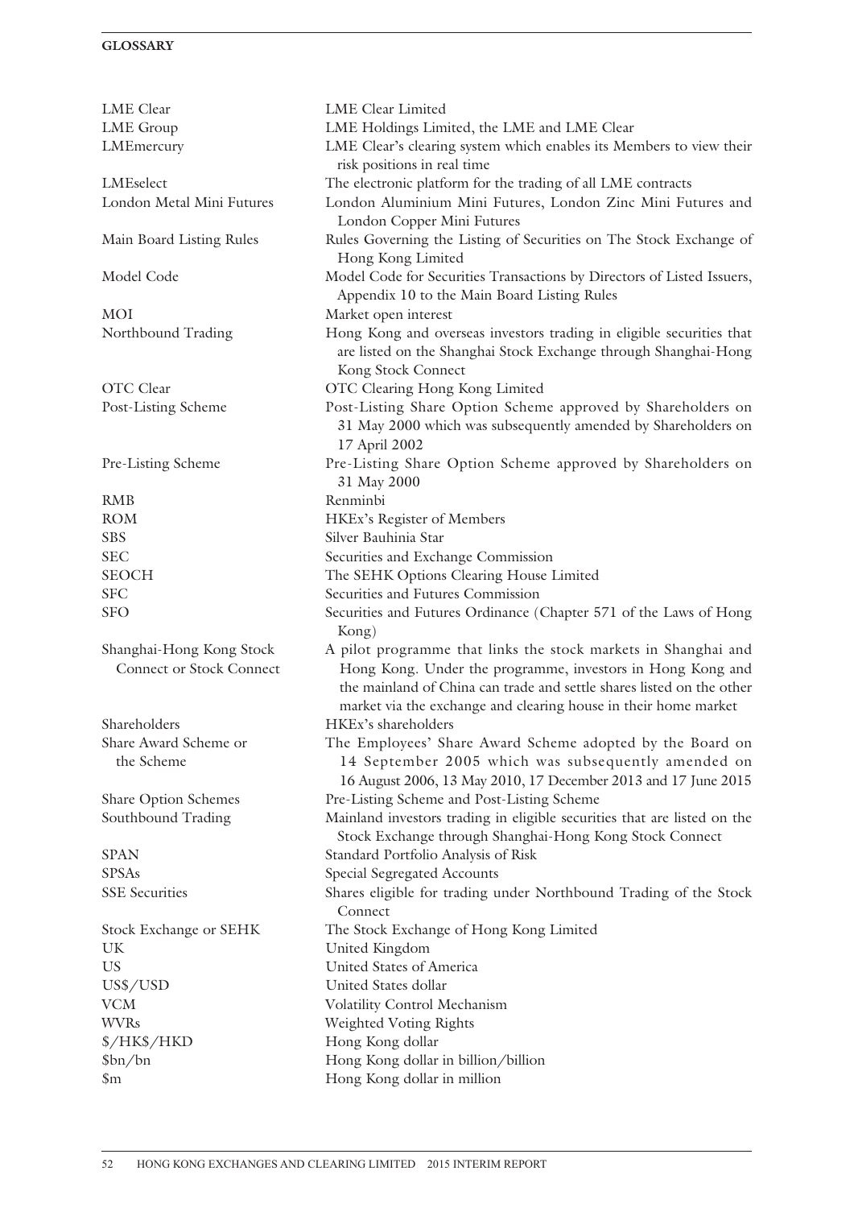| | |
|---|---|
| LME Clear | LME Clear Limited |
| LME Group | LME Holdings Limited, the LME and LME Clear |
| LMEmercury | LME Clear's clearing system which enables its Members to view their risk positions in real time |
| LMEselect | The electronic platform for the trading of all LME contracts |
| London Metal Mini Futures | London Aluminium Mini Futures, London Zinc Mini Futures and London Copper Mini Futures |
| Main Board Listing Rules | Rules Governing the Listing of Securities on The Stock Exchange of Hong Kong Limited |
| Model Code | Model Code for Securities Transactions by Directors of Listed Issuers, Appendix 10 to the Main Board Listing Rules |
| MOI | Market open interest |
| Northbound Trading | Hong Kong and overseas investors trading in eligible securities that are listed on the Shanghai Stock Exchange through Shanghai-Hong Kong Stock Connect |
| OTC Clear | OTC Clearing Hong Kong Limited |
| Post-Listing Scheme | Post-Listing Share Option Scheme approved by Shareholders on 31 May 2000 which was subsequently amended by Shareholders on 17 April 2002 |
| Pre-Listing Scheme | Pre-Listing Share Option Scheme approved by Shareholders on 31 May 2000 |
| RMB | Renminbi |
| ROM | HKEx's Register of Members |
| SBS | Silver Bauhinia Star |
| SEC | Securities and Exchange Commission |
| SEOCH | The SEHK Options Clearing House Limited |
| SFC | Securities and Futures Commission |
| SFO | Securities and Futures Ordinance (Chapter 571 of the Laws of Hong Kong) |
| Shanghai-Hong Kong Stock Connect or Stock Connect | A pilot programme that links the stock markets in Shanghai and Hong Kong. Under the programme, investors in Hong Kong and the mainland of China can trade and settle shares listed on the other market via the exchange and clearing house in their home market |
| Shareholders | HKEx's shareholders |
| Share Award Scheme or the Scheme | The Employees' Share Award Scheme adopted by the Board on 14 September 2005 which was subsequently amended on 16 August 2006, 13 May 2010, 17 December 2013 and 17 June 2015 |
| Share Option Schemes | Pre-Listing Scheme and Post-Listing Scheme |
| Southbound Trading | Mainland investors trading in eligible securities that are listed on the Stock Exchange through Shanghai-Hong Kong Stock Connect |
| SPAN | Standard Portfolio Analysis of Risk |
| SPSAs | Special Segregated Accounts |
| SSE Securities | Shares eligible for trading under Northbound Trading of the Stock Connect |
| Stock Exchange or SEHK | The Stock Exchange of Hong Kong Limited |
| UK | United Kingdom |
| US | United States of America |
| US$/USD | United States dollar |
| VCM | Volatility Control Mechanism |
| WVRs | Weighted Voting Rights |
| $/HK$/HKD | Hong Kong dollar |
| $bn/bn | Hong Kong dollar in billion/billion |
| $m | Hong Kong dollar in million |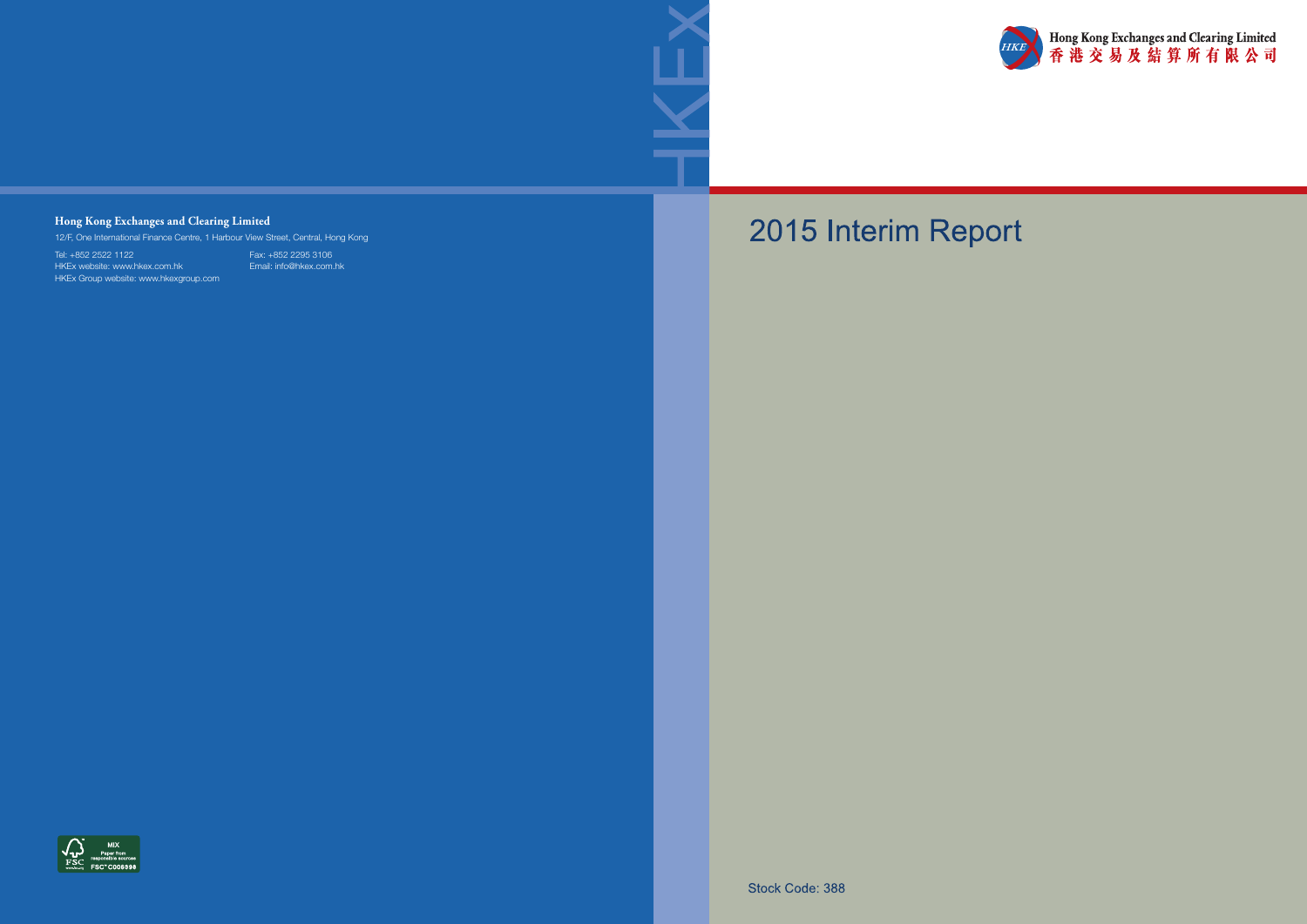# Hong Kong Exchanges and Clearing Limited

12/F, One International Finance Centre, 1 Harbour View Street, Central, Hong Kong

Tel: +852 2522 1122
Fax: +852 2295 3106
HKEx website: www.hkex.com.hk
Email: info@hkex.com.hk
HKEx Group website: www.hkexgroup.com

MIX
Paper from responsible sources
FSC® C008398

HKEX

Hong Kong Exchanges and Clearing Limited
香港交易及結算所有限公司

# 2015 Interim Report

Stock Code: 388